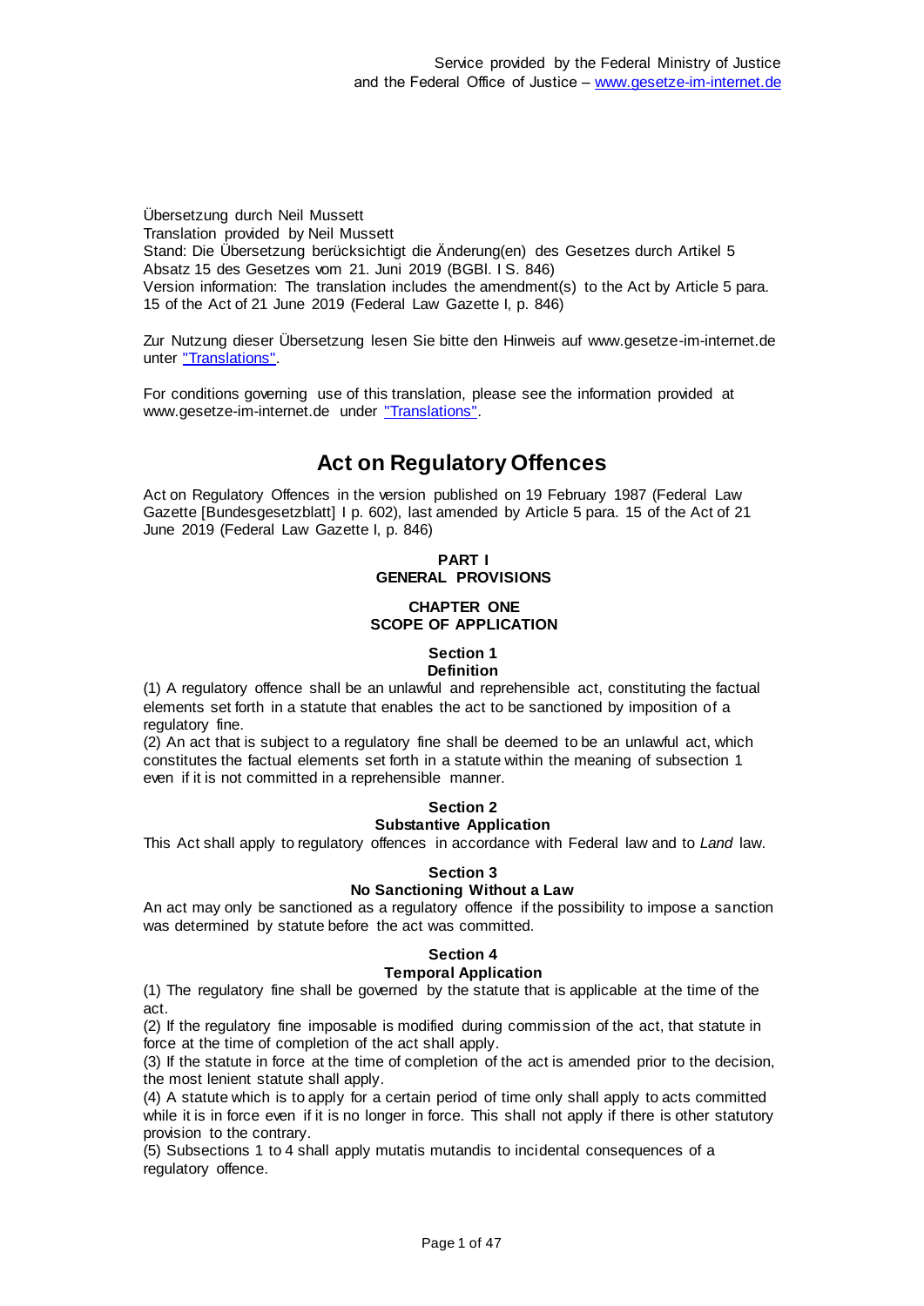Service provided by the Federal Ministry of Justice
and the Federal Office of Justice – www.gesetze-im-internet.de

Übersetzung durch Neil Mussett
Translation provided by Neil Mussett
Stand: Die Übersetzung berücksichtigt die Änderung(en) des Gesetzes durch Artikel 5 Absatz 15 des Gesetzes vom 21. Juni 2019 (BGBl. I S. 846)
Version information: The translation includes the amendment(s) to the Act by Article 5 para. 15 of the Act of 21 June 2019 (Federal Law Gazette I, p. 846)

Zur Nutzung dieser Übersetzung lesen Sie bitte den Hinweis auf www.gesetze-im-internet.de unter "Translations".

For conditions governing use of this translation, please see the information provided at www.gesetze-im-internet.de under "Translations".

# Act on Regulatory Offences

Act on Regulatory Offences in the version published on 19 February 1987 (Federal Law Gazette [Bundesgesetzblatt] I p. 602), last amended by Article 5 para. 15 of the Act of 21 June 2019 (Federal Law Gazette I, p. 846)

## PART I
## GENERAL PROVISIONS

### CHAPTER ONE
### SCOPE OF APPLICATION

#### Section 1
#### Definition

(1) A regulatory offence shall be an unlawful and reprehensible act, constituting the factual elements set forth in a statute that enables the act to be sanctioned by imposition of a regulatory fine.
(2) An act that is subject to a regulatory fine shall be deemed to be an unlawful act, which constitutes the factual elements set forth in a statute within the meaning of subsection 1 even if it is not committed in a reprehensible manner.

#### Section 2
#### Substantive Application

This Act shall apply to regulatory offences in accordance with Federal law and to *Land* law.

#### Section 3
#### No Sanctioning Without a Law

An act may only be sanctioned as a regulatory offence if the possibility to impose a sanction was determined by statute before the act was committed.

#### Section 4
#### Temporal Application

(1) The regulatory fine shall be governed by the statute that is applicable at the time of the act.
(2) If the regulatory fine imposable is modified during commission of the act, that statute in force at the time of completion of the act shall apply.
(3) If the statute in force at the time of completion of the act is amended prior to the decision, the most lenient statute shall apply.
(4) A statute which is to apply for a certain period of time only shall apply to acts committed while it is in force even if it is no longer in force. This shall not apply if there is other statutory provision to the contrary.
(5) Subsections 1 to 4 shall apply mutatis mutandis to incidental consequences of a regulatory offence.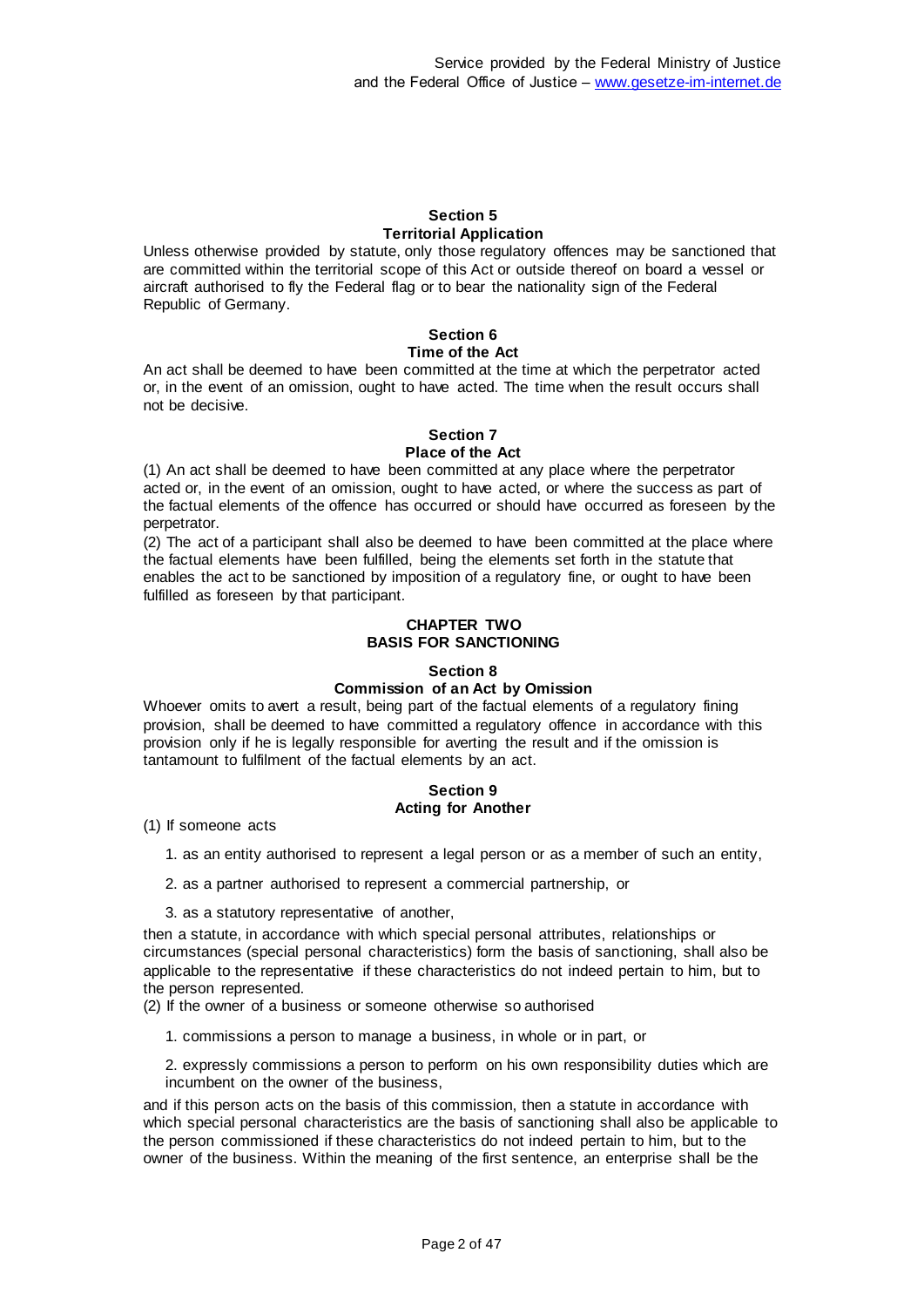### Section 5
### Territorial Application

Unless otherwise provided by statute, only those regulatory offences may be sanctioned that are committed within the territorial scope of this Act or outside thereof on board a vessel or aircraft authorised to fly the Federal flag or to bear the nationality sign of the Federal Republic of Germany.

### Section 6
### Time of the Act

An act shall be deemed to have been committed at the time at which the perpetrator acted or, in the event of an omission, ought to have acted. The time when the result occurs shall not be decisive.

### Section 7
### Place of the Act

(1) An act shall be deemed to have been committed at any place where the perpetrator acted or, in the event of an omission, ought to have acted, or where the success as part of the factual elements of the offence has occurred or should have occurred as foreseen by the perpetrator.

(2) The act of a participant shall also be deemed to have been committed at the place where the factual elements have been fulfilled, being the elements set forth in the statute that enables the act to be sanctioned by imposition of a regulatory fine, or ought to have been fulfilled as foreseen by that participant.

## CHAPTER TWO
## BASIS FOR SANCTIONING

### Section 8
### Commission of an Act by Omission

Whoever omits to avert a result, being part of the factual elements of a regulatory fining provision, shall be deemed to have committed a regulatory offence in accordance with this provision only if he is legally responsible for averting the result and if the omission is tantamount to fulfilment of the factual elements by an act.

### Section 9
### Acting for Another

(1) If someone acts

1. as an entity authorised to represent a legal person or as a member of such an entity,
2. as a partner authorised to represent a commercial partnership, or
3. as a statutory representative of another,

then a statute, in accordance with which special personal attributes, relationships or circumstances (special personal characteristics) form the basis of sanctioning, shall also be applicable to the representative if these characteristics do not indeed pertain to him, but to the person represented.

(2) If the owner of a business or someone otherwise so authorised

1. commissions a person to manage a business, in whole or in part, or
2. expressly commissions a person to perform on his own responsibility duties which are incumbent on the owner of the business,

and if this person acts on the basis of this commission, then a statute in accordance with which special personal characteristics are the basis of sanctioning shall also be applicable to the person commissioned if these characteristics do not indeed pertain to him, but to the owner of the business. Within the meaning of the first sentence, an enterprise shall be the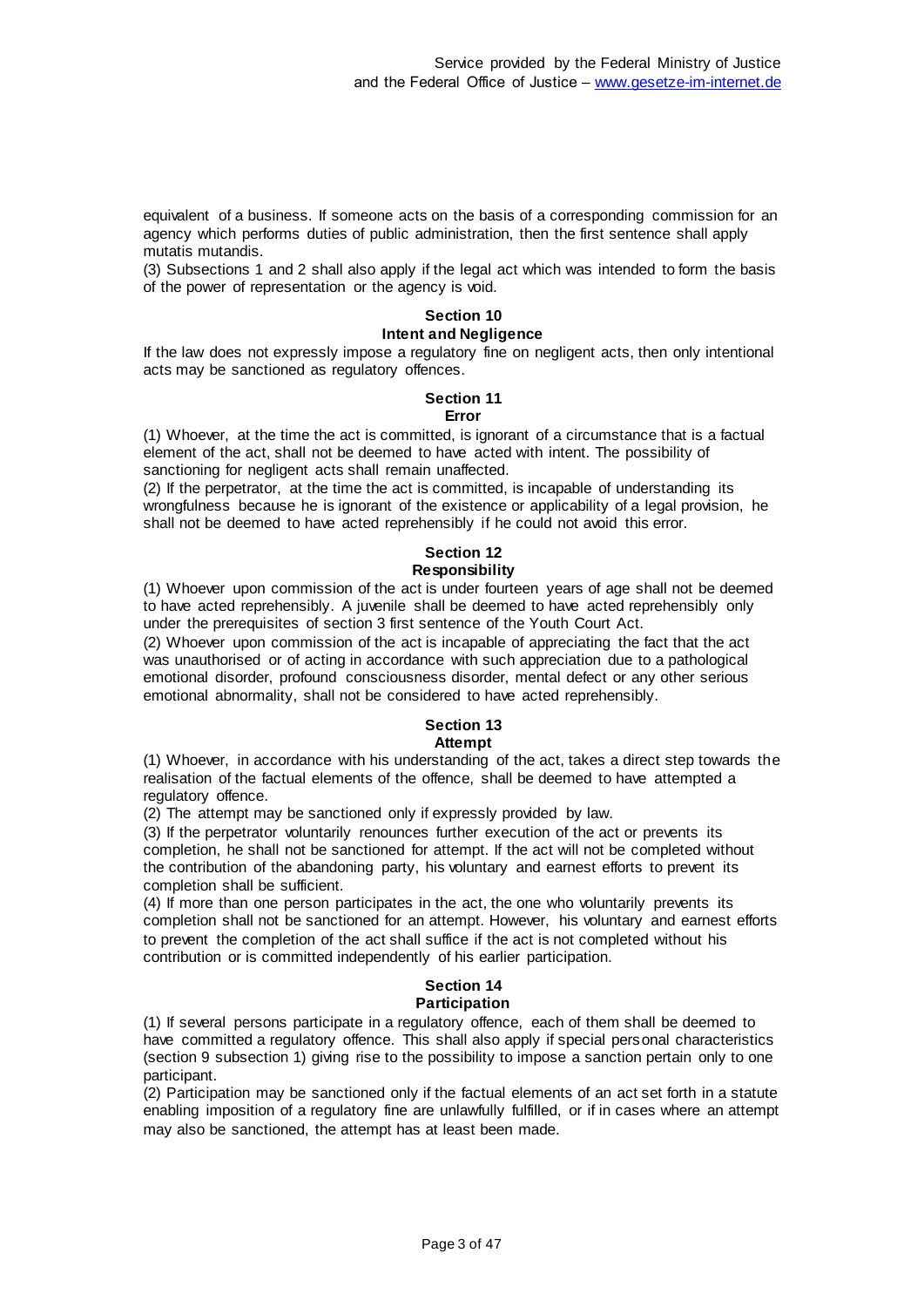equivalent of a business. If someone acts on the basis of a corresponding commission for an agency which performs duties of public administration, then the first sentence shall apply mutatis mutandis.

(3) Subsections 1 and 2 shall also apply if the legal act which was intended to form the basis of the power of representation or the agency is void.

### Section 10
### Intent and Negligence

If the law does not expressly impose a regulatory fine on negligent acts, then only intentional acts may be sanctioned as regulatory offences.

### Section 11
### Error

(1) Whoever, at the time the act is committed, is ignorant of a circumstance that is a factual element of the act, shall not be deemed to have acted with intent. The possibility of sanctioning for negligent acts shall remain unaffected.

(2) If the perpetrator, at the time the act is committed, is incapable of understanding its wrongfulness because he is ignorant of the existence or applicability of a legal provision, he shall not be deemed to have acted reprehensibly if he could not avoid this error.

### Section 12
### Responsibility

(1) Whoever upon commission of the act is under fourteen years of age shall not be deemed to have acted reprehensibly. A juvenile shall be deemed to have acted reprehensibly only under the prerequisites of section 3 first sentence of the Youth Court Act.

(2) Whoever upon commission of the act is incapable of appreciating the fact that the act was unauthorised or of acting in accordance with such appreciation due to a pathological emotional disorder, profound consciousness disorder, mental defect or any other serious emotional abnormality, shall not be considered to have acted reprehensibly.

### Section 13
### Attempt

(1) Whoever, in accordance with his understanding of the act, takes a direct step towards the realisation of the factual elements of the offence, shall be deemed to have attempted a regulatory offence.

(2) The attempt may be sanctioned only if expressly provided by law.

(3) If the perpetrator voluntarily renounces further execution of the act or prevents its completion, he shall not be sanctioned for attempt. If the act will not be completed without the contribution of the abandoning party, his voluntary and earnest efforts to prevent its completion shall be sufficient.

(4) If more than one person participates in the act, the one who voluntarily prevents its completion shall not be sanctioned for an attempt. However, his voluntary and earnest efforts to prevent the completion of the act shall suffice if the act is not completed without his contribution or is committed independently of his earlier participation.

### Section 14
### Participation

(1) If several persons participate in a regulatory offence, each of them shall be deemed to have committed a regulatory offence. This shall also apply if special personal characteristics (section 9 subsection 1) giving rise to the possibility to impose a sanction pertain only to one participant.

(2) Participation may be sanctioned only if the factual elements of an act set forth in a statute enabling imposition of a regulatory fine are unlawfully fulfilled, or if in cases where an attempt may also be sanctioned, the attempt has at least been made.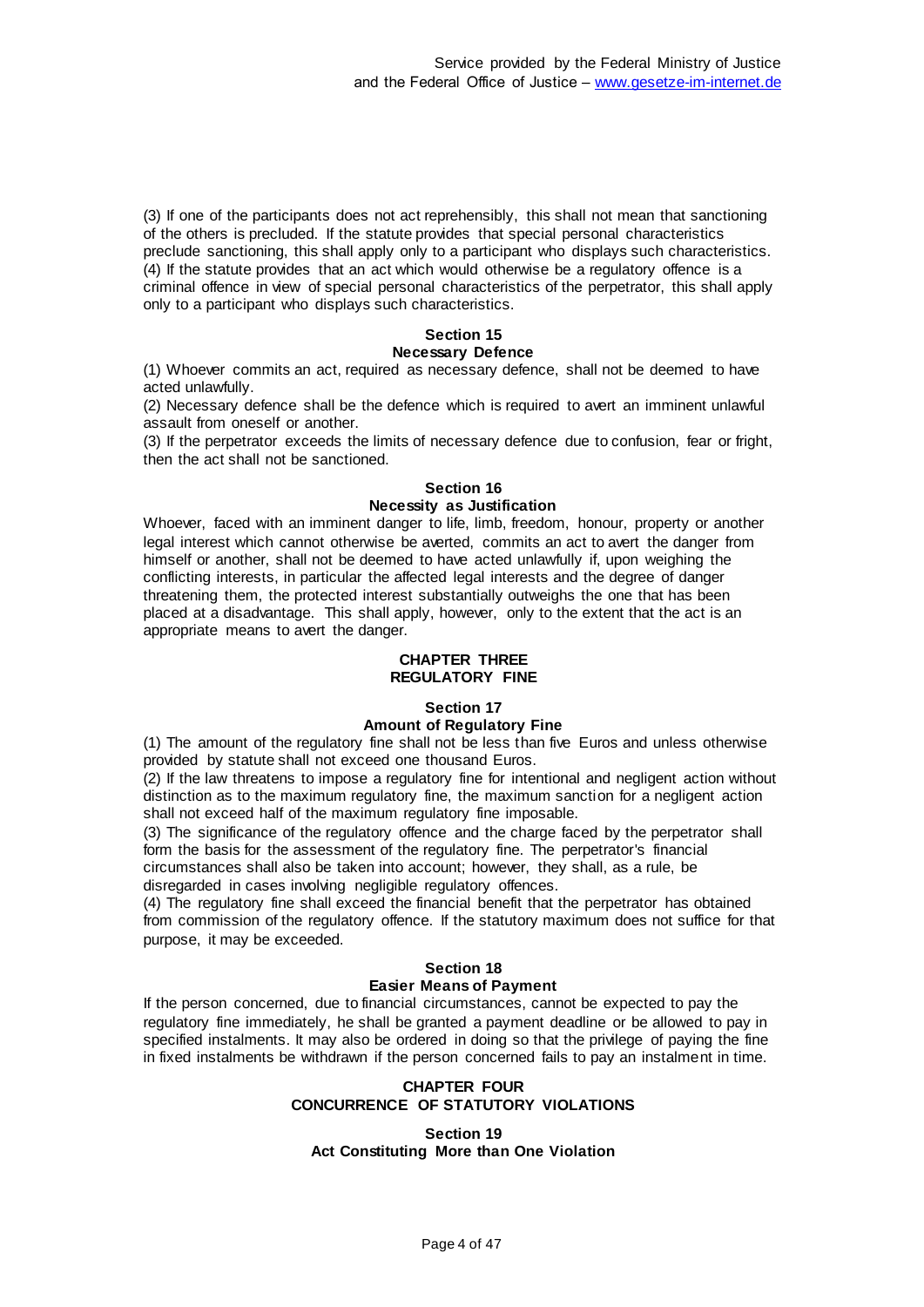(3) If one of the participants does not act reprehensibly, this shall not mean that sanctioning of the others is precluded. If the statute provides that special personal characteristics preclude sanctioning, this shall apply only to a participant who displays such characteristics.
(4) If the statute provides that an act which would otherwise be a regulatory offence is a criminal offence in view of special personal characteristics of the perpetrator, this shall apply only to a participant who displays such characteristics.

### Section 15
### Necessary Defence

(1) Whoever commits an act, required as necessary defence, shall not be deemed to have acted unlawfully.
(2) Necessary defence shall be the defence which is required to avert an imminent unlawful assault from oneself or another.
(3) If the perpetrator exceeds the limits of necessary defence due to confusion, fear or fright, then the act shall not be sanctioned.

### Section 16
### Necessity as Justification

Whoever, faced with an imminent danger to life, limb, freedom, honour, property or another legal interest which cannot otherwise be averted, commits an act to avert the danger from himself or another, shall not be deemed to have acted unlawfully if, upon weighing the conflicting interests, in particular the affected legal interests and the degree of danger threatening them, the protected interest substantially outweighs the one that has been placed at a disadvantage. This shall apply, however, only to the extent that the act is an appropriate means to avert the danger.

## CHAPTER THREE
## REGULATORY FINE

### Section 17
### Amount of Regulatory Fine

(1) The amount of the regulatory fine shall not be less than five Euros and unless otherwise provided by statute shall not exceed one thousand Euros.
(2) If the law threatens to impose a regulatory fine for intentional and negligent action without distinction as to the maximum regulatory fine, the maximum sanction for a negligent action shall not exceed half of the maximum regulatory fine imposable.
(3) The significance of the regulatory offence and the charge faced by the perpetrator shall form the basis for the assessment of the regulatory fine. The perpetrator's financial circumstances shall also be taken into account; however, they shall, as a rule, be disregarded in cases involving negligible regulatory offences.
(4) The regulatory fine shall exceed the financial benefit that the perpetrator has obtained from commission of the regulatory offence. If the statutory maximum does not suffice for that purpose, it may be exceeded.

### Section 18
### Easier Means of Payment

If the person concerned, due to financial circumstances, cannot be expected to pay the regulatory fine immediately, he shall be granted a payment deadline or be allowed to pay in specified instalments. It may also be ordered in doing so that the privilege of paying the fine in fixed instalments be withdrawn if the person concerned fails to pay an instalment in time.

## CHAPTER FOUR
## CONCURRENCE OF STATUTORY VIOLATIONS

### Section 19
### Act Constituting More than One Violation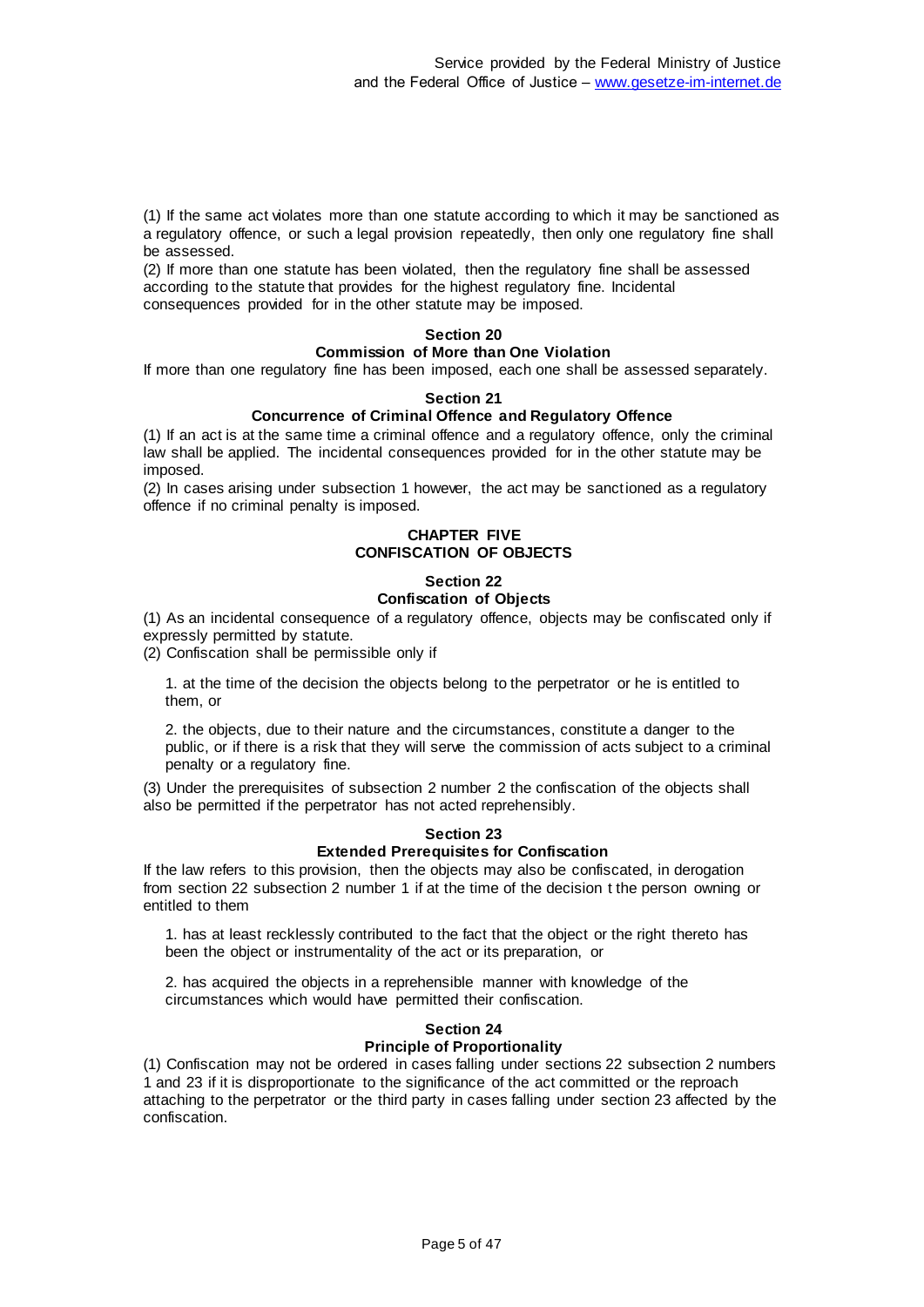(1) If the same act violates more than one statute according to which it may be sanctioned as a regulatory offence, or such a legal provision repeatedly, then only one regulatory fine shall be assessed.
(2) If more than one statute has been violated, then the regulatory fine shall be assessed according to the statute that provides for the highest regulatory fine. Incidental consequences provided for in the other statute may be imposed.

### Section 20
### Commission of More than One Violation

If more than one regulatory fine has been imposed, each one shall be assessed separately.

### Section 21
### Concurrence of Criminal Offence and Regulatory Offence

(1) If an act is at the same time a criminal offence and a regulatory offence, only the criminal law shall be applied. The incidental consequences provided for in the other statute may be imposed.
(2) In cases arising under subsection 1 however, the act may be sanctioned as a regulatory offence if no criminal penalty is imposed.

## CHAPTER FIVE
## CONFISCATION OF OBJECTS

### Section 22
### Confiscation of Objects

(1) As an incidental consequence of a regulatory offence, objects may be confiscated only if expressly permitted by statute.
(2) Confiscation shall be permissible only if

1. at the time of the decision the objects belong to the perpetrator or he is entitled to them, or

2. the objects, due to their nature and the circumstances, constitute a danger to the public, or if there is a risk that they will serve the commission of acts subject to a criminal penalty or a regulatory fine.

(3) Under the prerequisites of subsection 2 number 2 the confiscation of the objects shall also be permitted if the perpetrator has not acted reprehensibly.

### Section 23
### Extended Prerequisites for Confiscation

If the law refers to this provision, then the objects may also be confiscated, in derogation from section 22 subsection 2 number 1 if at the time of the decision t the person owning or entitled to them

1. has at least recklessly contributed to the fact that the object or the right thereto has been the object or instrumentality of the act or its preparation, or

2. has acquired the objects in a reprehensible manner with knowledge of the circumstances which would have permitted their confiscation.

### Section 24
### Principle of Proportionality

(1) Confiscation may not be ordered in cases falling under sections 22 subsection 2 numbers 1 and 23 if it is disproportionate to the significance of the act committed or the reproach attaching to the perpetrator or the third party in cases falling under section 23 affected by the confiscation.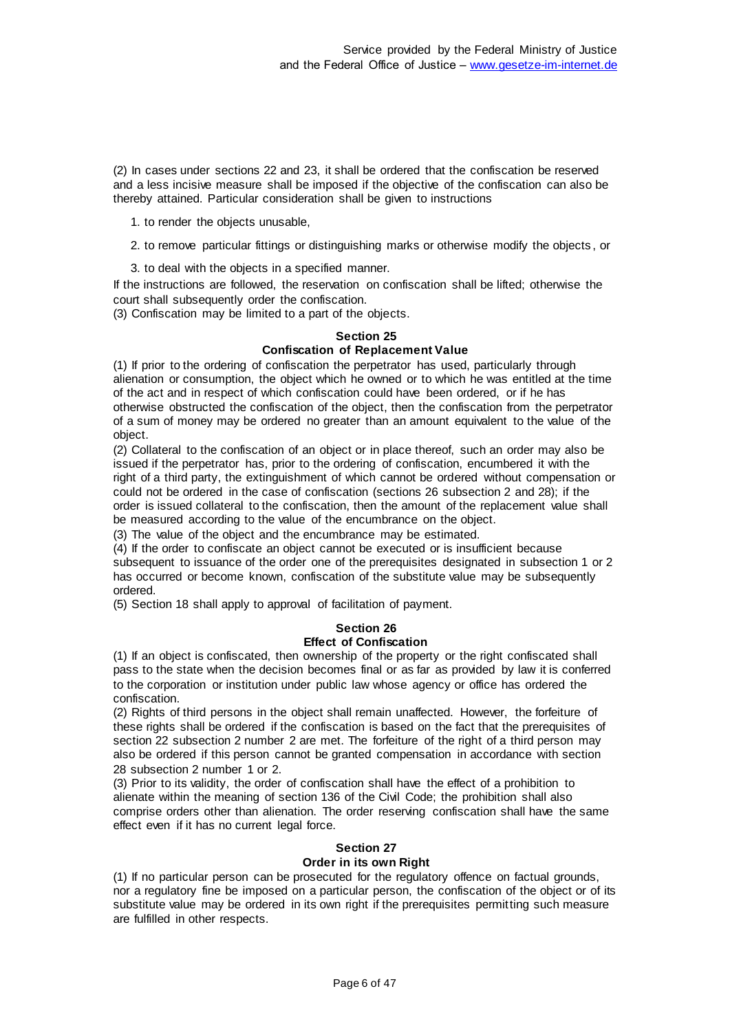(2) In cases under sections 22 and 23, it shall be ordered that the confiscation be reserved and a less incisive measure shall be imposed if the objective of the confiscation can also be thereby attained. Particular consideration shall be given to instructions

1. to render the objects unusable,

2. to remove particular fittings or distinguishing marks or otherwise modify the objects, or

3. to deal with the objects in a specified manner.

If the instructions are followed, the reservation on confiscation shall be lifted; otherwise the court shall subsequently order the confiscation.

(3) Confiscation may be limited to a part of the objects.

#### Section 25
#### Confiscation of Replacement Value

(1) If prior to the ordering of confiscation the perpetrator has used, particularly through alienation or consumption, the object which he owned or to which he was entitled at the time of the act and in respect of which confiscation could have been ordered, or if he has otherwise obstructed the confiscation of the object, then the confiscation from the perpetrator of a sum of money may be ordered no greater than an amount equivalent to the value of the object.

(2) Collateral to the confiscation of an object or in place thereof, such an order may also be issued if the perpetrator has, prior to the ordering of confiscation, encumbered it with the right of a third party, the extinguishment of which cannot be ordered without compensation or could not be ordered in the case of confiscation (sections 26 subsection 2 and 28); if the order is issued collateral to the confiscation, then the amount of the replacement value shall be measured according to the value of the encumbrance on the object.

(3) The value of the object and the encumbrance may be estimated.

(4) If the order to confiscate an object cannot be executed or is insufficient because subsequent to issuance of the order one of the prerequisites designated in subsection 1 or 2 has occurred or become known, confiscation of the substitute value may be subsequently ordered.

(5) Section 18 shall apply to approval of facilitation of payment.

#### Section 26
#### Effect of Confiscation

(1) If an object is confiscated, then ownership of the property or the right confiscated shall pass to the state when the decision becomes final or as far as provided by law it is conferred to the corporation or institution under public law whose agency or office has ordered the confiscation.

(2) Rights of third persons in the object shall remain unaffected. However, the forfeiture of these rights shall be ordered if the confiscation is based on the fact that the prerequisites of section 22 subsection 2 number 2 are met. The forfeiture of the right of a third person may also be ordered if this person cannot be granted compensation in accordance with section 28 subsection 2 number 1 or 2.

(3) Prior to its validity, the order of confiscation shall have the effect of a prohibition to alienate within the meaning of section 136 of the Civil Code; the prohibition shall also comprise orders other than alienation. The order reserving confiscation shall have the same effect even if it has no current legal force.

#### Section 27
#### Order in its own Right

(1) If no particular person can be prosecuted for the regulatory offence on factual grounds, nor a regulatory fine be imposed on a particular person, the confiscation of the object or of its substitute value may be ordered in its own right if the prerequisites permitting such measure are fulfilled in other respects.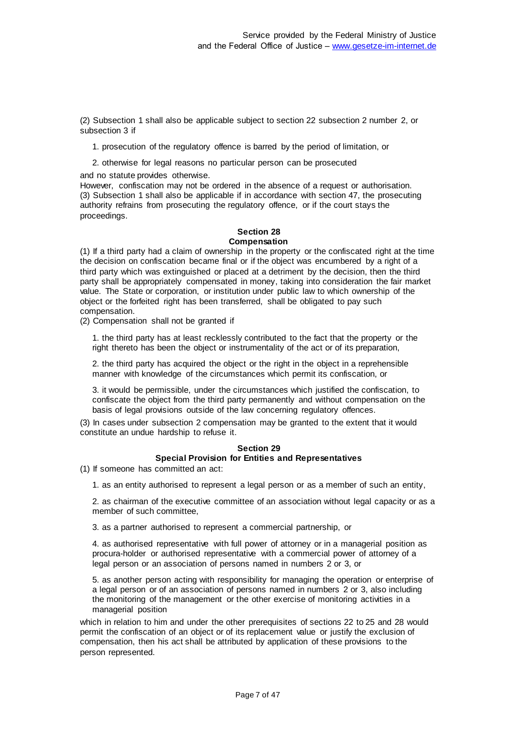(2) Subsection 1 shall also be applicable subject to section 22 subsection 2 number 2, or subsection 3 if

1. prosecution of the regulatory offence is barred by the period of limitation, or

2. otherwise for legal reasons no particular person can be prosecuted

and no statute provides otherwise.
However, confiscation may not be ordered in the absence of a request or authorisation.
(3) Subsection 1 shall also be applicable if in accordance with section 47, the prosecuting authority refrains from prosecuting the regulatory offence, or if the court stays the proceedings.

### Section 28
### Compensation

(1) If a third party had a claim of ownership in the property or the confiscated right at the time the decision on confiscation became final or if the object was encumbered by a right of a third party which was extinguished or placed at a detriment by the decision, then the third party shall be appropriately compensated in money, taking into consideration the fair market value. The State or corporation, or institution under public law to which ownership of the object or the forfeited right has been transferred, shall be obligated to pay such compensation.
(2) Compensation shall not be granted if

1. the third party has at least recklessly contributed to the fact that the property or the right thereto has been the object or instrumentality of the act or of its preparation,

2. the third party has acquired the object or the right in the object in a reprehensible manner with knowledge of the circumstances which permit its confiscation, or

3. it would be permissible, under the circumstances which justified the confiscation, to confiscate the object from the third party permanently and without compensation on the basis of legal provisions outside of the law concerning regulatory offences.

(3) In cases under subsection 2 compensation may be granted to the extent that it would constitute an undue hardship to refuse it.

### Section 29
### Special Provision for Entities and Representatives

(1) If someone has committed an act:

1. as an entity authorised to represent a legal person or as a member of such an entity,

2. as chairman of the executive committee of an association without legal capacity or as a member of such committee,

3. as a partner authorised to represent a commercial partnership, or

4. as authorised representative with full power of attorney or in a managerial position as procura-holder or authorised representative with a commercial power of attorney of a legal person or an association of persons named in numbers 2 or 3, or

5. as another person acting with responsibility for managing the operation or enterprise of a legal person or of an association of persons named in numbers 2 or 3, also including the monitoring of the management or the other exercise of monitoring activities in a managerial position

which in relation to him and under the other prerequisites of sections 22 to 25 and 28 would permit the confiscation of an object or of its replacement value or justify the exclusion of compensation, then his act shall be attributed by application of these provisions to the person represented.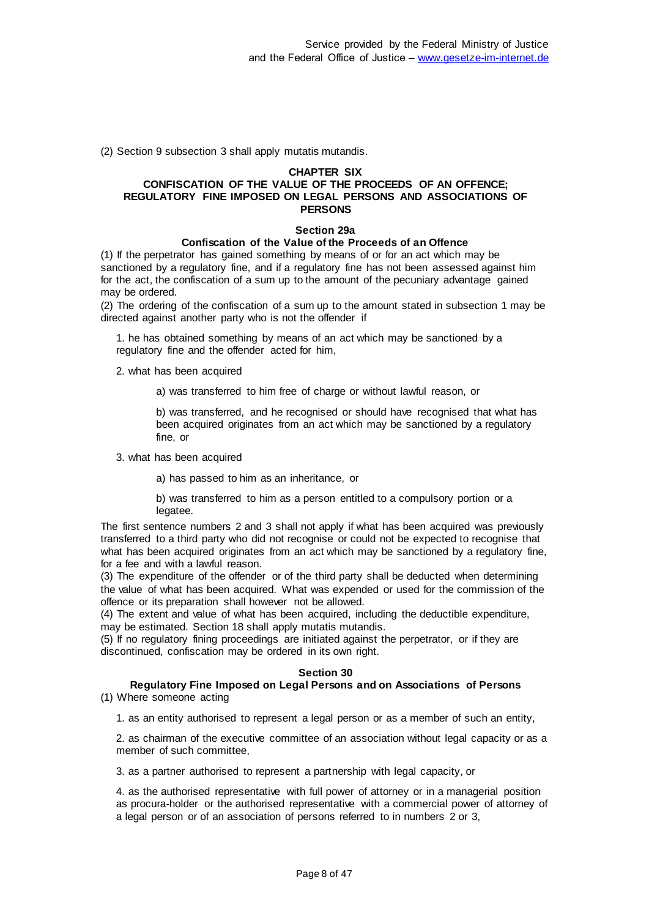(2) Section 9 subsection 3 shall apply mutatis mutandis.

## CHAPTER SIX
## CONFISCATION OF THE VALUE OF THE PROCEEDS OF AN OFFENCE; REGULATORY FINE IMPOSED ON LEGAL PERSONS AND ASSOCIATIONS OF PERSONS

### Section 29a
### Confiscation of the Value of the Proceeds of an Offence

(1) If the perpetrator has gained something by means of or for an act which may be sanctioned by a regulatory fine, and if a regulatory fine has not been assessed against him for the act, the confiscation of a sum up to the amount of the pecuniary advantage gained may be ordered.

(2) The ordering of the confiscation of a sum up to the amount stated in subsection 1 may be directed against another party who is not the offender if

1. he has obtained something by means of an act which may be sanctioned by a regulatory fine and the offender acted for him,

2. what has been acquired

   a) was transferred to him free of charge or without lawful reason, or

   b) was transferred, and he recognised or should have recognised that what has been acquired originates from an act which may be sanctioned by a regulatory fine, or

3. what has been acquired

   a) has passed to him as an inheritance, or

   b) was transferred to him as a person entitled to a compulsory portion or a legatee.

The first sentence numbers 2 and 3 shall not apply if what has been acquired was previously transferred to a third party who did not recognise or could not be expected to recognise that what has been acquired originates from an act which may be sanctioned by a regulatory fine, for a fee and with a lawful reason.

(3) The expenditure of the offender or of the third party shall be deducted when determining the value of what has been acquired. What was expended or used for the commission of the offence or its preparation shall however not be allowed.

(4) The extent and value of what has been acquired, including the deductible expenditure, may be estimated. Section 18 shall apply mutatis mutandis.

(5) If no regulatory fining proceedings are initiated against the perpetrator, or if they are discontinued, confiscation may be ordered in its own right.

### Section 30
### Regulatory Fine Imposed on Legal Persons and on Associations of Persons

(1) Where someone acting

1. as an entity authorised to represent a legal person or as a member of such an entity,

2. as chairman of the executive committee of an association without legal capacity or as a member of such committee,

3. as a partner authorised to represent a partnership with legal capacity, or

4. as the authorised representative with full power of attorney or in a managerial position as procura-holder or the authorised representative with a commercial power of attorney of a legal person or of an association of persons referred to in numbers 2 or 3,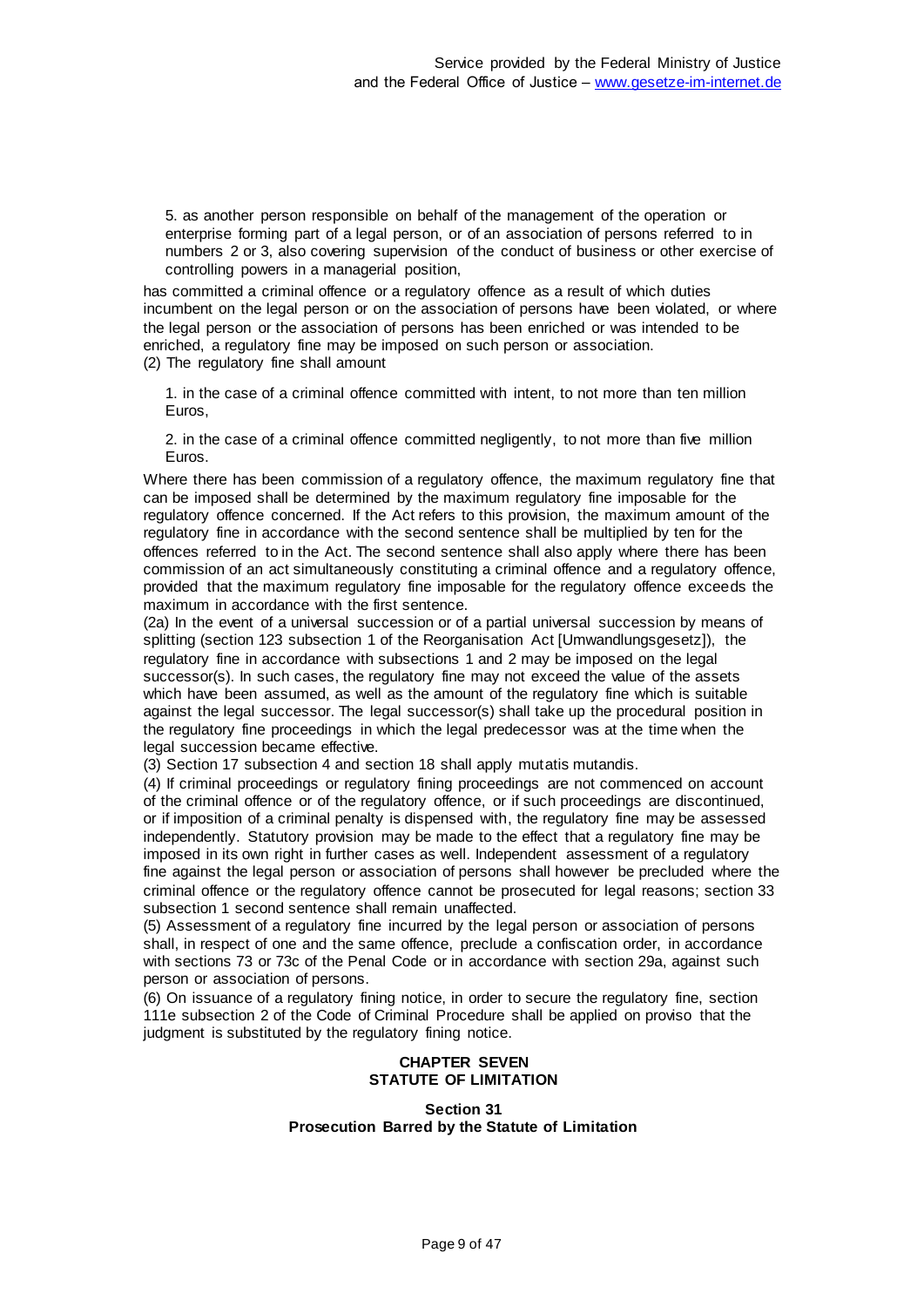5. as another person responsible on behalf of the management of the operation or enterprise forming part of a legal person, or of an association of persons referred to in numbers 2 or 3, also covering supervision of the conduct of business or other exercise of controlling powers in a managerial position,

has committed a criminal offence or a regulatory offence as a result of which duties incumbent on the legal person or on the association of persons have been violated, or where the legal person or the association of persons has been enriched or was intended to be enriched, a regulatory fine may be imposed on such person or association.

(2) The regulatory fine shall amount

1. in the case of a criminal offence committed with intent, to not more than ten million Euros,

2. in the case of a criminal offence committed negligently, to not more than five million Euros.

Where there has been commission of a regulatory offence, the maximum regulatory fine that can be imposed shall be determined by the maximum regulatory fine imposable for the regulatory offence concerned. If the Act refers to this provision, the maximum amount of the regulatory fine in accordance with the second sentence shall be multiplied by ten for the offences referred to in the Act. The second sentence shall also apply where there has been commission of an act simultaneously constituting a criminal offence and a regulatory offence, provided that the maximum regulatory fine imposable for the regulatory offence exceeds the maximum in accordance with the first sentence.

(2a) In the event of a universal succession or of a partial universal succession by means of splitting (section 123 subsection 1 of the Reorganisation Act [Umwandlungsgesetz]), the regulatory fine in accordance with subsections 1 and 2 may be imposed on the legal successor(s). In such cases, the regulatory fine may not exceed the value of the assets which have been assumed, as well as the amount of the regulatory fine which is suitable against the legal successor. The legal successor(s) shall take up the procedural position in the regulatory fine proceedings in which the legal predecessor was at the time when the legal succession became effective.

(3) Section 17 subsection 4 and section 18 shall apply mutatis mutandis.

(4) If criminal proceedings or regulatory fining proceedings are not commenced on account of the criminal offence or of the regulatory offence, or if such proceedings are discontinued, or if imposition of a criminal penalty is dispensed with, the regulatory fine may be assessed independently. Statutory provision may be made to the effect that a regulatory fine may be imposed in its own right in further cases as well. Independent assessment of a regulatory fine against the legal person or association of persons shall however be precluded where the criminal offence or the regulatory offence cannot be prosecuted for legal reasons; section 33 subsection 1 second sentence shall remain unaffected.

(5) Assessment of a regulatory fine incurred by the legal person or association of persons shall, in respect of one and the same offence, preclude a confiscation order, in accordance with sections 73 or 73c of the Penal Code or in accordance with section 29a, against such person or association of persons.

(6) On issuance of a regulatory fining notice, in order to secure the regulatory fine, section 111e subsection 2 of the Code of Criminal Procedure shall be applied on proviso that the judgment is substituted by the regulatory fining notice.

## CHAPTER SEVEN
## STATUTE OF LIMITATION

### Section 31
### Prosecution Barred by the Statute of Limitation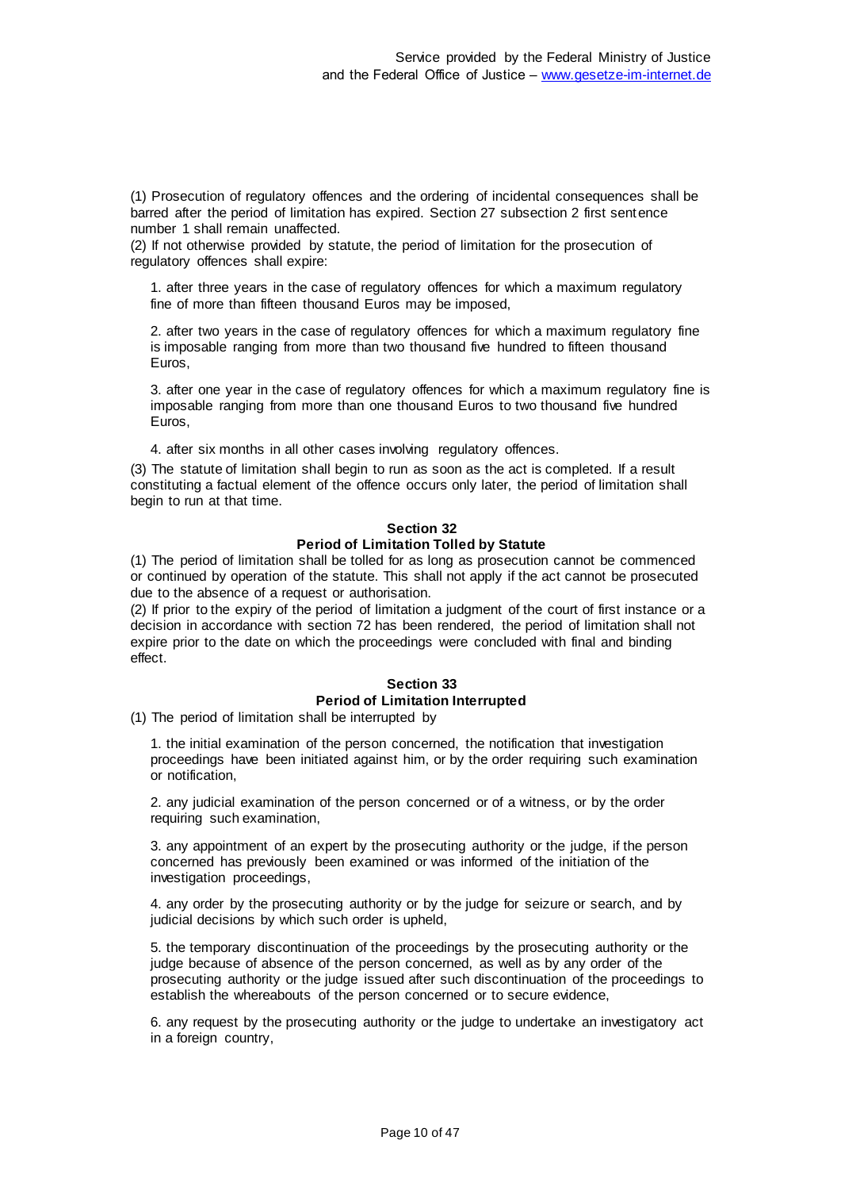(1) Prosecution of regulatory offences and the ordering of incidental consequences shall be barred after the period of limitation has expired. Section 27 subsection 2 first sentence number 1 shall remain unaffected.

(2) If not otherwise provided by statute, the period of limitation for the prosecution of regulatory offences shall expire:

1. after three years in the case of regulatory offences for which a maximum regulatory fine of more than fifteen thousand Euros may be imposed,

2. after two years in the case of regulatory offences for which a maximum regulatory fine is imposable ranging from more than two thousand five hundred to fifteen thousand Euros,

3. after one year in the case of regulatory offences for which a maximum regulatory fine is imposable ranging from more than one thousand Euros to two thousand five hundred Euros,

4. after six months in all other cases involving regulatory offences.

(3) The statute of limitation shall begin to run as soon as the act is completed. If a result constituting a factual element of the offence occurs only later, the period of limitation shall begin to run at that time.

### Section 32
### Period of Limitation Tolled by Statute

(1) The period of limitation shall be tolled for as long as prosecution cannot be commenced or continued by operation of the statute. This shall not apply if the act cannot be prosecuted due to the absence of a request or authorisation.

(2) If prior to the expiry of the period of limitation a judgment of the court of first instance or a decision in accordance with section 72 has been rendered, the period of limitation shall not expire prior to the date on which the proceedings were concluded with final and binding effect.

### Section 33
### Period of Limitation Interrupted

(1) The period of limitation shall be interrupted by

1. the initial examination of the person concerned, the notification that investigation proceedings have been initiated against him, or by the order requiring such examination or notification,

2. any judicial examination of the person concerned or of a witness, or by the order requiring such examination,

3. any appointment of an expert by the prosecuting authority or the judge, if the person concerned has previously been examined or was informed of the initiation of the investigation proceedings,

4. any order by the prosecuting authority or by the judge for seizure or search, and by judicial decisions by which such order is upheld,

5. the temporary discontinuation of the proceedings by the prosecuting authority or the judge because of absence of the person concerned, as well as by any order of the prosecuting authority or the judge issued after such discontinuation of the proceedings to establish the whereabouts of the person concerned or to secure evidence,

6. any request by the prosecuting authority or the judge to undertake an investigatory act in a foreign country,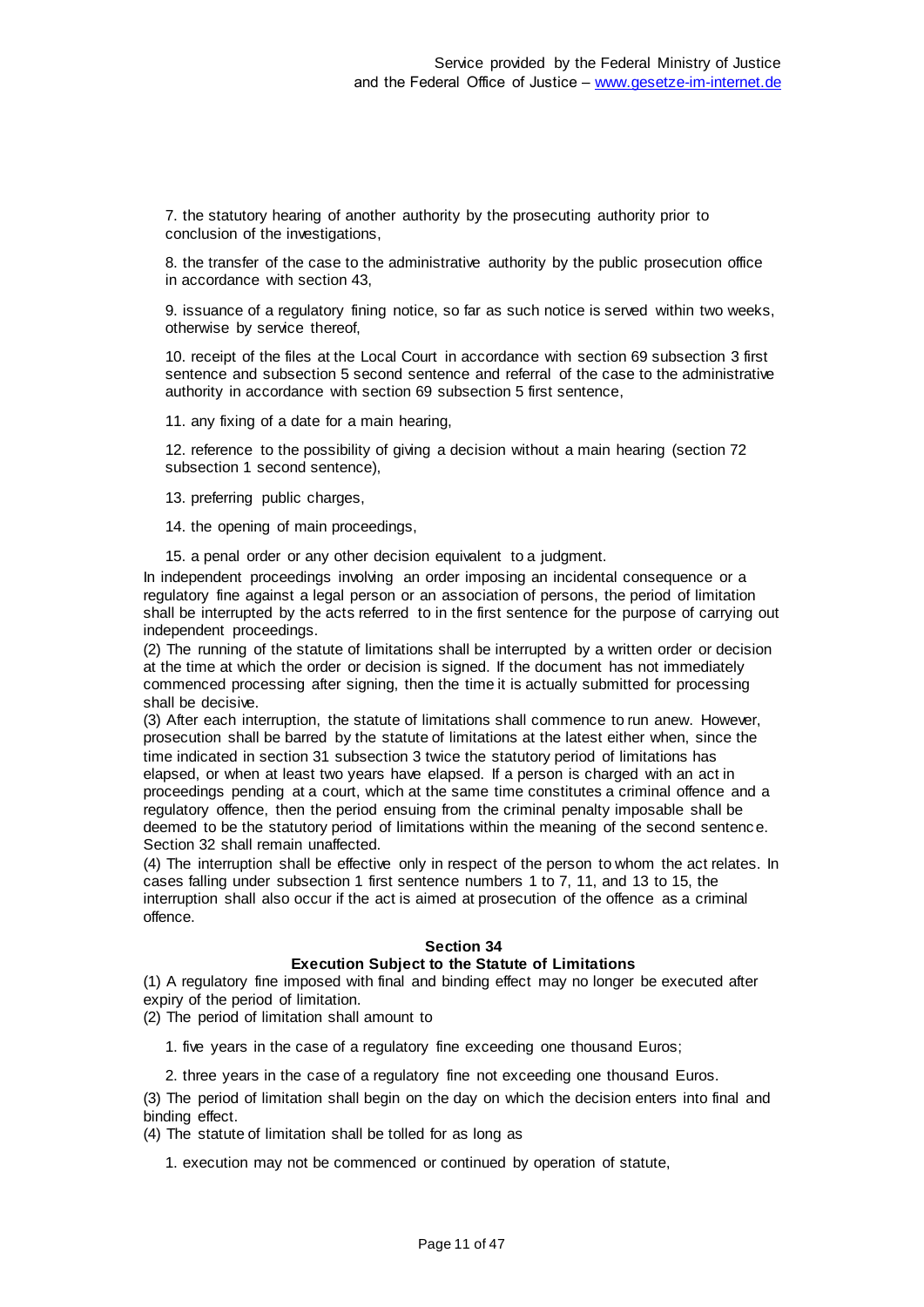7. the statutory hearing of another authority by the prosecuting authority prior to conclusion of the investigations,

8. the transfer of the case to the administrative authority by the public prosecution office in accordance with section 43,

9. issuance of a regulatory fining notice, so far as such notice is served within two weeks, otherwise by service thereof,

10. receipt of the files at the Local Court in accordance with section 69 subsection 3 first sentence and subsection 5 second sentence and referral of the case to the administrative authority in accordance with section 69 subsection 5 first sentence,

11. any fixing of a date for a main hearing,

12. reference to the possibility of giving a decision without a main hearing (section 72 subsection 1 second sentence),

13. preferring public charges,

14. the opening of main proceedings,

15. a penal order or any other decision equivalent to a judgment.

In independent proceedings involving an order imposing an incidental consequence or a regulatory fine against a legal person or an association of persons, the period of limitation shall be interrupted by the acts referred to in the first sentence for the purpose of carrying out independent proceedings.

(2) The running of the statute of limitations shall be interrupted by a written order or decision at the time at which the order or decision is signed. If the document has not immediately commenced processing after signing, then the time it is actually submitted for processing shall be decisive.

(3) After each interruption, the statute of limitations shall commence to run anew. However, prosecution shall be barred by the statute of limitations at the latest either when, since the time indicated in section 31 subsection 3 twice the statutory period of limitations has elapsed, or when at least two years have elapsed. If a person is charged with an act in proceedings pending at a court, which at the same time constitutes a criminal offence and a regulatory offence, then the period ensuing from the criminal penalty imposable shall be deemed to be the statutory period of limitations within the meaning of the second sentence. Section 32 shall remain unaffected.

(4) The interruption shall be effective only in respect of the person to whom the act relates. In cases falling under subsection 1 first sentence numbers 1 to 7, 11, and 13 to 15, the interruption shall also occur if the act is aimed at prosecution of the offence as a criminal offence.

### Section 34
### Execution Subject to the Statute of Limitations

(1) A regulatory fine imposed with final and binding effect may no longer be executed after expiry of the period of limitation.

(2) The period of limitation shall amount to

1. five years in the case of a regulatory fine exceeding one thousand Euros;

2. three years in the case of a regulatory fine not exceeding one thousand Euros.

(3) The period of limitation shall begin on the day on which the decision enters into final and binding effect.

(4) The statute of limitation shall be tolled for as long as

1. execution may not be commenced or continued by operation of statute,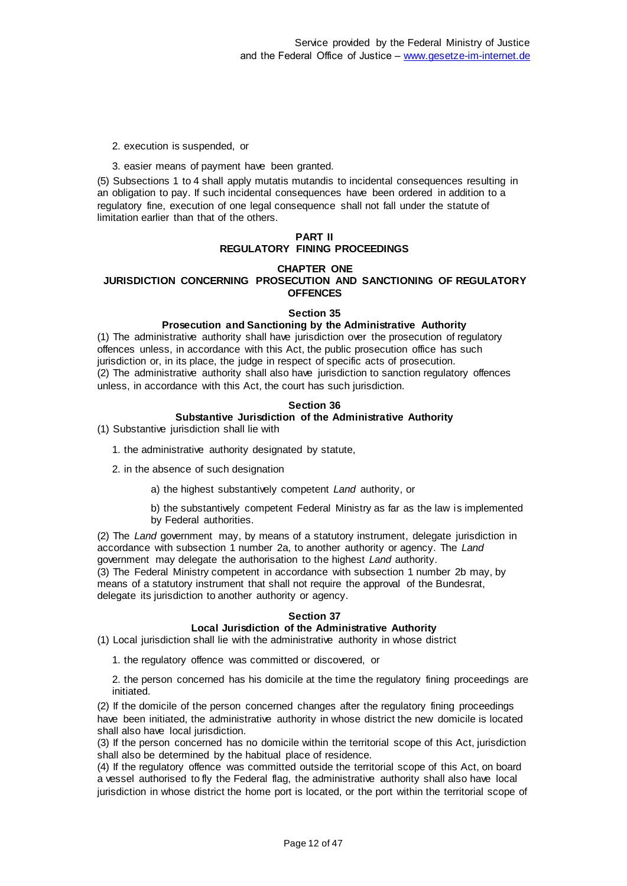2. execution is suspended, or

3. easier means of payment have been granted.

(5) Subsections 1 to 4 shall apply mutatis mutandis to incidental consequences resulting in an obligation to pay. If such incidental consequences have been ordered in addition to a regulatory fine, execution of one legal consequence shall not fall under the statute of limitation earlier than that of the others.

## PART II
## REGULATORY FINING PROCEEDINGS

### CHAPTER ONE
### JURISDICTION CONCERNING PROSECUTION AND SANCTIONING OF REGULATORY OFFENCES

#### Section 35
#### Prosecution and Sanctioning by the Administrative Authority

(1) The administrative authority shall have jurisdiction over the prosecution of regulatory offences unless, in accordance with this Act, the public prosecution office has such jurisdiction or, in its place, the judge in respect of specific acts of prosecution.
(2) The administrative authority shall also have jurisdiction to sanction regulatory offences unless, in accordance with this Act, the court has such jurisdiction.

#### Section 36
#### Substantive Jurisdiction of the Administrative Authority

(1) Substantive jurisdiction shall lie with

1. the administrative authority designated by statute,

2. in the absence of such designation

   a) the highest substantively competent *Land* authority, or

   b) the substantively competent Federal Ministry as far as the law is implemented by Federal authorities.

(2) The *Land* government may, by means of a statutory instrument, delegate jurisdiction in accordance with subsection 1 number 2a, to another authority or agency. The *Land* government may delegate the authorisation to the highest *Land* authority.
(3) The Federal Ministry competent in accordance with subsection 1 number 2b may, by means of a statutory instrument that shall not require the approval of the Bundesrat, delegate its jurisdiction to another authority or agency.

#### Section 37
#### Local Jurisdiction of the Administrative Authority

(1) Local jurisdiction shall lie with the administrative authority in whose district

1. the regulatory offence was committed or discovered, or

2. the person concerned has his domicile at the time the regulatory fining proceedings are initiated.

(2) If the domicile of the person concerned changes after the regulatory fining proceedings have been initiated, the administrative authority in whose district the new domicile is located shall also have local jurisdiction.
(3) If the person concerned has no domicile within the territorial scope of this Act, jurisdiction shall also be determined by the habitual place of residence.
(4) If the regulatory offence was committed outside the territorial scope of this Act, on board a vessel authorised to fly the Federal flag, the administrative authority shall also have local jurisdiction in whose district the home port is located, or the port within the territorial scope of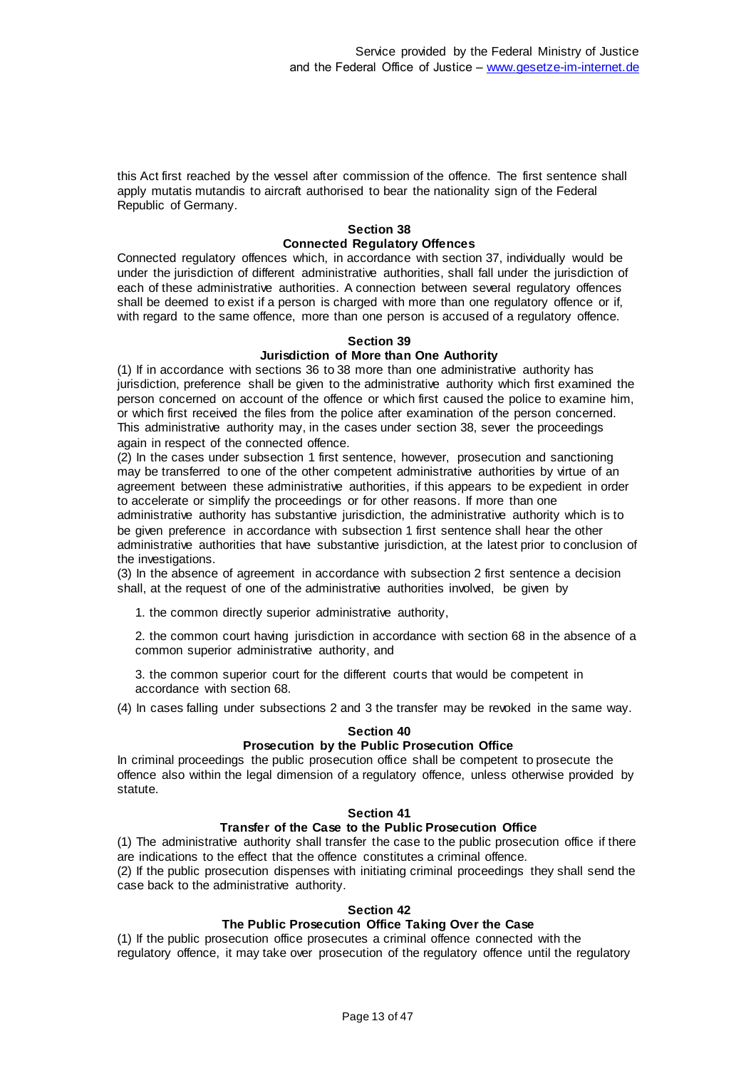this Act first reached by the vessel after commission of the offence. The first sentence shall apply mutatis mutandis to aircraft authorised to bear the nationality sign of the Federal Republic of Germany.

### Section 38
### Connected Regulatory Offences

Connected regulatory offences which, in accordance with section 37, individually would be under the jurisdiction of different administrative authorities, shall fall under the jurisdiction of each of these administrative authorities. A connection between several regulatory offences shall be deemed to exist if a person is charged with more than one regulatory offence or if, with regard to the same offence, more than one person is accused of a regulatory offence.

### Section 39
### Jurisdiction of More than One Authority

(1) If in accordance with sections 36 to 38 more than one administrative authority has jurisdiction, preference shall be given to the administrative authority which first examined the person concerned on account of the offence or which first caused the police to examine him, or which first received the files from the police after examination of the person concerned. This administrative authority may, in the cases under section 38, sever the proceedings again in respect of the connected offence.

(2) In the cases under subsection 1 first sentence, however, prosecution and sanctioning may be transferred to one of the other competent administrative authorities by virtue of an agreement between these administrative authorities, if this appears to be expedient in order to accelerate or simplify the proceedings or for other reasons. If more than one administrative authority has substantive jurisdiction, the administrative authority which is to be given preference in accordance with subsection 1 first sentence shall hear the other administrative authorities that have substantive jurisdiction, at the latest prior to conclusion of the investigations.

(3) In the absence of agreement in accordance with subsection 2 first sentence a decision shall, at the request of one of the administrative authorities involved, be given by

1. the common directly superior administrative authority,

2. the common court having jurisdiction in accordance with section 68 in the absence of a common superior administrative authority, and

3. the common superior court for the different courts that would be competent in accordance with section 68.

(4) In cases falling under subsections 2 and 3 the transfer may be revoked in the same way.

### Section 40
### Prosecution by the Public Prosecution Office

In criminal proceedings the public prosecution office shall be competent to prosecute the offence also within the legal dimension of a regulatory offence, unless otherwise provided by statute.

### Section 41
### Transfer of the Case to the Public Prosecution Office

(1) The administrative authority shall transfer the case to the public prosecution office if there are indications to the effect that the offence constitutes a criminal offence.

(2) If the public prosecution dispenses with initiating criminal proceedings they shall send the case back to the administrative authority.

### Section 42
### The Public Prosecution Office Taking Over the Case

(1) If the public prosecution office prosecutes a criminal offence connected with the regulatory offence, it may take over prosecution of the regulatory offence until the regulatory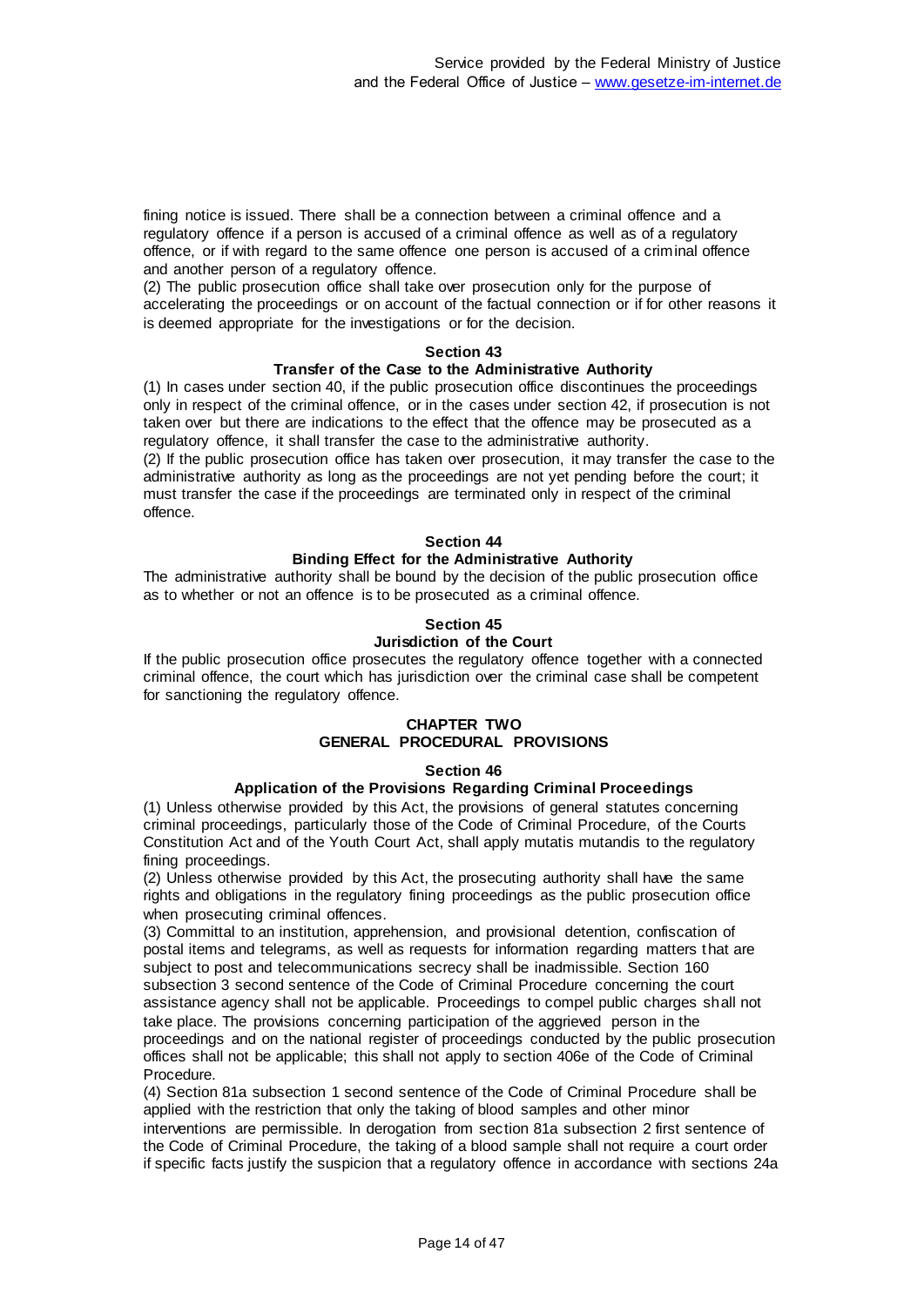fining notice is issued. There shall be a connection between a criminal offence and a regulatory offence if a person is accused of a criminal offence as well as of a regulatory offence, or if with regard to the same offence one person is accused of a criminal offence and another person of a regulatory offence.
(2) The public prosecution office shall take over prosecution only for the purpose of accelerating the proceedings or on account of the factual connection or if for other reasons it is deemed appropriate for the investigations or for the decision.

### Section 43
### Transfer of the Case to the Administrative Authority

(1) In cases under section 40, if the public prosecution office discontinues the proceedings only in respect of the criminal offence, or in the cases under section 42, if prosecution is not taken over but there are indications to the effect that the offence may be prosecuted as a regulatory offence, it shall transfer the case to the administrative authority.
(2) If the public prosecution office has taken over prosecution, it may transfer the case to the administrative authority as long as the proceedings are not yet pending before the court; it must transfer the case if the proceedings are terminated only in respect of the criminal offence.

### Section 44
### Binding Effect for the Administrative Authority

The administrative authority shall be bound by the decision of the public prosecution office as to whether or not an offence is to be prosecuted as a criminal offence.

### Section 45
### Jurisdiction of the Court

If the public prosecution office prosecutes the regulatory offence together with a connected criminal offence, the court which has jurisdiction over the criminal case shall be competent for sanctioning the regulatory offence.

## CHAPTER TWO
## GENERAL PROCEDURAL PROVISIONS

### Section 46
### Application of the Provisions Regarding Criminal Proceedings

(1) Unless otherwise provided by this Act, the provisions of general statutes concerning criminal proceedings, particularly those of the Code of Criminal Procedure, of the Courts Constitution Act and of the Youth Court Act, shall apply mutatis mutandis to the regulatory fining proceedings.
(2) Unless otherwise provided by this Act, the prosecuting authority shall have the same rights and obligations in the regulatory fining proceedings as the public prosecution office when prosecuting criminal offences.
(3) Committal to an institution, apprehension, and provisional detention, confiscation of postal items and telegrams, as well as requests for information regarding matters that are subject to post and telecommunications secrecy shall be inadmissible. Section 160 subsection 3 second sentence of the Code of Criminal Procedure concerning the court assistance agency shall not be applicable. Proceedings to compel public charges shall not take place. The provisions concerning participation of the aggrieved person in the proceedings and on the national register of proceedings conducted by the public prosecution offices shall not be applicable; this shall not apply to section 406e of the Code of Criminal Procedure.
(4) Section 81a subsection 1 second sentence of the Code of Criminal Procedure shall be applied with the restriction that only the taking of blood samples and other minor interventions are permissible. In derogation from section 81a subsection 2 first sentence of the Code of Criminal Procedure, the taking of a blood sample shall not require a court order if specific facts justify the suspicion that a regulatory offence in accordance with sections 24a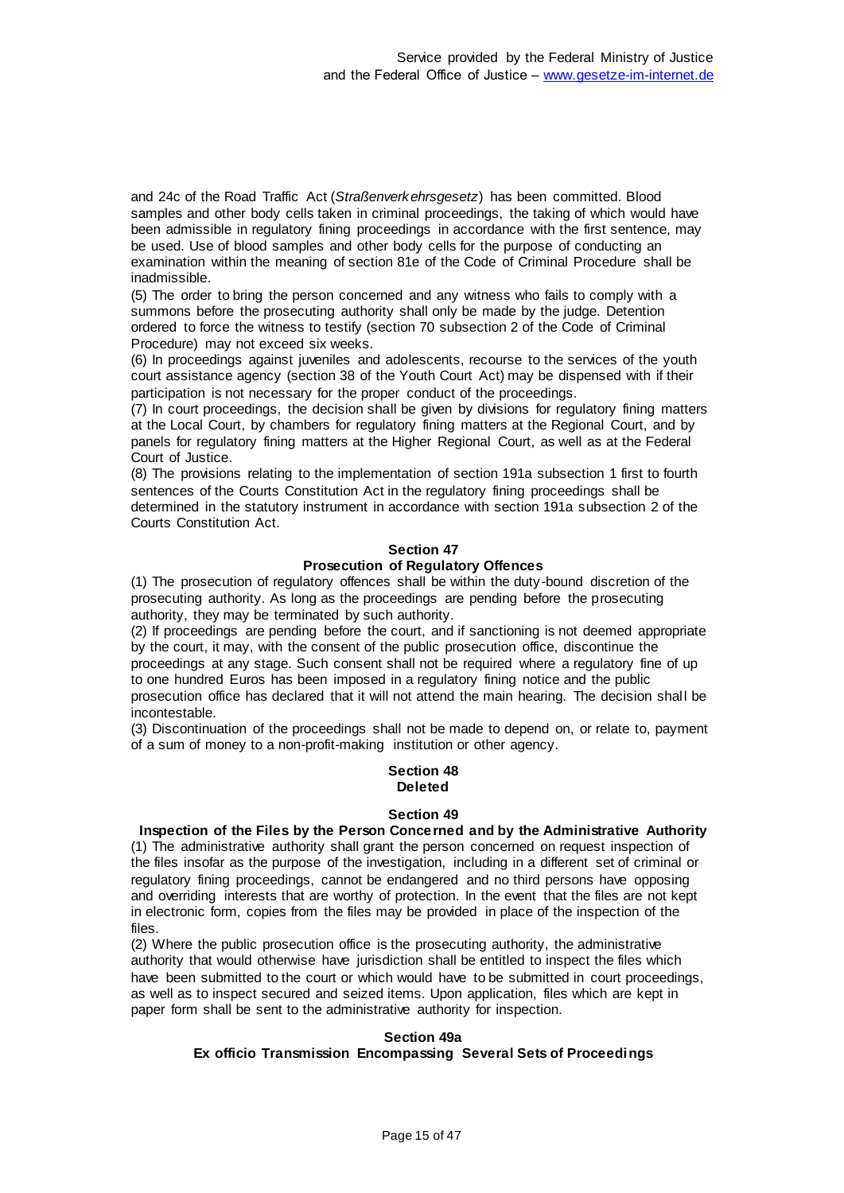and 24c of the Road Traffic Act (*Straßenverkehrsgesetz*) has been committed. Blood samples and other body cells taken in criminal proceedings, the taking of which would have been admissible in regulatory fining proceedings in accordance with the first sentence, may be used. Use of blood samples and other body cells for the purpose of conducting an examination within the meaning of section 81e of the Code of Criminal Procedure shall be inadmissible.

(5) The order to bring the person concerned and any witness who fails to comply with a summons before the prosecuting authority shall only be made by the judge. Detention ordered to force the witness to testify (section 70 subsection 2 of the Code of Criminal Procedure) may not exceed six weeks.

(6) In proceedings against juveniles and adolescents, recourse to the services of the youth court assistance agency (section 38 of the Youth Court Act) may be dispensed with if their participation is not necessary for the proper conduct of the proceedings.

(7) In court proceedings, the decision shall be given by divisions for regulatory fining matters at the Local Court, by chambers for regulatory fining matters at the Regional Court, and by panels for regulatory fining matters at the Higher Regional Court, as well as at the Federal Court of Justice.

(8) The provisions relating to the implementation of section 191a subsection 1 first to fourth sentences of the Courts Constitution Act in the regulatory fining proceedings shall be determined in the statutory instrument in accordance with section 191a subsection 2 of the Courts Constitution Act.

## Section 47
## Prosecution of Regulatory Offences

(1) The prosecution of regulatory offences shall be within the duty-bound discretion of the prosecuting authority. As long as the proceedings are pending before the prosecuting authority, they may be terminated by such authority.

(2) If proceedings are pending before the court, and if sanctioning is not deemed appropriate by the court, it may, with the consent of the public prosecution office, discontinue the proceedings at any stage. Such consent shall not be required where a regulatory fine of up to one hundred Euros has been imposed in a regulatory fining notice and the public prosecution office has declared that it will not attend the main hearing. The decision shall be incontestable.

(3) Discontinuation of the proceedings shall not be made to depend on, or relate to, payment of a sum of money to a non-profit-making institution or other agency.

## Section 48
## Deleted

## Section 49
## Inspection of the Files by the Person Concerned and by the Administrative Authority

(1) The administrative authority shall grant the person concerned on request inspection of the files insofar as the purpose of the investigation, including in a different set of criminal or regulatory fining proceedings, cannot be endangered and no third persons have opposing and overriding interests that are worthy of protection. In the event that the files are not kept in electronic form, copies from the files may be provided in place of the inspection of the files.

(2) Where the public prosecution office is the prosecuting authority, the administrative authority that would otherwise have jurisdiction shall be entitled to inspect the files which have been submitted to the court or which would have to be submitted in court proceedings, as well as to inspect secured and seized items. Upon application, files which are kept in paper form shall be sent to the administrative authority for inspection.

## Section 49a
## Ex officio Transmission Encompassing Several Sets of Proceedings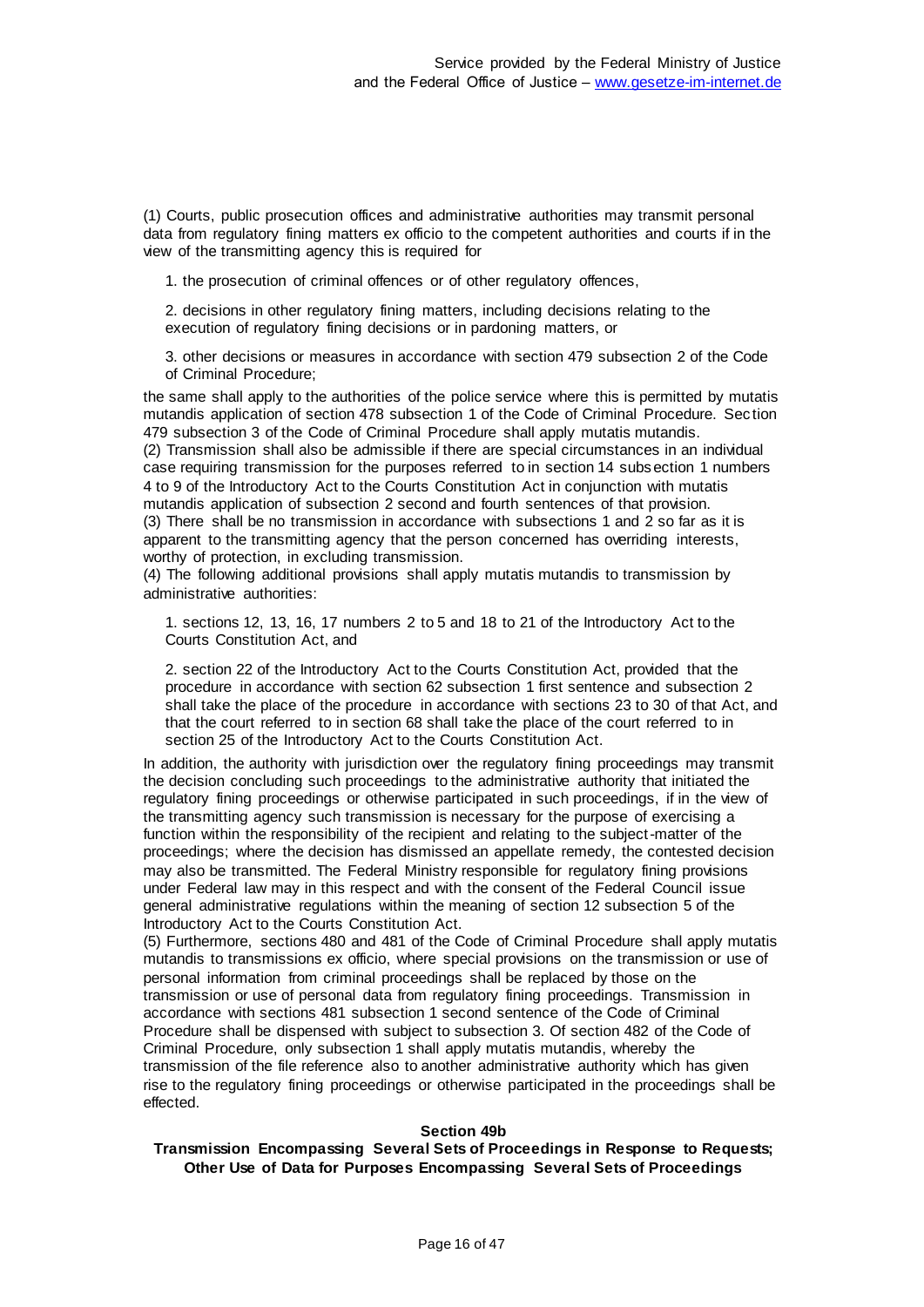(1) Courts, public prosecution offices and administrative authorities may transmit personal data from regulatory fining matters ex officio to the competent authorities and courts if in the view of the transmitting agency this is required for

1. the prosecution of criminal offences or of other regulatory offences,

2. decisions in other regulatory fining matters, including decisions relating to the execution of regulatory fining decisions or in pardoning matters, or

3. other decisions or measures in accordance with section 479 subsection 2 of the Code of Criminal Procedure;

the same shall apply to the authorities of the police service where this is permitted by mutatis mutandis application of section 478 subsection 1 of the Code of Criminal Procedure. Section 479 subsection 3 of the Code of Criminal Procedure shall apply mutatis mutandis.
(2) Transmission shall also be admissible if there are special circumstances in an individual case requiring transmission for the purposes referred to in section 14 subsection 1 numbers 4 to 9 of the Introductory Act to the Courts Constitution Act in conjunction with mutatis mutandis application of subsection 2 second and fourth sentences of that provision.
(3) There shall be no transmission in accordance with subsections 1 and 2 so far as it is apparent to the transmitting agency that the person concerned has overriding interests, worthy of protection, in excluding transmission.
(4) The following additional provisions shall apply mutatis mutandis to transmission by administrative authorities:

1. sections 12, 13, 16, 17 numbers 2 to 5 and 18 to 21 of the Introductory Act to the Courts Constitution Act, and

2. section 22 of the Introductory Act to the Courts Constitution Act, provided that the procedure in accordance with section 62 subsection 1 first sentence and subsection 2 shall take the place of the procedure in accordance with sections 23 to 30 of that Act, and that the court referred to in section 68 shall take the place of the court referred to in section 25 of the Introductory Act to the Courts Constitution Act.

In addition, the authority with jurisdiction over the regulatory fining proceedings may transmit the decision concluding such proceedings to the administrative authority that initiated the regulatory fining proceedings or otherwise participated in such proceedings, if in the view of the transmitting agency such transmission is necessary for the purpose of exercising a function within the responsibility of the recipient and relating to the subject-matter of the proceedings; where the decision has dismissed an appellate remedy, the contested decision may also be transmitted. The Federal Ministry responsible for regulatory fining provisions under Federal law may in this respect and with the consent of the Federal Council issue general administrative regulations within the meaning of section 12 subsection 5 of the Introductory Act to the Courts Constitution Act.
(5) Furthermore, sections 480 and 481 of the Code of Criminal Procedure shall apply mutatis mutandis to transmissions ex officio, where special provisions on the transmission or use of personal information from criminal proceedings shall be replaced by those on the transmission or use of personal data from regulatory fining proceedings. Transmission in accordance with sections 481 subsection 1 second sentence of the Code of Criminal Procedure shall be dispensed with subject to subsection 3. Of section 482 of the Code of Criminal Procedure, only subsection 1 shall apply mutatis mutandis, whereby the transmission of the file reference also to another administrative authority which has given rise to the regulatory fining proceedings or otherwise participated in the proceedings shall be effected.

### Section 49b
### Transmission Encompassing Several Sets of Proceedings in Response to Requests; Other Use of Data for Purposes Encompassing Several Sets of Proceedings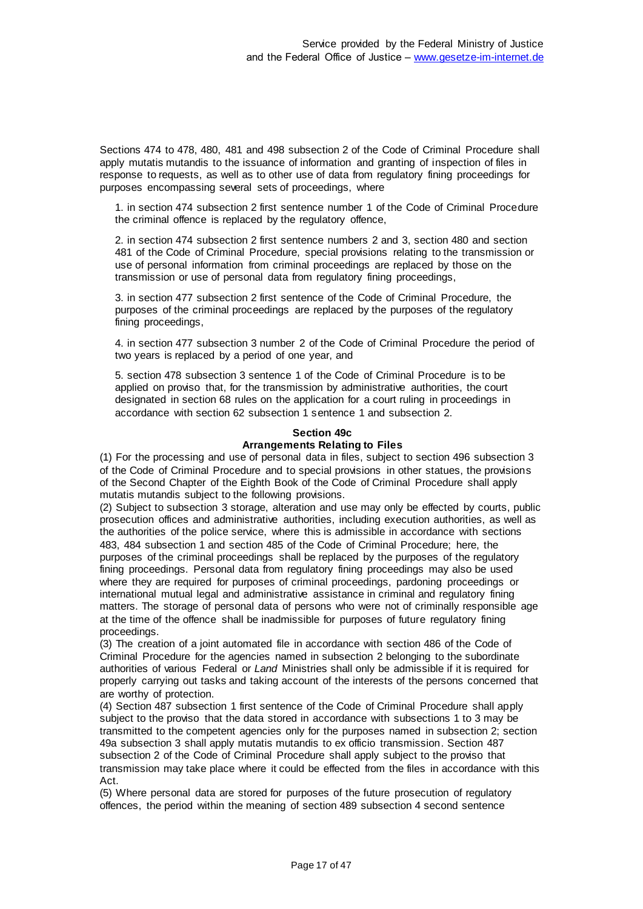Sections 474 to 478, 480, 481 and 498 subsection 2 of the Code of Criminal Procedure shall apply mutatis mutandis to the issuance of information and granting of inspection of files in response to requests, as well as to other use of data from regulatory fining proceedings for purposes encompassing several sets of proceedings, where

1. in section 474 subsection 2 first sentence number 1 of the Code of Criminal Procedure the criminal offence is replaced by the regulatory offence,

2. in section 474 subsection 2 first sentence numbers 2 and 3, section 480 and section 481 of the Code of Criminal Procedure, special provisions relating to the transmission or use of personal information from criminal proceedings are replaced by those on the transmission or use of personal data from regulatory fining proceedings,

3. in section 477 subsection 2 first sentence of the Code of Criminal Procedure, the purposes of the criminal proceedings are replaced by the purposes of the regulatory fining proceedings,

4. in section 477 subsection 3 number 2 of the Code of Criminal Procedure the period of two years is replaced by a period of one year, and

5. section 478 subsection 3 sentence 1 of the Code of Criminal Procedure is to be applied on proviso that, for the transmission by administrative authorities, the court designated in section 68 rules on the application for a court ruling in proceedings in accordance with section 62 subsection 1 sentence 1 and subsection 2.

### Section 49c
### Arrangements Relating to Files

(1) For the processing and use of personal data in files, subject to section 496 subsection 3 of the Code of Criminal Procedure and to special provisions in other statues, the provisions of the Second Chapter of the Eighth Book of the Code of Criminal Procedure shall apply mutatis mutandis subject to the following provisions.

(2) Subject to subsection 3 storage, alteration and use may only be effected by courts, public prosecution offices and administrative authorities, including execution authorities, as well as the authorities of the police service, where this is admissible in accordance with sections 483, 484 subsection 1 and section 485 of the Code of Criminal Procedure; here, the purposes of the criminal proceedings shall be replaced by the purposes of the regulatory fining proceedings. Personal data from regulatory fining proceedings may also be used where they are required for purposes of criminal proceedings, pardoning proceedings or international mutual legal and administrative assistance in criminal and regulatory fining matters. The storage of personal data of persons who were not of criminally responsible age at the time of the offence shall be inadmissible for purposes of future regulatory fining proceedings.

(3) The creation of a joint automated file in accordance with section 486 of the Code of Criminal Procedure for the agencies named in subsection 2 belonging to the subordinate authorities of various Federal or *Land* Ministries shall only be admissible if it is required for properly carrying out tasks and taking account of the interests of the persons concerned that are worthy of protection.

(4) Section 487 subsection 1 first sentence of the Code of Criminal Procedure shall apply subject to the proviso that the data stored in accordance with subsections 1 to 3 may be transmitted to the competent agencies only for the purposes named in subsection 2; section 49a subsection 3 shall apply mutatis mutandis to ex officio transmission. Section 487 subsection 2 of the Code of Criminal Procedure shall apply subject to the proviso that transmission may take place where it could be effected from the files in accordance with this Act.

(5) Where personal data are stored for purposes of the future prosecution of regulatory offences, the period within the meaning of section 489 subsection 4 second sentence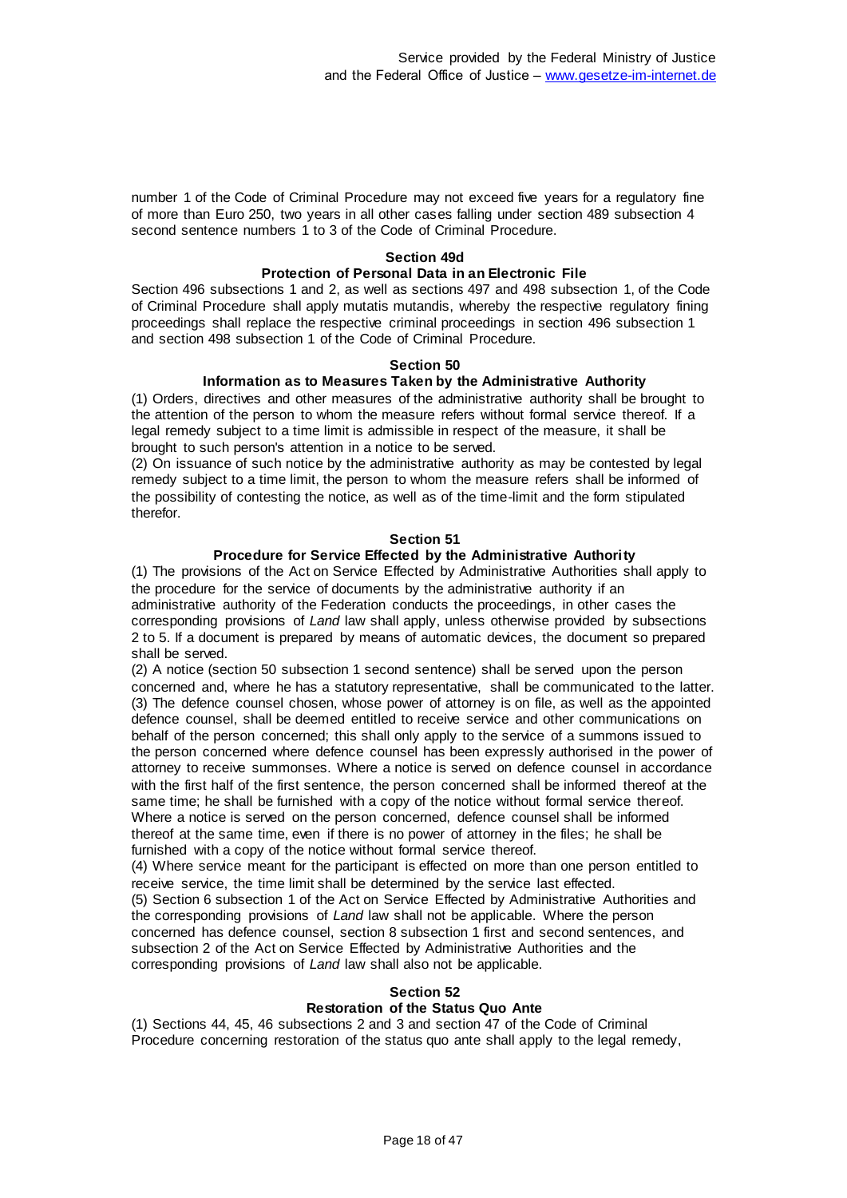number 1 of the Code of Criminal Procedure may not exceed five years for a regulatory fine of more than Euro 250, two years in all other cases falling under section 489 subsection 4 second sentence numbers 1 to 3 of the Code of Criminal Procedure.

### Section 49d

### Protection of Personal Data in an Electronic File

Section 496 subsections 1 and 2, as well as sections 497 and 498 subsection 1, of the Code of Criminal Procedure shall apply mutatis mutandis, whereby the respective regulatory fining proceedings shall replace the respective criminal proceedings in section 496 subsection 1 and section 498 subsection 1 of the Code of Criminal Procedure.

### Section 50

### Information as to Measures Taken by the Administrative Authority

(1) Orders, directives and other measures of the administrative authority shall be brought to the attention of the person to whom the measure refers without formal service thereof. If a legal remedy subject to a time limit is admissible in respect of the measure, it shall be brought to such person's attention in a notice to be served.

(2) On issuance of such notice by the administrative authority as may be contested by legal remedy subject to a time limit, the person to whom the measure refers shall be informed of the possibility of contesting the notice, as well as of the time-limit and the form stipulated therefor.

### Section 51

### Procedure for Service Effected by the Administrative Authority

(1) The provisions of the Act on Service Effected by Administrative Authorities shall apply to the procedure for the service of documents by the administrative authority if an administrative authority of the Federation conducts the proceedings, in other cases the corresponding provisions of *Land* law shall apply, unless otherwise provided by subsections 2 to 5. If a document is prepared by means of automatic devices, the document so prepared shall be served.

(2) A notice (section 50 subsection 1 second sentence) shall be served upon the person concerned and, where he has a statutory representative, shall be communicated to the latter.

(3) The defence counsel chosen, whose power of attorney is on file, as well as the appointed defence counsel, shall be deemed entitled to receive service and other communications on behalf of the person concerned; this shall only apply to the service of a summons issued to the person concerned where defence counsel has been expressly authorised in the power of attorney to receive summonses. Where a notice is served on defence counsel in accordance with the first half of the first sentence, the person concerned shall be informed thereof at the same time; he shall be furnished with a copy of the notice without formal service thereof. Where a notice is served on the person concerned, defence counsel shall be informed thereof at the same time, even if there is no power of attorney in the files; he shall be furnished with a copy of the notice without formal service thereof.

(4) Where service meant for the participant is effected on more than one person entitled to receive service, the time limit shall be determined by the service last effected.

(5) Section 6 subsection 1 of the Act on Service Effected by Administrative Authorities and the corresponding provisions of *Land* law shall not be applicable. Where the person concerned has defence counsel, section 8 subsection 1 first and second sentences, and subsection 2 of the Act on Service Effected by Administrative Authorities and the corresponding provisions of *Land* law shall also not be applicable.

### Section 52

### Restoration of the Status Quo Ante

(1) Sections 44, 45, 46 subsections 2 and 3 and section 47 of the Code of Criminal Procedure concerning restoration of the status quo ante shall apply to the legal remedy,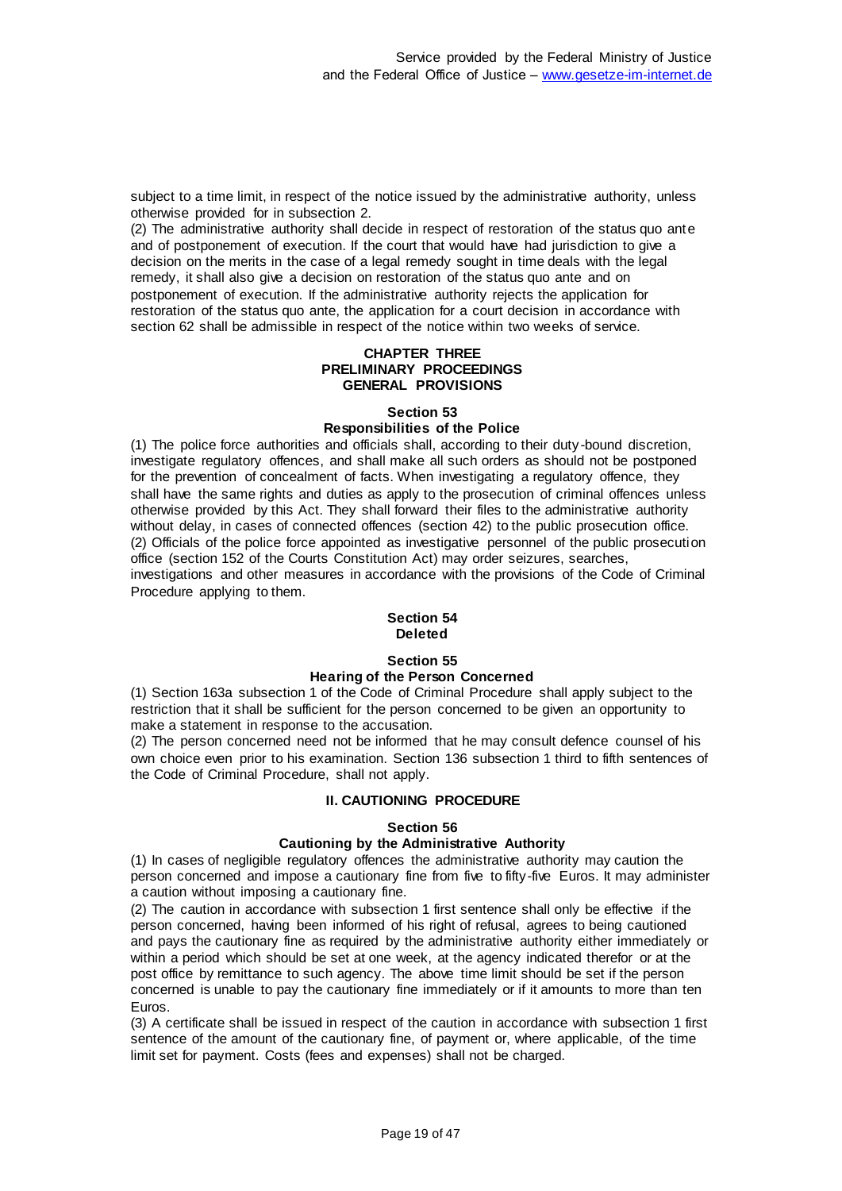subject to a time limit, in respect of the notice issued by the administrative authority, unless otherwise provided for in subsection 2.

(2) The administrative authority shall decide in respect of restoration of the status quo ante and of postponement of execution. If the court that would have had jurisdiction to give a decision on the merits in the case of a legal remedy sought in time deals with the legal remedy, it shall also give a decision on restoration of the status quo ante and on postponement of execution. If the administrative authority rejects the application for restoration of the status quo ante, the application for a court decision in accordance with section 62 shall be admissible in respect of the notice within two weeks of service.

## CHAPTER THREE
## PRELIMINARY PROCEEDINGS
## GENERAL PROVISIONS

### Section 53
### Responsibilities of the Police

(1) The police force authorities and officials shall, according to their duty-bound discretion, investigate regulatory offences, and shall make all such orders as should not be postponed for the prevention of concealment of facts. When investigating a regulatory offence, they shall have the same rights and duties as apply to the prosecution of criminal offences unless otherwise provided by this Act. They shall forward their files to the administrative authority without delay, in cases of connected offences (section 42) to the public prosecution office.

(2) Officials of the police force appointed as investigative personnel of the public prosecution office (section 152 of the Courts Constitution Act) may order seizures, searches, investigations and other measures in accordance with the provisions of the Code of Criminal Procedure applying to them.

### Section 54
### Deleted

### Section 55
### Hearing of the Person Concerned

(1) Section 163a subsection 1 of the Code of Criminal Procedure shall apply subject to the restriction that it shall be sufficient for the person concerned to be given an opportunity to make a statement in response to the accusation.

(2) The person concerned need not be informed that he may consult defence counsel of his own choice even prior to his examination. Section 136 subsection 1 third to fifth sentences of the Code of Criminal Procedure, shall not apply.

## II. CAUTIONING PROCEDURE

### Section 56
### Cautioning by the Administrative Authority

(1) In cases of negligible regulatory offences the administrative authority may caution the person concerned and impose a cautionary fine from five to fifty-five Euros. It may administer a caution without imposing a cautionary fine.

(2) The caution in accordance with subsection 1 first sentence shall only be effective if the person concerned, having been informed of his right of refusal, agrees to being cautioned and pays the cautionary fine as required by the administrative authority either immediately or within a period which should be set at one week, at the agency indicated therefor or at the post office by remittance to such agency. The above time limit should be set if the person concerned is unable to pay the cautionary fine immediately or if it amounts to more than ten Euros.

(3) A certificate shall be issued in respect of the caution in accordance with subsection 1 first sentence of the amount of the cautionary fine, of payment or, where applicable, of the time limit set for payment. Costs (fees and expenses) shall not be charged.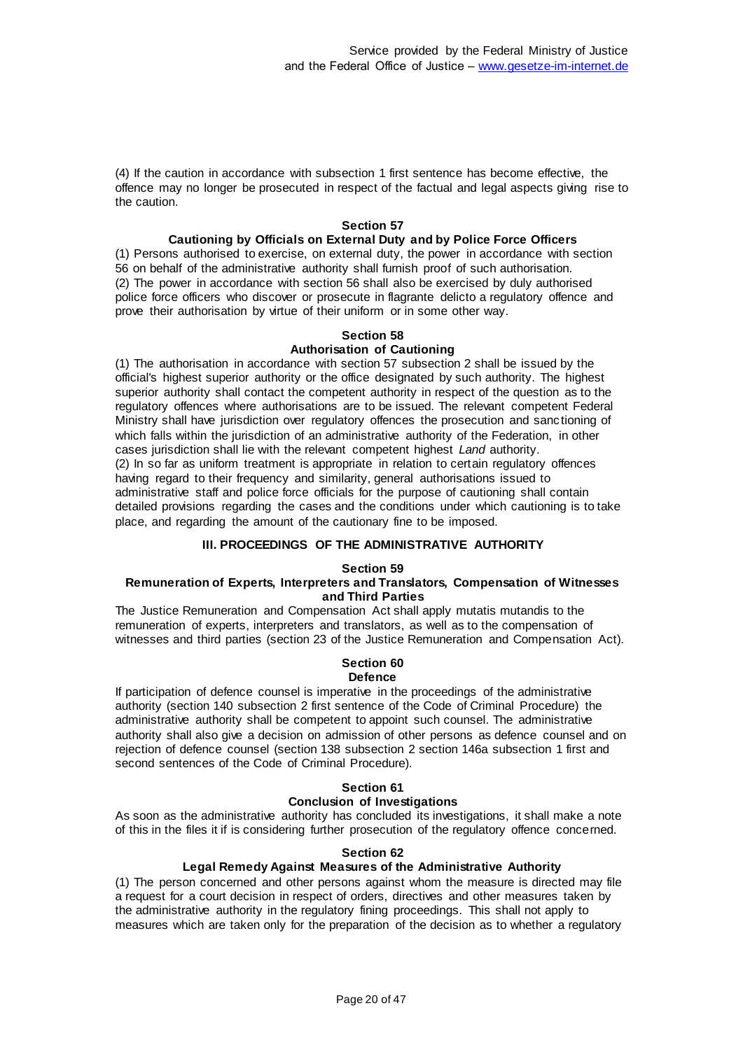(4) If the caution in accordance with subsection 1 first sentence has become effective, the offence may no longer be prosecuted in respect of the factual and legal aspects giving rise to the caution.

### Section 57
### Cautioning by Officials on External Duty and by Police Force Officers

(1) Persons authorised to exercise, on external duty, the power in accordance with section 56 on behalf of the administrative authority shall furnish proof of such authorisation.
(2) The power in accordance with section 56 shall also be exercised by duly authorised police force officers who discover or prosecute in flagrante delicto a regulatory offence and prove their authorisation by virtue of their uniform or in some other way.

### Section 58
### Authorisation of Cautioning

(1) The authorisation in accordance with section 57 subsection 2 shall be issued by the official's highest superior authority or the office designated by such authority. The highest superior authority shall contact the competent authority in respect of the question as to the regulatory offences where authorisations are to be issued. The relevant competent Federal Ministry shall have jurisdiction over regulatory offences the prosecution and sanctioning of which falls within the jurisdiction of an administrative authority of the Federation, in other cases jurisdiction shall lie with the relevant competent highest *Land* authority.
(2) In so far as uniform treatment is appropriate in relation to certain regulatory offences having regard to their frequency and similarity, general authorisations issued to administrative staff and police force officials for the purpose of cautioning shall contain detailed provisions regarding the cases and the conditions under which cautioning is to take place, and regarding the amount of the cautionary fine to be imposed.

## III. PROCEEDINGS OF THE ADMINISTRATIVE AUTHORITY

### Section 59
### Remuneration of Experts, Interpreters and Translators, Compensation of Witnesses and Third Parties

The Justice Remuneration and Compensation Act shall apply mutatis mutandis to the remuneration of experts, interpreters and translators, as well as to the compensation of witnesses and third parties (section 23 of the Justice Remuneration and Compensation Act).

### Section 60
### Defence

If participation of defence counsel is imperative in the proceedings of the administrative authority (section 140 subsection 2 first sentence of the Code of Criminal Procedure) the administrative authority shall be competent to appoint such counsel. The administrative authority shall also give a decision on admission of other persons as defence counsel and on rejection of defence counsel (section 138 subsection 2 section 146a subsection 1 first and second sentences of the Code of Criminal Procedure).

### Section 61
### Conclusion of Investigations

As soon as the administrative authority has concluded its investigations, it shall make a note of this in the files it if is considering further prosecution of the regulatory offence concerned.

### Section 62
### Legal Remedy Against Measures of the Administrative Authority

(1) The person concerned and other persons against whom the measure is directed may file a request for a court decision in respect of orders, directives and other measures taken by the administrative authority in the regulatory fining proceedings. This shall not apply to measures which are taken only for the preparation of the decision as to whether a regulatory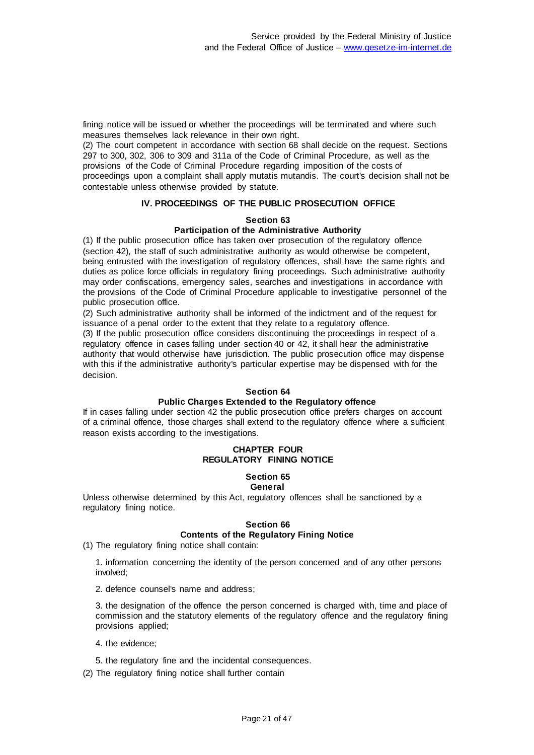fining notice will be issued or whether the proceedings will be terminated and where such measures themselves lack relevance in their own right.

(2) The court competent in accordance with section 68 shall decide on the request. Sections 297 to 300, 302, 306 to 309 and 311a of the Code of Criminal Procedure, as well as the provisions of the Code of Criminal Procedure regarding imposition of the costs of proceedings upon a complaint shall apply mutatis mutandis. The court's decision shall not be contestable unless otherwise provided by statute.

## IV. PROCEEDINGS OF THE PUBLIC PROSECUTION OFFICE

### Section 63
### Participation of the Administrative Authority

(1) If the public prosecution office has taken over prosecution of the regulatory offence (section 42), the staff of such administrative authority as would otherwise be competent, being entrusted with the investigation of regulatory offences, shall have the same rights and duties as police force officials in regulatory fining proceedings. Such administrative authority may order confiscations, emergency sales, searches and investigations in accordance with the provisions of the Code of Criminal Procedure applicable to investigative personnel of the public prosecution office.

(2) Such administrative authority shall be informed of the indictment and of the request for issuance of a penal order to the extent that they relate to a regulatory offence.

(3) If the public prosecution office considers discontinuing the proceedings in respect of a regulatory offence in cases falling under section 40 or 42, it shall hear the administrative authority that would otherwise have jurisdiction. The public prosecution office may dispense with this if the administrative authority's particular expertise may be dispensed with for the decision.

### Section 64
### Public Charges Extended to the Regulatory offence

If in cases falling under section 42 the public prosecution office prefers charges on account of a criminal offence, those charges shall extend to the regulatory offence where a sufficient reason exists according to the investigations.

## CHAPTER FOUR
## REGULATORY FINING NOTICE

### Section 65
### General

Unless otherwise determined by this Act, regulatory offences shall be sanctioned by a regulatory fining notice.

### Section 66
### Contents of the Regulatory Fining Notice

(1) The regulatory fining notice shall contain:

1. information concerning the identity of the person concerned and of any other persons involved;

2. defence counsel's name and address;

3. the designation of the offence the person concerned is charged with, time and place of commission and the statutory elements of the regulatory offence and the regulatory fining provisions applied;

4. the evidence;

5. the regulatory fine and the incidental consequences.

(2) The regulatory fining notice shall further contain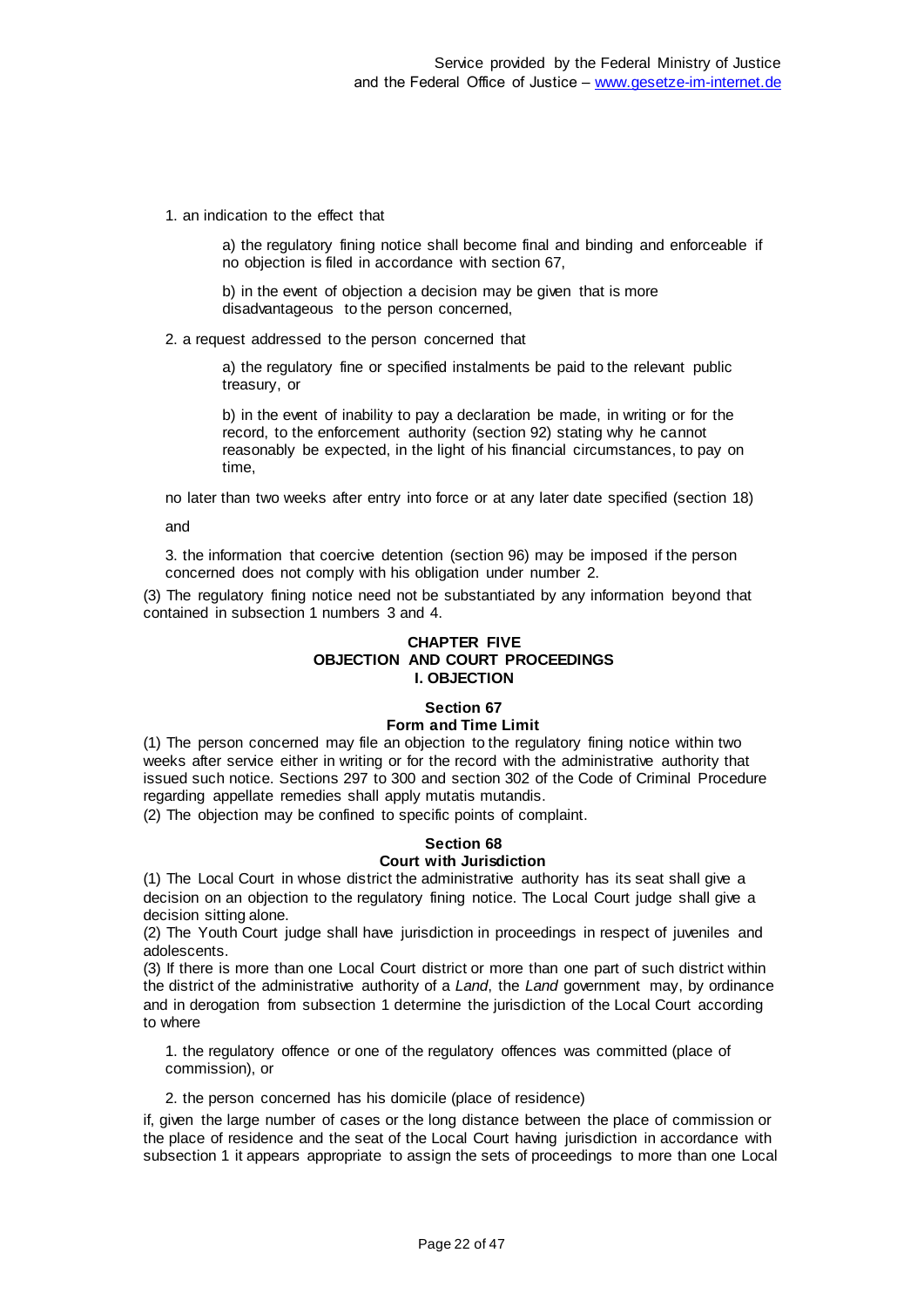1. an indication to the effect that

   a) the regulatory fining notice shall become final and binding and enforceable if no objection is filed in accordance with section 67,

   b) in the event of objection a decision may be given that is more disadvantageous to the person concerned,

2. a request addressed to the person concerned that

   a) the regulatory fine or specified instalments be paid to the relevant public treasury, or

   b) in the event of inability to pay a declaration be made, in writing or for the record, to the enforcement authority (section 92) stating why he cannot reasonably be expected, in the light of his financial circumstances, to pay on time,

no later than two weeks after entry into force or at any later date specified (section 18)

and

3. the information that coercive detention (section 96) may be imposed if the person concerned does not comply with his obligation under number 2.

(3) The regulatory fining notice need not be substantiated by any information beyond that contained in subsection 1 numbers 3 and 4.

## CHAPTER FIVE
## OBJECTION AND COURT PROCEEDINGS
## I. OBJECTION

### Section 67
### Form and Time Limit

(1) The person concerned may file an objection to the regulatory fining notice within two weeks after service either in writing or for the record with the administrative authority that issued such notice. Sections 297 to 300 and section 302 of the Code of Criminal Procedure regarding appellate remedies shall apply mutatis mutandis.

(2) The objection may be confined to specific points of complaint.

### Section 68
### Court with Jurisdiction

(1) The Local Court in whose district the administrative authority has its seat shall give a decision on an objection to the regulatory fining notice. The Local Court judge shall give a decision sitting alone.

(2) The Youth Court judge shall have jurisdiction in proceedings in respect of juveniles and adolescents.

(3) If there is more than one Local Court district or more than one part of such district within the district of the administrative authority of a *Land*, the *Land* government may, by ordinance and in derogation from subsection 1 determine the jurisdiction of the Local Court according to where

1. the regulatory offence or one of the regulatory offences was committed (place of commission), or

2. the person concerned has his domicile (place of residence)

if, given the large number of cases or the long distance between the place of commission or the place of residence and the seat of the Local Court having jurisdiction in accordance with subsection 1 it appears appropriate to assign the sets of proceedings to more than one Local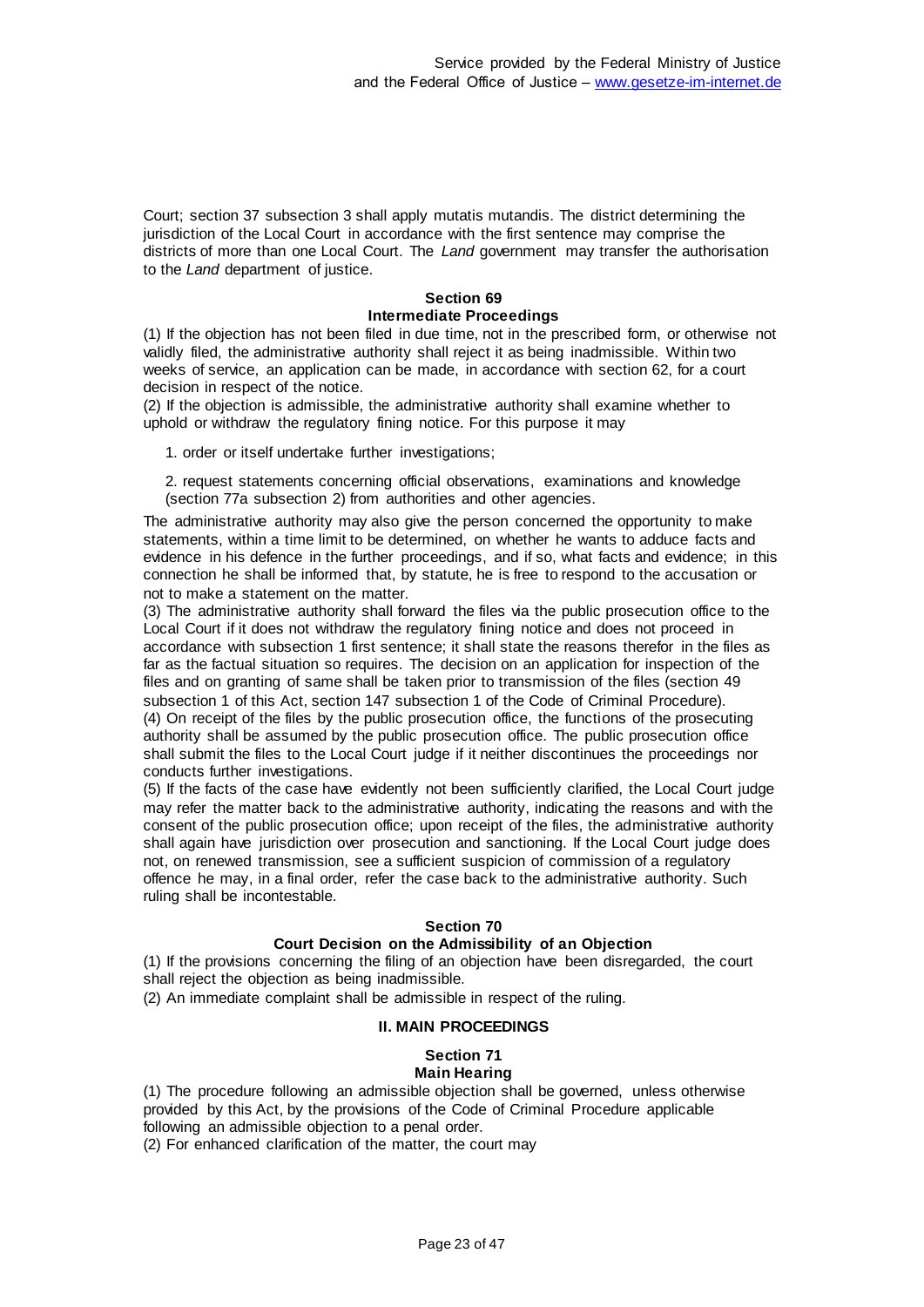Court; section 37 subsection 3 shall apply mutatis mutandis. The district determining the jurisdiction of the Local Court in accordance with the first sentence may comprise the districts of more than one Local Court. The *Land* government may transfer the authorisation to the *Land* department of justice.

#### Section 69
#### Intermediate Proceedings

(1) If the objection has not been filed in due time, not in the prescribed form, or otherwise not validly filed, the administrative authority shall reject it as being inadmissible. Within two weeks of service, an application can be made, in accordance with section 62, for a court decision in respect of the notice.

(2) If the objection is admissible, the administrative authority shall examine whether to uphold or withdraw the regulatory fining notice. For this purpose it may

1. order or itself undertake further investigations;

2. request statements concerning official observations, examinations and knowledge (section 77a subsection 2) from authorities and other agencies.

The administrative authority may also give the person concerned the opportunity to make statements, within a time limit to be determined, on whether he wants to adduce facts and evidence in his defence in the further proceedings, and if so, what facts and evidence; in this connection he shall be informed that, by statute, he is free to respond to the accusation or not to make a statement on the matter.

(3) The administrative authority shall forward the files via the public prosecution office to the Local Court if it does not withdraw the regulatory fining notice and does not proceed in accordance with subsection 1 first sentence; it shall state the reasons therefor in the files as far as the factual situation so requires. The decision on an application for inspection of the files and on granting of same shall be taken prior to transmission of the files (section 49 subsection 1 of this Act, section 147 subsection 1 of the Code of Criminal Procedure).

(4) On receipt of the files by the public prosecution office, the functions of the prosecuting authority shall be assumed by the public prosecution office. The public prosecution office shall submit the files to the Local Court judge if it neither discontinues the proceedings nor conducts further investigations.

(5) If the facts of the case have evidently not been sufficiently clarified, the Local Court judge may refer the matter back to the administrative authority, indicating the reasons and with the consent of the public prosecution office; upon receipt of the files, the administrative authority shall again have jurisdiction over prosecution and sanctioning. If the Local Court judge does not, on renewed transmission, see a sufficient suspicion of commission of a regulatory offence he may, in a final order, refer the case back to the administrative authority. Such ruling shall be incontestable.

#### Section 70
#### Court Decision on the Admissibility of an Objection

(1) If the provisions concerning the filing of an objection have been disregarded, the court shall reject the objection as being inadmissible.

(2) An immediate complaint shall be admissible in respect of the ruling.

### II. MAIN PROCEEDINGS

#### Section 71
#### Main Hearing

(1) The procedure following an admissible objection shall be governed, unless otherwise provided by this Act, by the provisions of the Code of Criminal Procedure applicable following an admissible objection to a penal order.

(2) For enhanced clarification of the matter, the court may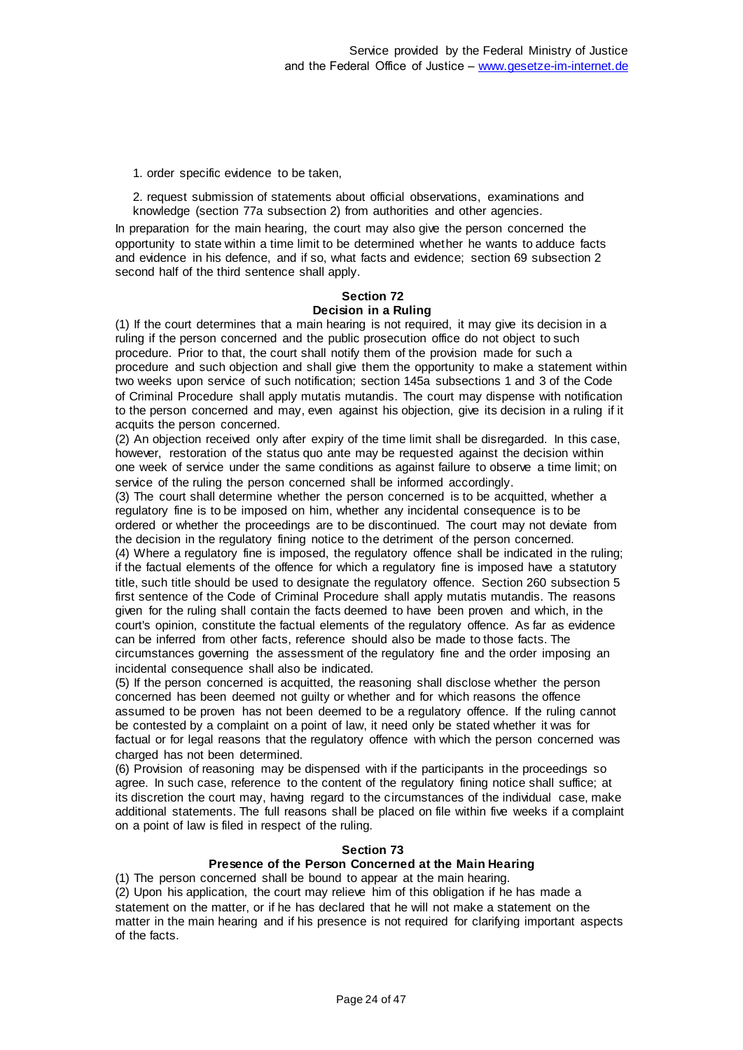1. order specific evidence to be taken,

2. request submission of statements about official observations, examinations and knowledge (section 77a subsection 2) from authorities and other agencies.

In preparation for the main hearing, the court may also give the person concerned the opportunity to state within a time limit to be determined whether he wants to adduce facts and evidence in his defence, and if so, what facts and evidence; section 69 subsection 2 second half of the third sentence shall apply.

### Section 72
### Decision in a Ruling

(1) If the court determines that a main hearing is not required, it may give its decision in a ruling if the person concerned and the public prosecution office do not object to such procedure. Prior to that, the court shall notify them of the provision made for such a procedure and such objection and shall give them the opportunity to make a statement within two weeks upon service of such notification; section 145a subsections 1 and 3 of the Code of Criminal Procedure shall apply mutatis mutandis. The court may dispense with notification to the person concerned and may, even against his objection, give its decision in a ruling if it acquits the person concerned.

(2) An objection received only after expiry of the time limit shall be disregarded. In this case, however, restoration of the status quo ante may be requested against the decision within one week of service under the same conditions as against failure to observe a time limit; on service of the ruling the person concerned shall be informed accordingly.

(3) The court shall determine whether the person concerned is to be acquitted, whether a regulatory fine is to be imposed on him, whether any incidental consequence is to be ordered or whether the proceedings are to be discontinued. The court may not deviate from the decision in the regulatory fining notice to the detriment of the person concerned.

(4) Where a regulatory fine is imposed, the regulatory offence shall be indicated in the ruling; if the factual elements of the offence for which a regulatory fine is imposed have a statutory title, such title should be used to designate the regulatory offence. Section 260 subsection 5 first sentence of the Code of Criminal Procedure shall apply mutatis mutandis. The reasons given for the ruling shall contain the facts deemed to have been proven and which, in the court's opinion, constitute the factual elements of the regulatory offence. As far as evidence can be inferred from other facts, reference should also be made to those facts. The circumstances governing the assessment of the regulatory fine and the order imposing an incidental consequence shall also be indicated.

(5) If the person concerned is acquitted, the reasoning shall disclose whether the person concerned has been deemed not guilty or whether and for which reasons the offence assumed to be proven has not been deemed to be a regulatory offence. If the ruling cannot be contested by a complaint on a point of law, it need only be stated whether it was for factual or for legal reasons that the regulatory offence with which the person concerned was charged has not been determined.

(6) Provision of reasoning may be dispensed with if the participants in the proceedings so agree. In such case, reference to the content of the regulatory fining notice shall suffice; at its discretion the court may, having regard to the circumstances of the individual case, make additional statements. The full reasons shall be placed on file within five weeks if a complaint on a point of law is filed in respect of the ruling.

### Section 73
### Presence of the Person Concerned at the Main Hearing

(1) The person concerned shall be bound to appear at the main hearing.

(2) Upon his application, the court may relieve him of this obligation if he has made a statement on the matter, or if he has declared that he will not make a statement on the matter in the main hearing and if his presence is not required for clarifying important aspects of the facts.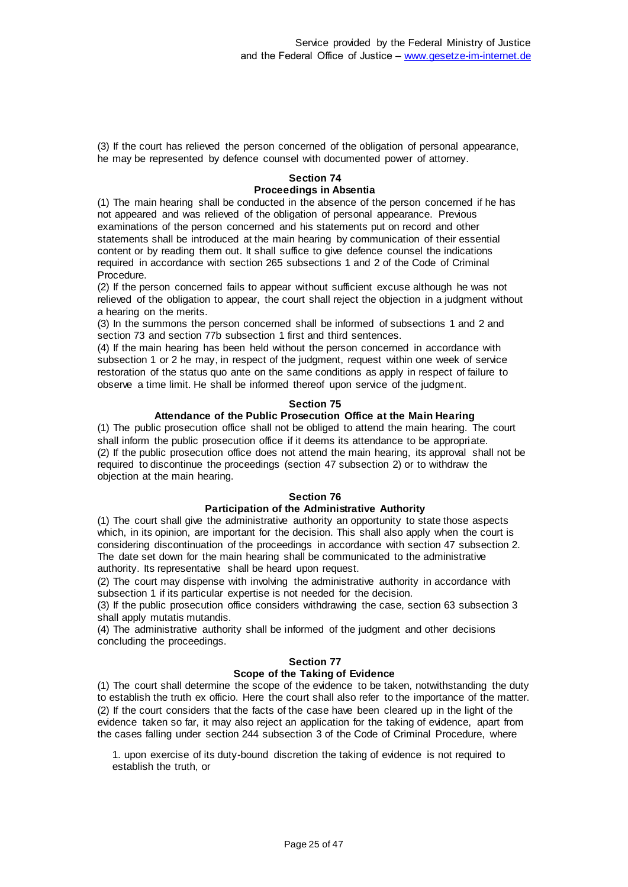(3) If the court has relieved the person concerned of the obligation of personal appearance, he may be represented by defence counsel with documented power of attorney.

### Section 74
### Proceedings in Absentia

(1) The main hearing shall be conducted in the absence of the person concerned if he has not appeared and was relieved of the obligation of personal appearance. Previous examinations of the person concerned and his statements put on record and other statements shall be introduced at the main hearing by communication of their essential content or by reading them out. It shall suffice to give defence counsel the indications required in accordance with section 265 subsections 1 and 2 of the Code of Criminal Procedure.
(2) If the person concerned fails to appear without sufficient excuse although he was not relieved of the obligation to appear, the court shall reject the objection in a judgment without a hearing on the merits.
(3) In the summons the person concerned shall be informed of subsections 1 and 2 and section 73 and section 77b subsection 1 first and third sentences.
(4) If the main hearing has been held without the person concerned in accordance with subsection 1 or 2 he may, in respect of the judgment, request within one week of service restoration of the status quo ante on the same conditions as apply in respect of failure to observe a time limit. He shall be informed thereof upon service of the judgment.

### Section 75
### Attendance of the Public Prosecution Office at the Main Hearing

(1) The public prosecution office shall not be obliged to attend the main hearing. The court shall inform the public prosecution office if it deems its attendance to be appropriate.
(2) If the public prosecution office does not attend the main hearing, its approval shall not be required to discontinue the proceedings (section 47 subsection 2) or to withdraw the objection at the main hearing.

### Section 76
### Participation of the Administrative Authority

(1) The court shall give the administrative authority an opportunity to state those aspects which, in its opinion, are important for the decision. This shall also apply when the court is considering discontinuation of the proceedings in accordance with section 47 subsection 2. The date set down for the main hearing shall be communicated to the administrative authority. Its representative shall be heard upon request.
(2) The court may dispense with involving the administrative authority in accordance with subsection 1 if its particular expertise is not needed for the decision.
(3) If the public prosecution office considers withdrawing the case, section 63 subsection 3 shall apply mutatis mutandis.
(4) The administrative authority shall be informed of the judgment and other decisions concluding the proceedings.

### Section 77
### Scope of the Taking of Evidence

(1) The court shall determine the scope of the evidence to be taken, notwithstanding the duty to establish the truth ex officio. Here the court shall also refer to the importance of the matter.
(2) If the court considers that the facts of the case have been cleared up in the light of the evidence taken so far, it may also reject an application for the taking of evidence, apart from the cases falling under section 244 subsection 3 of the Code of Criminal Procedure, where

1. upon exercise of its duty-bound discretion the taking of evidence is not required to establish the truth, or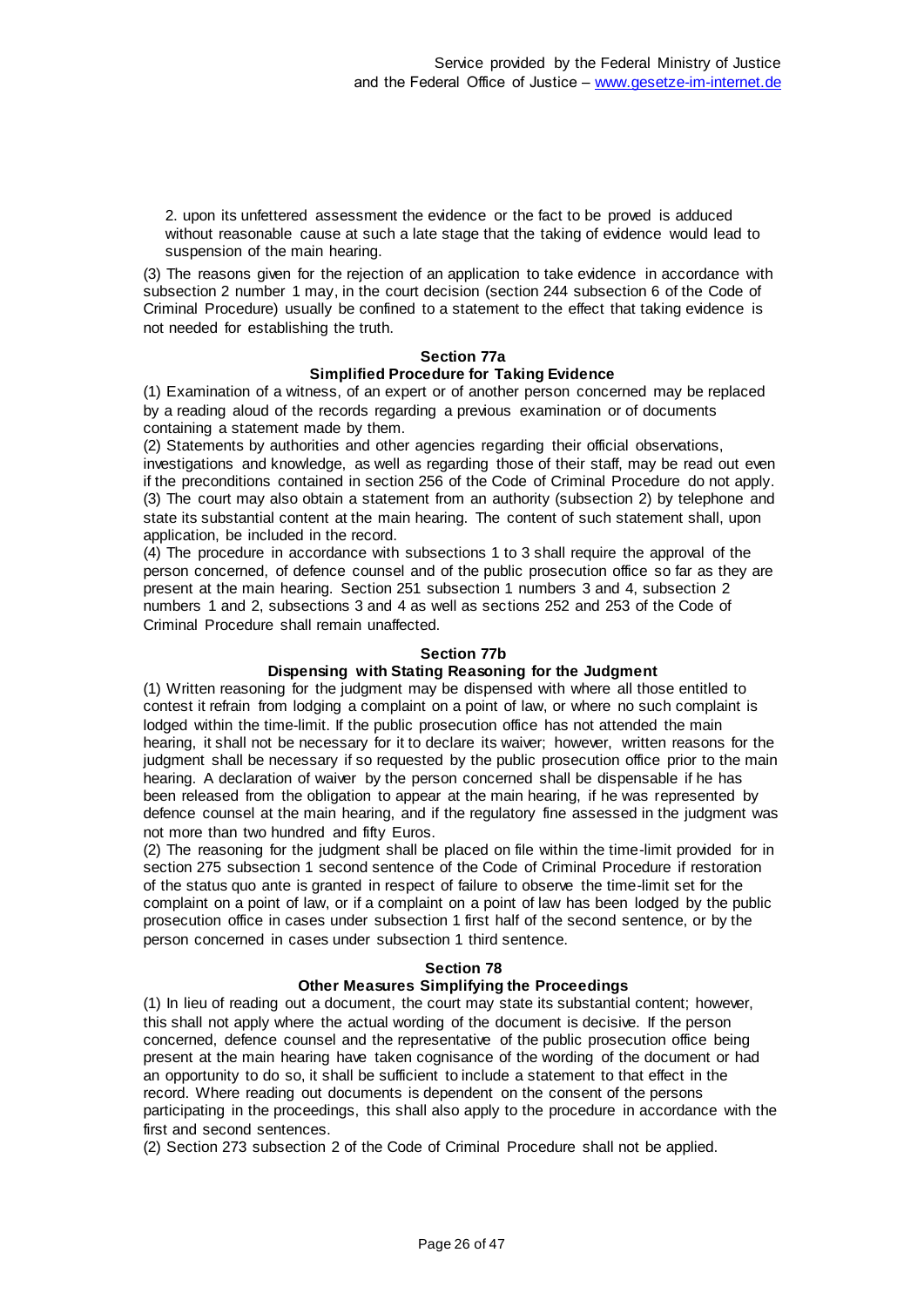2. upon its unfettered assessment the evidence or the fact to be proved is adduced without reasonable cause at such a late stage that the taking of evidence would lead to suspension of the main hearing.

(3) The reasons given for the rejection of an application to take evidence in accordance with subsection 2 number 1 may, in the court decision (section 244 subsection 6 of the Code of Criminal Procedure) usually be confined to a statement to the effect that taking evidence is not needed for establishing the truth.

### Section 77a
### Simplified Procedure for Taking Evidence

(1) Examination of a witness, of an expert or of another person concerned may be replaced by a reading aloud of the records regarding a previous examination or of documents containing a statement made by them.
(2) Statements by authorities and other agencies regarding their official observations, investigations and knowledge, as well as regarding those of their staff, may be read out even if the preconditions contained in section 256 of the Code of Criminal Procedure do not apply.
(3) The court may also obtain a statement from an authority (subsection 2) by telephone and state its substantial content at the main hearing. The content of such statement shall, upon application, be included in the record.
(4) The procedure in accordance with subsections 1 to 3 shall require the approval of the person concerned, of defence counsel and of the public prosecution office so far as they are present at the main hearing. Section 251 subsection 1 numbers 3 and 4, subsection 2 numbers 1 and 2, subsections 3 and 4 as well as sections 252 and 253 of the Code of Criminal Procedure shall remain unaffected.

### Section 77b
### Dispensing with Stating Reasoning for the Judgment

(1) Written reasoning for the judgment may be dispensed with where all those entitled to contest it refrain from lodging a complaint on a point of law, or where no such complaint is lodged within the time-limit. If the public prosecution office has not attended the main hearing, it shall not be necessary for it to declare its waiver; however, written reasons for the judgment shall be necessary if so requested by the public prosecution office prior to the main hearing. A declaration of waiver by the person concerned shall be dispensable if he has been released from the obligation to appear at the main hearing, if he was represented by defence counsel at the main hearing, and if the regulatory fine assessed in the judgment was not more than two hundred and fifty Euros.
(2) The reasoning for the judgment shall be placed on file within the time-limit provided for in section 275 subsection 1 second sentence of the Code of Criminal Procedure if restoration of the status quo ante is granted in respect of failure to observe the time-limit set for the complaint on a point of law, or if a complaint on a point of law has been lodged by the public prosecution office in cases under subsection 1 first half of the second sentence, or by the person concerned in cases under subsection 1 third sentence.

### Section 78
### Other Measures Simplifying the Proceedings

(1) In lieu of reading out a document, the court may state its substantial content; however, this shall not apply where the actual wording of the document is decisive. If the person concerned, defence counsel and the representative of the public prosecution office being present at the main hearing have taken cognisance of the wording of the document or had an opportunity to do so, it shall be sufficient to include a statement to that effect in the record. Where reading out documents is dependent on the consent of the persons participating in the proceedings, this shall also apply to the procedure in accordance with the first and second sentences.
(2) Section 273 subsection 2 of the Code of Criminal Procedure shall not be applied.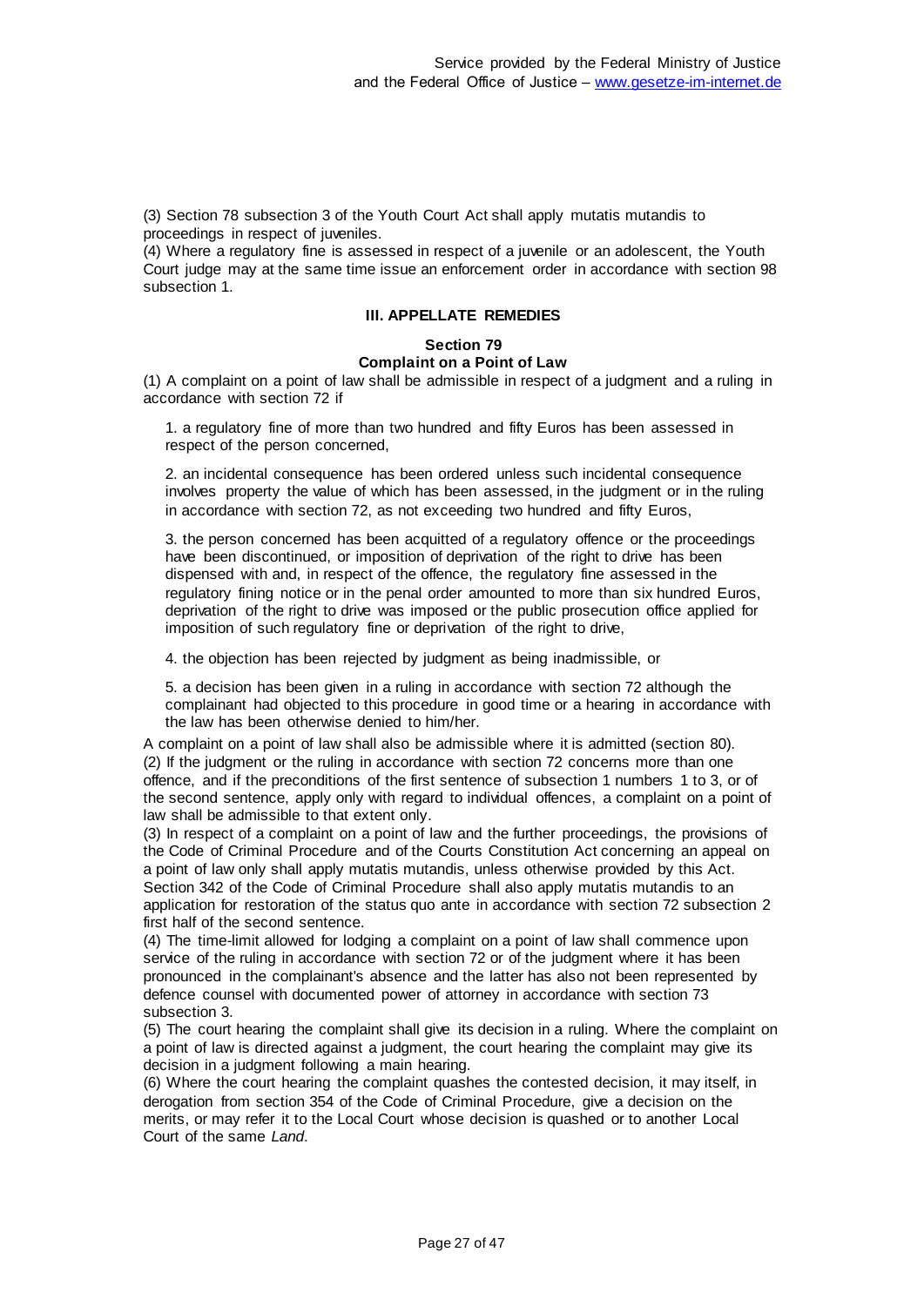(3) Section 78 subsection 3 of the Youth Court Act shall apply mutatis mutandis to proceedings in respect of juveniles.

(4) Where a regulatory fine is assessed in respect of a juvenile or an adolescent, the Youth Court judge may at the same time issue an enforcement order in accordance with section 98 subsection 1.

## III. APPELLATE REMEDIES

### Section 79
### Complaint on a Point of Law

(1) A complaint on a point of law shall be admissible in respect of a judgment and a ruling in accordance with section 72 if

1. a regulatory fine of more than two hundred and fifty Euros has been assessed in respect of the person concerned,

2. an incidental consequence has been ordered unless such incidental consequence involves property the value of which has been assessed, in the judgment or in the ruling in accordance with section 72, as not exceeding two hundred and fifty Euros,

3. the person concerned has been acquitted of a regulatory offence or the proceedings have been discontinued, or imposition of deprivation of the right to drive has been dispensed with and, in respect of the offence, the regulatory fine assessed in the regulatory fining notice or in the penal order amounted to more than six hundred Euros, deprivation of the right to drive was imposed or the public prosecution office applied for imposition of such regulatory fine or deprivation of the right to drive,

4. the objection has been rejected by judgment as being inadmissible, or

5. a decision has been given in a ruling in accordance with section 72 although the complainant had objected to this procedure in good time or a hearing in accordance with the law has been otherwise denied to him/her.

A complaint on a point of law shall also be admissible where it is admitted (section 80).

(2) If the judgment or the ruling in accordance with section 72 concerns more than one offence, and if the preconditions of the first sentence of subsection 1 numbers 1 to 3, or of the second sentence, apply only with regard to individual offences, a complaint on a point of law shall be admissible to that extent only.

(3) In respect of a complaint on a point of law and the further proceedings, the provisions of the Code of Criminal Procedure and of the Courts Constitution Act concerning an appeal on a point of law only shall apply mutatis mutandis, unless otherwise provided by this Act. Section 342 of the Code of Criminal Procedure shall also apply mutatis mutandis to an application for restoration of the status quo ante in accordance with section 72 subsection 2 first half of the second sentence.

(4) The time-limit allowed for lodging a complaint on a point of law shall commence upon service of the ruling in accordance with section 72 or of the judgment where it has been pronounced in the complainant's absence and the latter has also not been represented by defence counsel with documented power of attorney in accordance with section 73 subsection 3.

(5) The court hearing the complaint shall give its decision in a ruling. Where the complaint on a point of law is directed against a judgment, the court hearing the complaint may give its decision in a judgment following a main hearing.

(6) Where the court hearing the complaint quashes the contested decision, it may itself, in derogation from section 354 of the Code of Criminal Procedure, give a decision on the merits, or may refer it to the Local Court whose decision is quashed or to another Local Court of the same *Land*.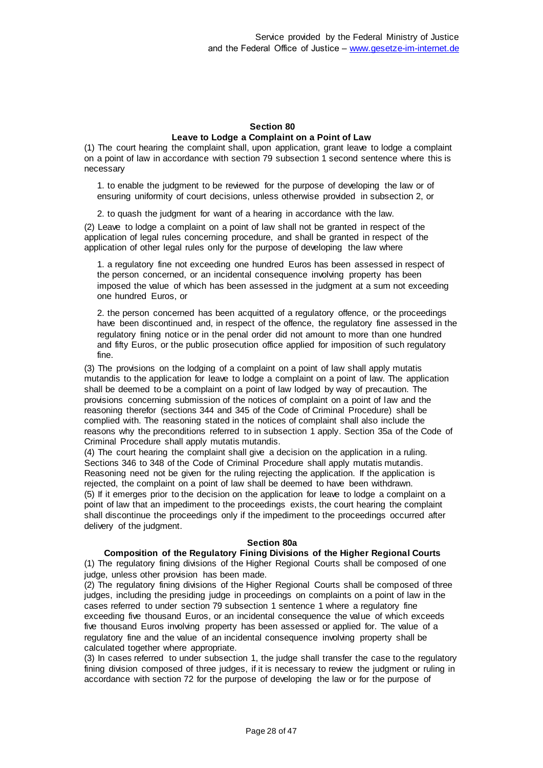#### Section 80
#### Leave to Lodge a Complaint on a Point of Law

(1) The court hearing the complaint shall, upon application, grant leave to lodge a complaint on a point of law in accordance with section 79 subsection 1 second sentence where this is necessary

1. to enable the judgment to be reviewed for the purpose of developing the law or of ensuring uniformity of court decisions, unless otherwise provided in subsection 2, or

2. to quash the judgment for want of a hearing in accordance with the law.

(2) Leave to lodge a complaint on a point of law shall not be granted in respect of the application of legal rules concerning procedure, and shall be granted in respect of the application of other legal rules only for the purpose of developing the law where

1. a regulatory fine not exceeding one hundred Euros has been assessed in respect of the person concerned, or an incidental consequence involving property has been imposed the value of which has been assessed in the judgment at a sum not exceeding one hundred Euros, or

2. the person concerned has been acquitted of a regulatory offence, or the proceedings have been discontinued and, in respect of the offence, the regulatory fine assessed in the regulatory fining notice or in the penal order did not amount to more than one hundred and fifty Euros, or the public prosecution office applied for imposition of such regulatory fine.

(3) The provisions on the lodging of a complaint on a point of law shall apply mutatis mutandis to the application for leave to lodge a complaint on a point of law. The application shall be deemed to be a complaint on a point of law lodged by way of precaution. The provisions concerning submission of the notices of complaint on a point of law and the reasoning therefor (sections 344 and 345 of the Code of Criminal Procedure) shall be complied with. The reasoning stated in the notices of complaint shall also include the reasons why the preconditions referred to in subsection 1 apply. Section 35a of the Code of Criminal Procedure shall apply mutatis mutandis.

(4) The court hearing the complaint shall give a decision on the application in a ruling. Sections 346 to 348 of the Code of Criminal Procedure shall apply mutatis mutandis. Reasoning need not be given for the ruling rejecting the application. If the application is rejected, the complaint on a point of law shall be deemed to have been withdrawn.

(5) If it emerges prior to the decision on the application for leave to lodge a complaint on a point of law that an impediment to the proceedings exists, the court hearing the complaint shall discontinue the proceedings only if the impediment to the proceedings occurred after delivery of the judgment.

#### Section 80a
#### Composition of the Regulatory Fining Divisions of the Higher Regional Courts

(1) The regulatory fining divisions of the Higher Regional Courts shall be composed of one judge, unless other provision has been made.

(2) The regulatory fining divisions of the Higher Regional Courts shall be composed of three judges, including the presiding judge in proceedings on complaints on a point of law in the cases referred to under section 79 subsection 1 sentence 1 where a regulatory fine exceeding five thousand Euros, or an incidental consequence the value of which exceeds five thousand Euros involving property has been assessed or applied for. The value of a regulatory fine and the value of an incidental consequence involving property shall be calculated together where appropriate.

(3) In cases referred to under subsection 1, the judge shall transfer the case to the regulatory fining division composed of three judges, if it is necessary to review the judgment or ruling in accordance with section 72 for the purpose of developing the law or for the purpose of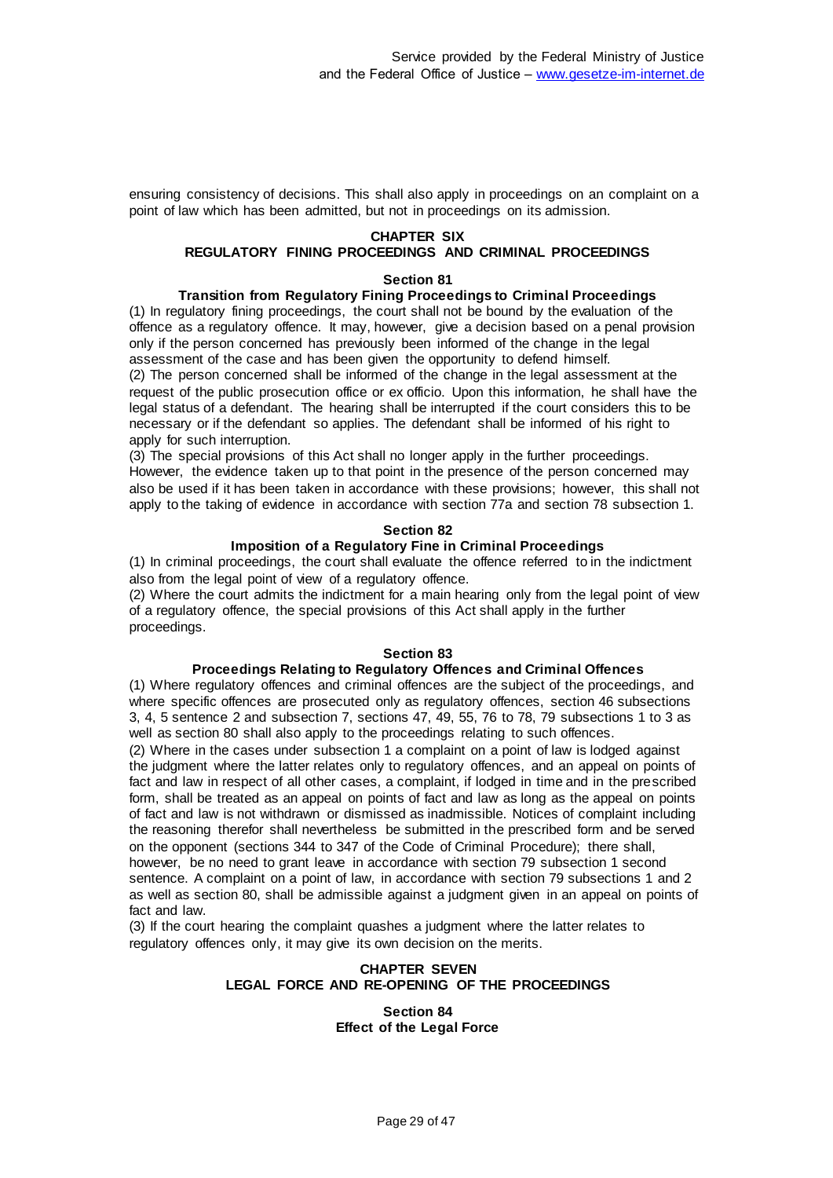ensuring consistency of decisions. This shall also apply in proceedings on an complaint on a point of law which has been admitted, but not in proceedings on its admission.

## CHAPTER SIX
## REGULATORY FINING PROCEEDINGS AND CRIMINAL PROCEEDINGS

### Section 81
### Transition from Regulatory Fining Proceedings to Criminal Proceedings

(1) In regulatory fining proceedings, the court shall not be bound by the evaluation of the offence as a regulatory offence. It may, however, give a decision based on a penal provision only if the person concerned has previously been informed of the change in the legal assessment of the case and has been given the opportunity to defend himself.

(2) The person concerned shall be informed of the change in the legal assessment at the request of the public prosecution office or ex officio. Upon this information, he shall have the legal status of a defendant. The hearing shall be interrupted if the court considers this to be necessary or if the defendant so applies. The defendant shall be informed of his right to apply for such interruption.

(3) The special provisions of this Act shall no longer apply in the further proceedings. However, the evidence taken up to that point in the presence of the person concerned may also be used if it has been taken in accordance with these provisions; however, this shall not apply to the taking of evidence in accordance with section 77a and section 78 subsection 1.

### Section 82
### Imposition of a Regulatory Fine in Criminal Proceedings

(1) In criminal proceedings, the court shall evaluate the offence referred to in the indictment also from the legal point of view of a regulatory offence.

(2) Where the court admits the indictment for a main hearing only from the legal point of view of a regulatory offence, the special provisions of this Act shall apply in the further proceedings.

### Section 83
### Proceedings Relating to Regulatory Offences and Criminal Offences

(1) Where regulatory offences and criminal offences are the subject of the proceedings, and where specific offences are prosecuted only as regulatory offences, section 46 subsections 3, 4, 5 sentence 2 and subsection 7, sections 47, 49, 55, 76 to 78, 79 subsections 1 to 3 as well as section 80 shall also apply to the proceedings relating to such offences.

(2) Where in the cases under subsection 1 a complaint on a point of law is lodged against the judgment where the latter relates only to regulatory offences, and an appeal on points of fact and law in respect of all other cases, a complaint, if lodged in time and in the prescribed form, shall be treated as an appeal on points of fact and law as long as the appeal on points of fact and law is not withdrawn or dismissed as inadmissible. Notices of complaint including the reasoning therefor shall nevertheless be submitted in the prescribed form and be served on the opponent (sections 344 to 347 of the Code of Criminal Procedure); there shall, however, be no need to grant leave in accordance with section 79 subsection 1 second sentence. A complaint on a point of law, in accordance with section 79 subsections 1 and 2 as well as section 80, shall be admissible against a judgment given in an appeal on points of fact and law.

(3) If the court hearing the complaint quashes a judgment where the latter relates to regulatory offences only, it may give its own decision on the merits.

## CHAPTER SEVEN
## LEGAL FORCE AND RE-OPENING OF THE PROCEEDINGS

### Section 84
### Effect of the Legal Force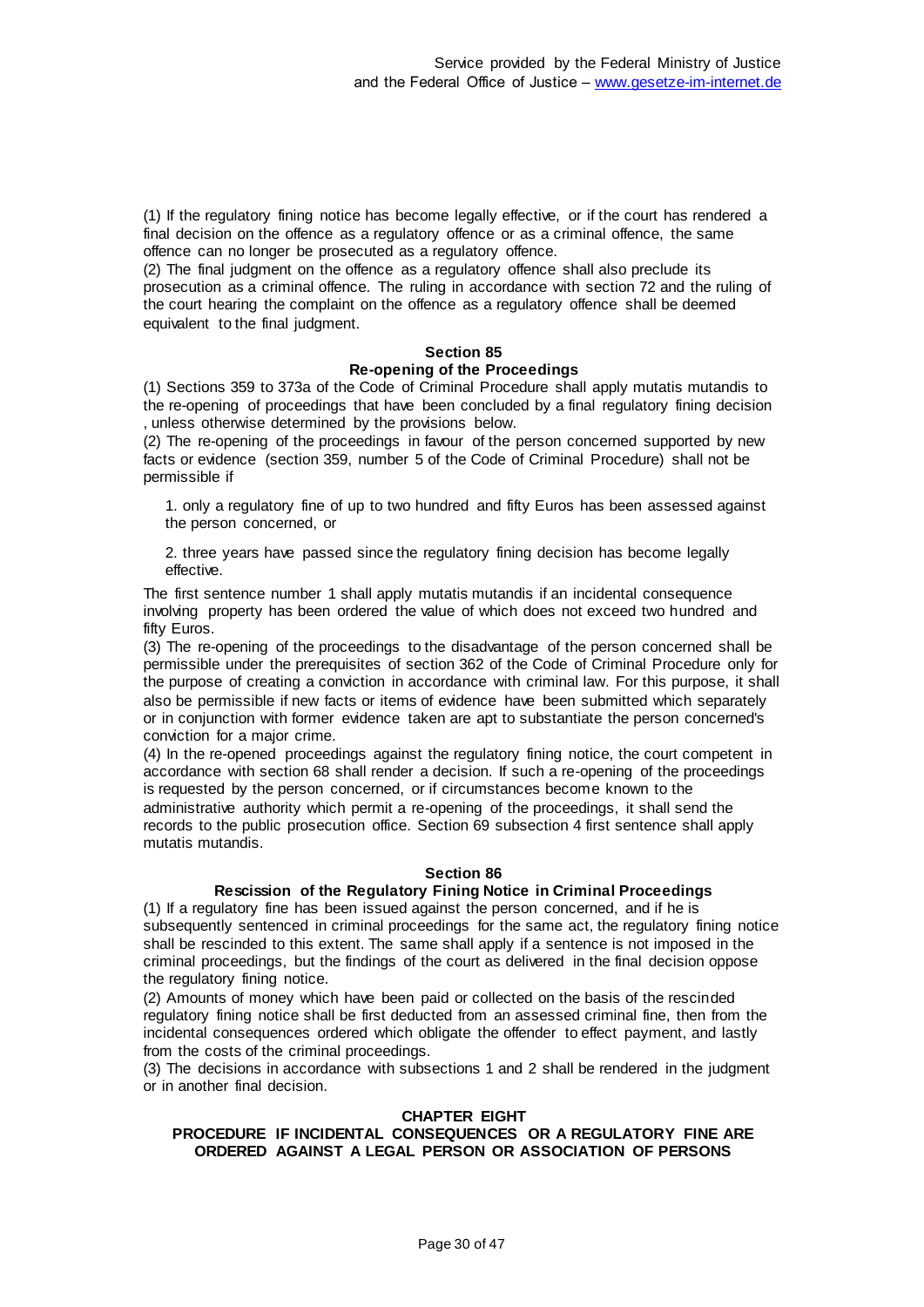(1) If the regulatory fining notice has become legally effective, or if the court has rendered a final decision on the offence as a regulatory offence or as a criminal offence, the same offence can no longer be prosecuted as a regulatory offence.

(2) The final judgment on the offence as a regulatory offence shall also preclude its prosecution as a criminal offence. The ruling in accordance with section 72 and the ruling of the court hearing the complaint on the offence as a regulatory offence shall be deemed equivalent to the final judgment.

### Section 85
### Re-opening of the Proceedings

(1) Sections 359 to 373a of the Code of Criminal Procedure shall apply mutatis mutandis to the re-opening of proceedings that have been concluded by a final regulatory fining decision , unless otherwise determined by the provisions below.

(2) The re-opening of the proceedings in favour of the person concerned supported by new facts or evidence (section 359, number 5 of the Code of Criminal Procedure) shall not be permissible if

1. only a regulatory fine of up to two hundred and fifty Euros has been assessed against the person concerned, or

2. three years have passed since the regulatory fining decision has become legally effective.

The first sentence number 1 shall apply mutatis mutandis if an incidental consequence involving property has been ordered the value of which does not exceed two hundred and fifty Euros.

(3) The re-opening of the proceedings to the disadvantage of the person concerned shall be permissible under the prerequisites of section 362 of the Code of Criminal Procedure only for the purpose of creating a conviction in accordance with criminal law. For this purpose, it shall also be permissible if new facts or items of evidence have been submitted which separately or in conjunction with former evidence taken are apt to substantiate the person concerned's conviction for a major crime.

(4) In the re-opened proceedings against the regulatory fining notice, the court competent in accordance with section 68 shall render a decision. If such a re-opening of the proceedings is requested by the person concerned, or if circumstances become known to the administrative authority which permit a re-opening of the proceedings, it shall send the records to the public prosecution office. Section 69 subsection 4 first sentence shall apply mutatis mutandis.

### Section 86
### Rescission of the Regulatory Fining Notice in Criminal Proceedings

(1) If a regulatory fine has been issued against the person concerned, and if he is subsequently sentenced in criminal proceedings for the same act, the regulatory fining notice shall be rescinded to this extent. The same shall apply if a sentence is not imposed in the criminal proceedings, but the findings of the court as delivered in the final decision oppose the regulatory fining notice.

(2) Amounts of money which have been paid or collected on the basis of the rescinded regulatory fining notice shall be first deducted from an assessed criminal fine, then from the incidental consequences ordered which obligate the offender to effect payment, and lastly from the costs of the criminal proceedings.

(3) The decisions in accordance with subsections 1 and 2 shall be rendered in the judgment or in another final decision.

## CHAPTER EIGHT
## PROCEDURE IF INCIDENTAL CONSEQUENCES OR A REGULATORY FINE ARE ORDERED AGAINST A LEGAL PERSON OR ASSOCIATION OF PERSONS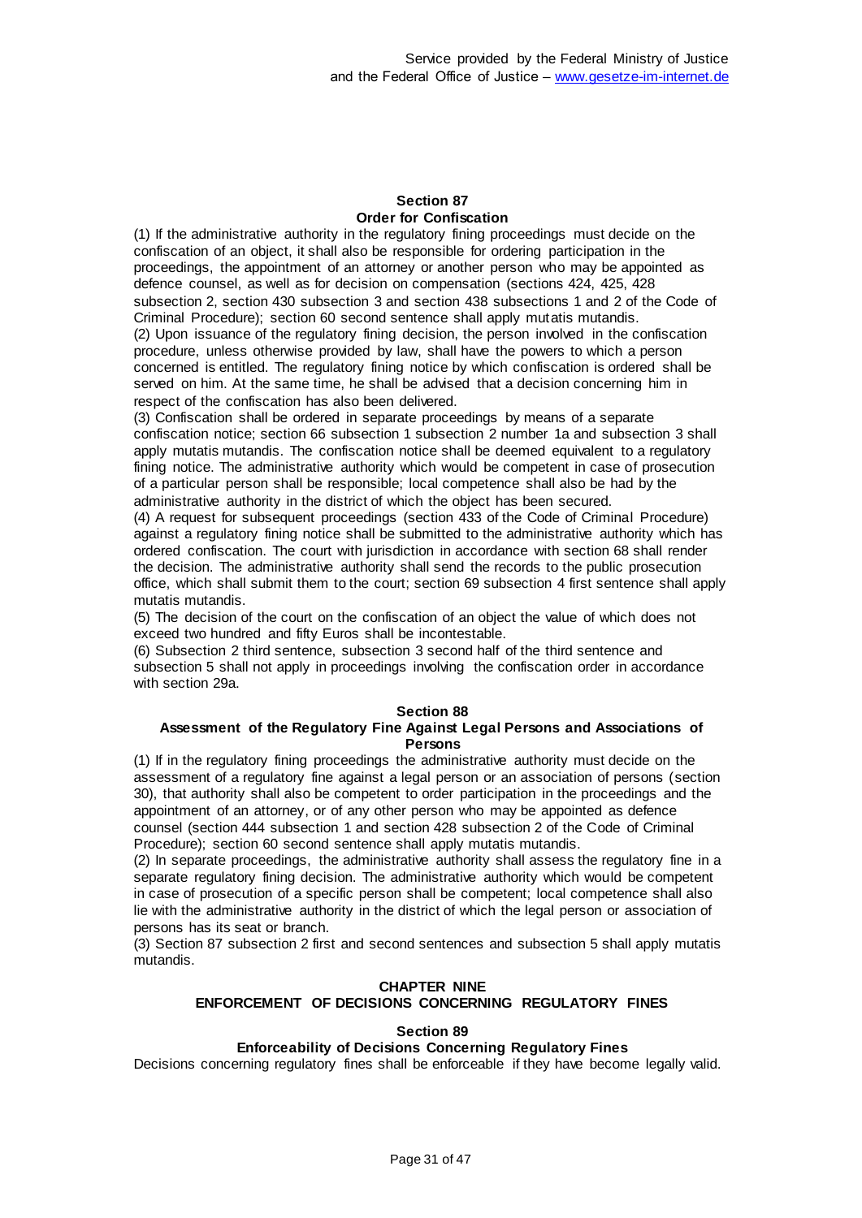## Section 87
### Order for Confiscation

(1) If the administrative authority in the regulatory fining proceedings must decide on the confiscation of an object, it shall also be responsible for ordering participation in the proceedings, the appointment of an attorney or another person who may be appointed as defence counsel, as well as for decision on compensation (sections 424, 425, 428 subsection 2, section 430 subsection 3 and section 438 subsections 1 and 2 of the Code of Criminal Procedure); section 60 second sentence shall apply mutatis mutandis.

(2) Upon issuance of the regulatory fining decision, the person involved in the confiscation procedure, unless otherwise provided by law, shall have the powers to which a person concerned is entitled. The regulatory fining notice by which confiscation is ordered shall be served on him. At the same time, he shall be advised that a decision concerning him in respect of the confiscation has also been delivered.

(3) Confiscation shall be ordered in separate proceedings by means of a separate confiscation notice; section 66 subsection 1 subsection 2 number 1a and subsection 3 shall apply mutatis mutandis. The confiscation notice shall be deemed equivalent to a regulatory fining notice. The administrative authority which would be competent in case of prosecution of a particular person shall be responsible; local competence shall also be had by the administrative authority in the district of which the object has been secured.

(4) A request for subsequent proceedings (section 433 of the Code of Criminal Procedure) against a regulatory fining notice shall be submitted to the administrative authority which has ordered confiscation. The court with jurisdiction in accordance with section 68 shall render the decision. The administrative authority shall send the records to the public prosecution office, which shall submit them to the court; section 69 subsection 4 first sentence shall apply mutatis mutandis.

(5) The decision of the court on the confiscation of an object the value of which does not exceed two hundred and fifty Euros shall be incontestable.

(6) Subsection 2 third sentence, subsection 3 second half of the third sentence and subsection 5 shall not apply in proceedings involving the confiscation order in accordance with section 29a.

## Section 88
### Assessment of the Regulatory Fine Against Legal Persons and Associations of Persons

(1) If in the regulatory fining proceedings the administrative authority must decide on the assessment of a regulatory fine against a legal person or an association of persons (section 30), that authority shall also be competent to order participation in the proceedings and the appointment of an attorney, or of any other person who may be appointed as defence counsel (section 444 subsection 1 and section 428 subsection 2 of the Code of Criminal Procedure); section 60 second sentence shall apply mutatis mutandis.

(2) In separate proceedings, the administrative authority shall assess the regulatory fine in a separate regulatory fining decision. The administrative authority which would be competent in case of prosecution of a specific person shall be competent; local competence shall also lie with the administrative authority in the district of which the legal person or association of persons has its seat or branch.

(3) Section 87 subsection 2 first and second sentences and subsection 5 shall apply mutatis mutandis.

# CHAPTER NINE
# ENFORCEMENT OF DECISIONS CONCERNING REGULATORY FINES

## Section 89
### Enforceability of Decisions Concerning Regulatory Fines

Decisions concerning regulatory fines shall be enforceable if they have become legally valid.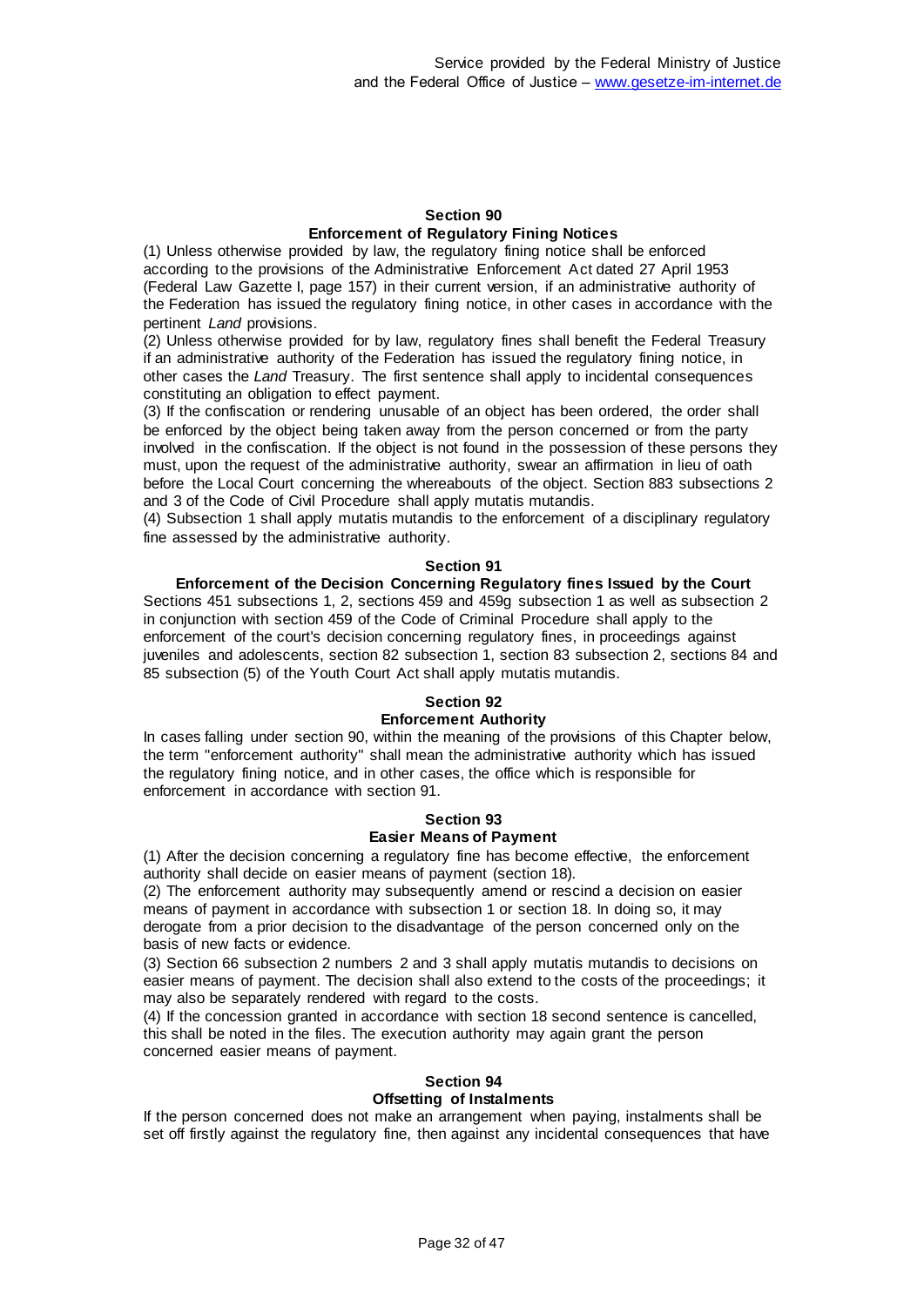### Section 90
### Enforcement of Regulatory Fining Notices

(1) Unless otherwise provided by law, the regulatory fining notice shall be enforced according to the provisions of the Administrative Enforcement Act dated 27 April 1953 (Federal Law Gazette I, page 157) in their current version, if an administrative authority of the Federation has issued the regulatory fining notice, in other cases in accordance with the pertinent *Land* provisions.

(2) Unless otherwise provided for by law, regulatory fines shall benefit the Federal Treasury if an administrative authority of the Federation has issued the regulatory fining notice, in other cases the *Land* Treasury. The first sentence shall apply to incidental consequences constituting an obligation to effect payment.

(3) If the confiscation or rendering unusable of an object has been ordered, the order shall be enforced by the object being taken away from the person concerned or from the party involved in the confiscation. If the object is not found in the possession of these persons they must, upon the request of the administrative authority, swear an affirmation in lieu of oath before the Local Court concerning the whereabouts of the object. Section 883 subsections 2 and 3 of the Code of Civil Procedure shall apply mutatis mutandis.

(4) Subsection 1 shall apply mutatis mutandis to the enforcement of a disciplinary regulatory fine assessed by the administrative authority.

### Section 91
### Enforcement of the Decision Concerning Regulatory fines Issued by the Court

Sections 451 subsections 1, 2, sections 459 and 459g subsection 1 as well as subsection 2 in conjunction with section 459 of the Code of Criminal Procedure shall apply to the enforcement of the court's decision concerning regulatory fines, in proceedings against juveniles and adolescents, section 82 subsection 1, section 83 subsection 2, sections 84 and 85 subsection (5) of the Youth Court Act shall apply mutatis mutandis.

### Section 92
### Enforcement Authority

In cases falling under section 90, within the meaning of the provisions of this Chapter below, the term "enforcement authority" shall mean the administrative authority which has issued the regulatory fining notice, and in other cases, the office which is responsible for enforcement in accordance with section 91.

### Section 93
### Easier Means of Payment

(1) After the decision concerning a regulatory fine has become effective, the enforcement authority shall decide on easier means of payment (section 18).

(2) The enforcement authority may subsequently amend or rescind a decision on easier means of payment in accordance with section 1 or section 18. In doing so, it may derogate from a prior decision to the disadvantage of the person concerned only on the basis of new facts or evidence.

(3) Section 66 subsection 2 numbers 2 and 3 shall apply mutatis mutandis to decisions on easier means of payment. The decision shall also extend to the costs of the proceedings; it may also be separately rendered with regard to the costs.

(4) If the concession granted in accordance with section 18 second sentence is cancelled, this shall be noted in the files. The execution authority may again grant the person concerned easier means of payment.

### Section 94
### Offsetting of Instalments

If the person concerned does not make an arrangement when paying, instalments shall be set off firstly against the regulatory fine, then against any incidental consequences that have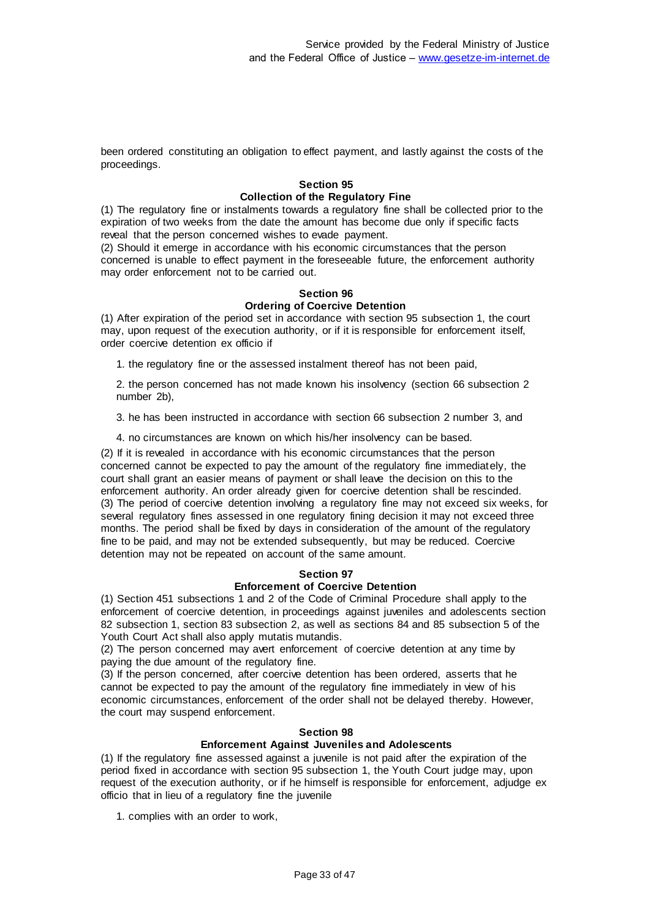been ordered constituting an obligation to effect payment, and lastly against the costs of the proceedings.

**Section 95**
**Collection of the Regulatory Fine**

(1) The regulatory fine or instalments towards a regulatory fine shall be collected prior to the expiration of two weeks from the date the amount has become due only if specific facts reveal that the person concerned wishes to evade payment.
(2) Should it emerge in accordance with his economic circumstances that the person concerned is unable to effect payment in the foreseeable future, the enforcement authority may order enforcement not to be carried out.

**Section 96**
**Ordering of Coercive Detention**

(1) After expiration of the period set in accordance with section 95 subsection 1, the court may, upon request of the execution authority, or if it is responsible for enforcement itself, order coercive detention ex officio if

1. the regulatory fine or the assessed instalment thereof has not been paid,

2. the person concerned has not made known his insolvency (section 66 subsection 2 number 2b),

3. he has been instructed in accordance with section 66 subsection 2 number 3, and

4. no circumstances are known on which his/her insolvency can be based.

(2) If it is revealed in accordance with his economic circumstances that the person concerned cannot be expected to pay the amount of the regulatory fine immediately, the court shall grant an easier means of payment or shall leave the decision on this to the enforcement authority. An order already given for coercive detention shall be rescinded.
(3) The period of coercive detention involving a regulatory fine may not exceed six weeks, for several regulatory fines assessed in one regulatory fining decision it may not exceed three months. The period shall be fixed by days in consideration of the amount of the regulatory fine to be paid, and may not be extended subsequently, but may be reduced. Coercive detention may not be repeated on account of the same amount.

**Section 97**
**Enforcement of Coercive Detention**

(1) Section 451 subsections 1 and 2 of the Code of Criminal Procedure shall apply to the enforcement of coercive detention, in proceedings against juveniles and adolescents section 82 subsection 1, section 83 subsection 2, as well as sections 84 and 85 subsection 5 of the Youth Court Act shall also apply mutatis mutandis.
(2) The person concerned may avert enforcement of coercive detention at any time by paying the due amount of the regulatory fine.
(3) If the person concerned, after coercive detention has been ordered, asserts that he cannot be expected to pay the amount of the regulatory fine immediately in view of his economic circumstances, enforcement of the order shall not be delayed thereby. However, the court may suspend enforcement.

**Section 98**
**Enforcement Against Juveniles and Adolescents**

(1) If the regulatory fine assessed against a juvenile is not paid after the expiration of the period fixed in accordance with section 95 subsection 1, the Youth Court judge may, upon request of the execution authority, or if he himself is responsible for enforcement, adjudge ex officio that in lieu of a regulatory fine the juvenile

1. complies with an order to work,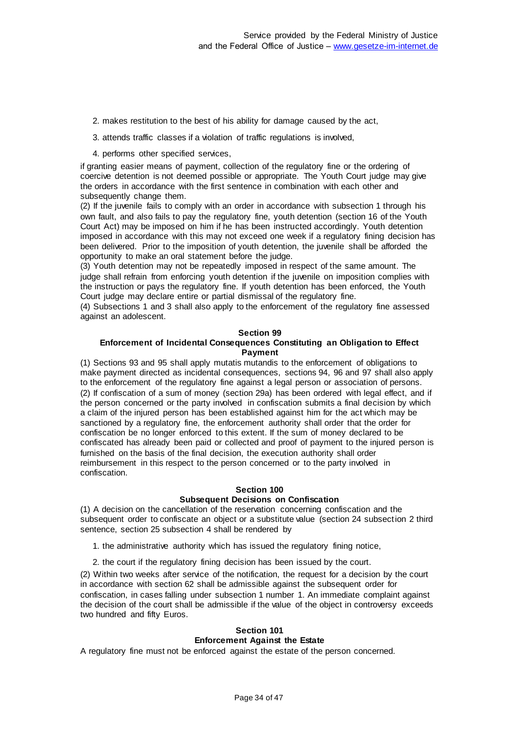2. makes restitution to the best of his ability for damage caused by the act,

3. attends traffic classes if a violation of traffic regulations is involved,

4. performs other specified services,

if granting easier means of payment, collection of the regulatory fine or the ordering of coercive detention is not deemed possible or appropriate. The Youth Court judge may give the orders in accordance with the first sentence in combination with each other and subsequently change them.

(2) If the juvenile fails to comply with an order in accordance with subsection 1 through his own fault, and also fails to pay the regulatory fine, youth detention (section 16 of the Youth Court Act) may be imposed on him if he has been instructed accordingly. Youth detention imposed in accordance with this may not exceed one week if a regulatory fining decision has been delivered. Prior to the imposition of youth detention, the juvenile shall be afforded the opportunity to make an oral statement before the judge.

(3) Youth detention may not be repeatedly imposed in respect of the same amount. The judge shall refrain from enforcing youth detention if the juvenile on imposition complies with the instruction or pays the regulatory fine. If youth detention has been enforced, the Youth Court judge may declare entire or partial dismissal of the regulatory fine.

(4) Subsections 1 and 3 shall also apply to the enforcement of the regulatory fine assessed against an adolescent.

### Section 99
### Enforcement of Incidental Consequences Constituting an Obligation to Effect Payment

(1) Sections 93 and 95 shall apply mutatis mutandis to the enforcement of obligations to make payment directed as incidental consequences, sections 94, 96 and 97 shall also apply to the enforcement of the regulatory fine against a legal person or association of persons.

(2) If confiscation of a sum of money (section 29a) has been ordered with legal effect, and if the person concerned or the party involved in confiscation submits a final decision by which a claim of the injured person has been established against him for the act which may be sanctioned by a regulatory fine, the enforcement authority shall order that the order for confiscation be no longer enforced to this extent. If the sum of money declared to be confiscated has already been paid or collected and proof of payment to the injured person is furnished on the basis of the final decision, the execution authority shall order reimbursement in this respect to the person concerned or to the party involved in confiscation.

### Section 100
### Subsequent Decisions on Confiscation

(1) A decision on the cancellation of the reservation concerning confiscation and the subsequent order to confiscate an object or a substitute value (section 24 subsection 2 third sentence, section 25 subsection 4 shall be rendered by

1. the administrative authority which has issued the regulatory fining notice,

2. the court if the regulatory fining decision has been issued by the court.

(2) Within two weeks after service of the notification, the request for a decision by the court in accordance with section 62 shall be admissible against the subsequent order for confiscation, in cases falling under subsection 1 number 1. An immediate complaint against the decision of the court shall be admissible if the value of the object in controversy exceeds two hundred and fifty Euros.

### Section 101
### Enforcement Against the Estate

A regulatory fine must not be enforced against the estate of the person concerned.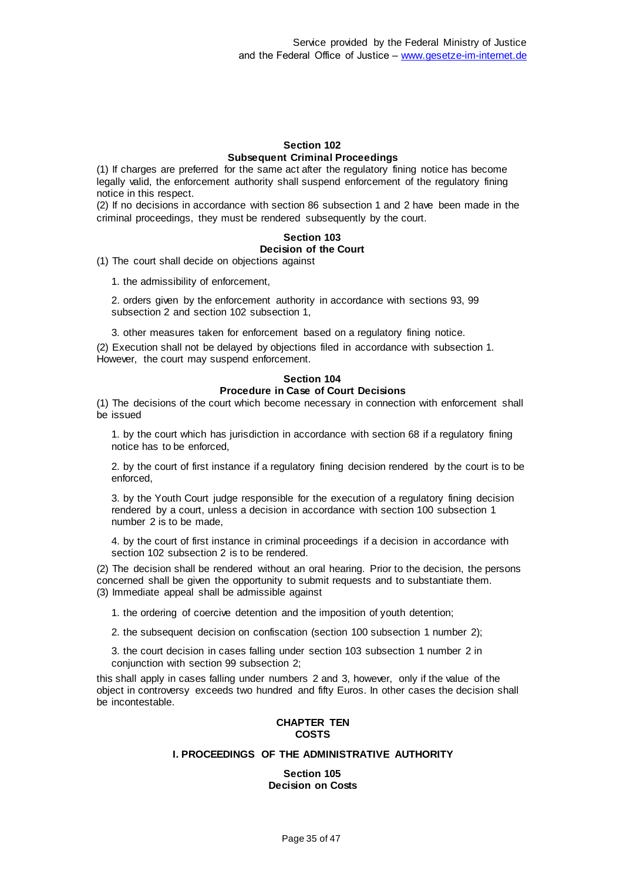### Section 102
### Subsequent Criminal Proceedings

(1) If charges are preferred for the same act after the regulatory fining notice has become legally valid, the enforcement authority shall suspend enforcement of the regulatory fining notice in this respect.
(2) If no decisions in accordance with section 86 subsection 1 and 2 have been made in the criminal proceedings, they must be rendered subsequently by the court.

### Section 103
### Decision of the Court

(1) The court shall decide on objections against

1. the admissibility of enforcement,

2. orders given by the enforcement authority in accordance with sections 93, 99 subsection 2 and section 102 subsection 1,

3. other measures taken for enforcement based on a regulatory fining notice.

(2) Execution shall not be delayed by objections filed in accordance with subsection 1. However, the court may suspend enforcement.

### Section 104
### Procedure in Case of Court Decisions

(1) The decisions of the court which become necessary in connection with enforcement shall be issued

1. by the court which has jurisdiction in accordance with section 68 if a regulatory fining notice has to be enforced,

2. by the court of first instance if a regulatory fining decision rendered by the court is to be enforced,

3. by the Youth Court judge responsible for the execution of a regulatory fining decision rendered by a court, unless a decision in accordance with section 100 subsection 1 number 2 is to be made,

4. by the court of first instance in criminal proceedings if a decision in accordance with section 102 subsection 2 is to be rendered.

(2) The decision shall be rendered without an oral hearing. Prior to the decision, the persons concerned shall be given the opportunity to submit requests and to substantiate them.
(3) Immediate appeal shall be admissible against

1. the ordering of coercive detention and the imposition of youth detention;

2. the subsequent decision on confiscation (section 100 subsection 1 number 2);

3. the court decision in cases falling under section 103 subsection 1 number 2 in conjunction with section 99 subsection 2;

this shall apply in cases falling under numbers 2 and 3, however, only if the value of the object in controversy exceeds two hundred and fifty Euros. In other cases the decision shall be incontestable.

## CHAPTER TEN
## COSTS

### I. PROCEEDINGS OF THE ADMINISTRATIVE AUTHORITY

### Section 105
### Decision on Costs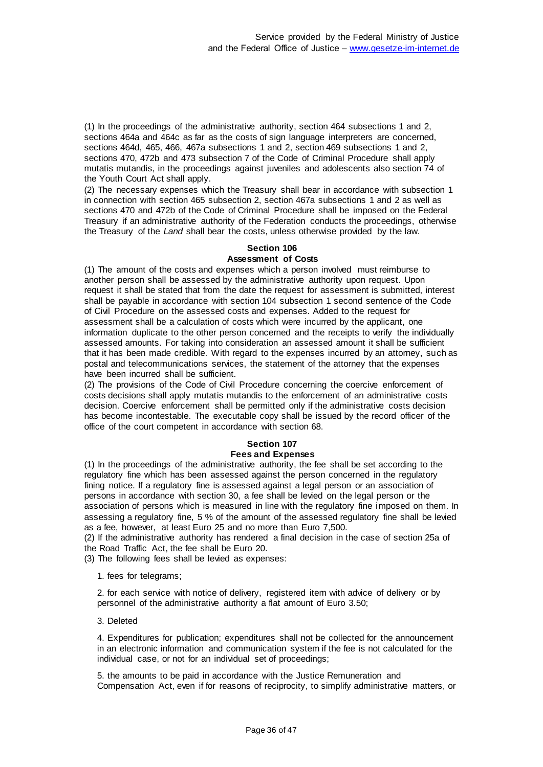(1) In the proceedings of the administrative authority, section 464 subsections 1 and 2, sections 464a and 464c as far as the costs of sign language interpreters are concerned, sections 464d, 465, 466, 467a subsections 1 and 2, section 469 subsections 1 and 2, sections 470, 472b and 473 subsection 7 of the Code of Criminal Procedure shall apply mutatis mutandis, in the proceedings against juveniles and adolescents also section 74 of the Youth Court Act shall apply.
(2) The necessary expenses which the Treasury shall bear in accordance with subsection 1 in connection with section 465 subsection 2, section 467a subsections 1 and 2 as well as sections 470 and 472b of the Code of Criminal Procedure shall be imposed on the Federal Treasury if an administrative authority of the Federation conducts the proceedings, otherwise the Treasury of the *Land* shall bear the costs, unless otherwise provided by the law.

#### Section 106
#### Assessment of Costs

(1) The amount of the costs and expenses which a person involved must reimburse to another person shall be assessed by the administrative authority upon request. Upon request it shall be stated that from the date the request for assessment is submitted, interest shall be payable in accordance with section 104 subsection 1 second sentence of the Code of Civil Procedure on the assessed costs and expenses. Added to the request for assessment shall be a calculation of costs which were incurred by the applicant, one information duplicate to the other person concerned and the receipts to verify the individually assessed amounts. For taking into consideration an assessed amount it shall be sufficient that it has been made credible. With regard to the expenses incurred by an attorney, such as postal and telecommunications services, the statement of the attorney that the expenses have been incurred shall be sufficient.
(2) The provisions of the Code of Civil Procedure concerning the coercive enforcement of costs decisions shall apply mutatis mutandis to the enforcement of an administrative costs decision. Coercive enforcement shall be permitted only if the administrative costs decision has become incontestable. The executable copy shall be issued by the record officer of the office of the court competent in accordance with section 68.

#### Section 107
#### Fees and Expenses

(1) In the proceedings of the administrative authority, the fee shall be set according to the regulatory fine which has been assessed against the person concerned in the regulatory fining notice. If a regulatory fine is assessed against a legal person or an association of persons in accordance with section 30, a fee shall be levied on the legal person or the association of persons which is measured in line with the regulatory fine imposed on them. In assessing a regulatory fine, 5 % of the amount of the assessed regulatory fine shall be levied as a fee, however, at least Euro 25 and no more than Euro 7,500.
(2) If the administrative authority has rendered a final decision in the case of section 25a of the Road Traffic Act, the fee shall be Euro 20.
(3) The following fees shall be levied as expenses:

1. fees for telegrams;

2. for each service with notice of delivery, registered item with advice of delivery or by personnel of the administrative authority a flat amount of Euro 3.50;

3. Deleted

4. Expenditures for publication; expenditures shall not be collected for the announcement in an electronic information and communication system if the fee is not calculated for the individual case, or not for an individual set of proceedings;

5. the amounts to be paid in accordance with the Justice Remuneration and Compensation Act, even if for reasons of reciprocity, to simplify administrative matters, or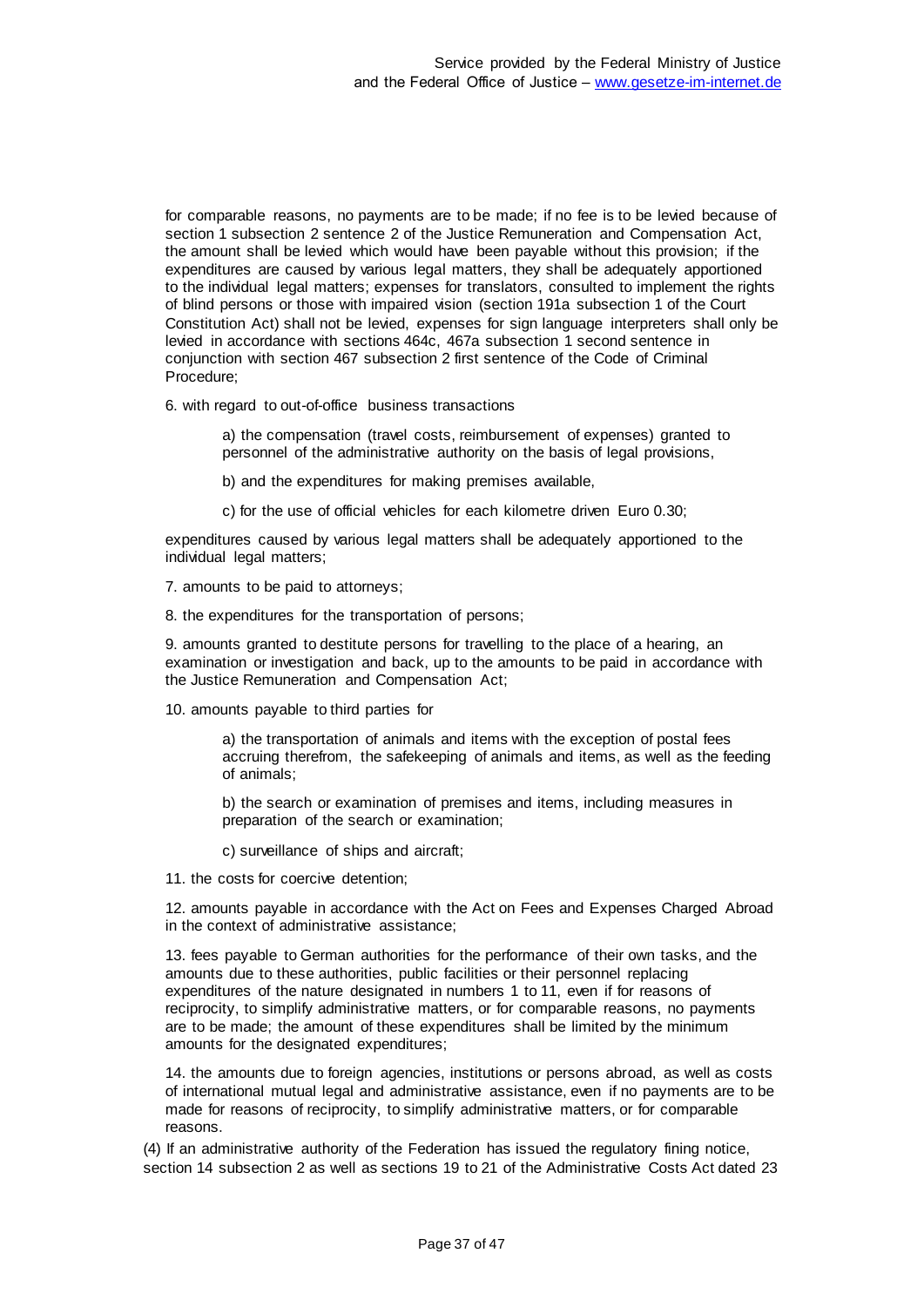for comparable reasons, no payments are to be made; if no fee is to be levied because of section 1 subsection 2 sentence 2 of the Justice Remuneration and Compensation Act, the amount shall be levied which would have been payable without this provision; if the expenditures are caused by various legal matters, they shall be adequately apportioned to the individual legal matters; expenses for translators, consulted to implement the rights of blind persons or those with impaired vision (section 191a subsection 1 of the Court Constitution Act) shall not be levied, expenses for sign language interpreters shall only be levied in accordance with sections 464c, 467a subsection 1 second sentence in conjunction with section 467 subsection 2 first sentence of the Code of Criminal Procedure;

6. with regard to out-of-office business transactions

a) the compensation (travel costs, reimbursement of expenses) granted to personnel of the administrative authority on the basis of legal provisions,

b) and the expenditures for making premises available,

c) for the use of official vehicles for each kilometre driven Euro 0.30;

expenditures caused by various legal matters shall be adequately apportioned to the individual legal matters;

7. amounts to be paid to attorneys;

8. the expenditures for the transportation of persons;

9. amounts granted to destitute persons for travelling to the place of a hearing, an examination or investigation and back, up to the amounts to be paid in accordance with the Justice Remuneration and Compensation Act;

10. amounts payable to third parties for

a) the transportation of animals and items with the exception of postal fees accruing therefrom, the safekeeping of animals and items, as well as the feeding of animals;

b) the search or examination of premises and items, including measures in preparation of the search or examination;

c) surveillance of ships and aircraft;

11. the costs for coercive detention;

12. amounts payable in accordance with the Act on Fees and Expenses Charged Abroad in the context of administrative assistance;

13. fees payable to German authorities for the performance of their own tasks, and the amounts due to these authorities, public facilities or their personnel replacing expenditures of the nature designated in numbers 1 to 11, even if for reasons of reciprocity, to simplify administrative matters, or for comparable reasons, no payments are to be made; the amount of these expenditures shall be limited by the minimum amounts for the designated expenditures;

14. the amounts due to foreign agencies, institutions or persons abroad, as well as costs of international mutual legal and administrative assistance, even if no payments are to be made for reasons of reciprocity, to simplify administrative matters, or for comparable reasons.

(4) If an administrative authority of the Federation has issued the regulatory fining notice, section 14 subsection 2 as well as sections 19 to 21 of the Administrative Costs Act dated 23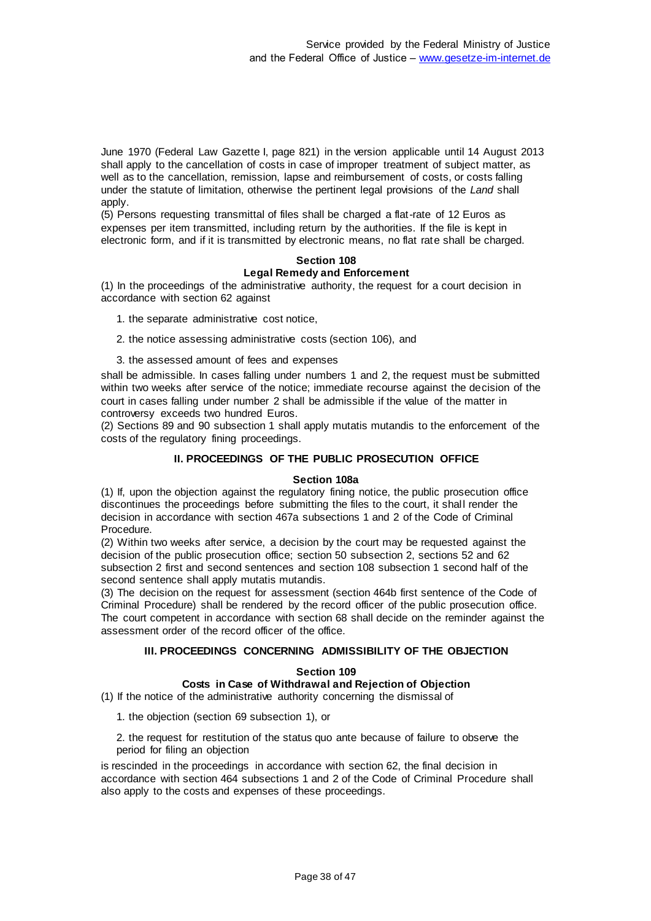June 1970 (Federal Law Gazette I, page 821) in the version applicable until 14 August 2013 shall apply to the cancellation of costs in case of improper treatment of subject matter, as well as to the cancellation, remission, lapse and reimbursement of costs, or costs falling under the statute of limitation, otherwise the pertinent legal provisions of the *Land* shall apply.

(5) Persons requesting transmittal of files shall be charged a flat-rate of 12 Euros as expenses per item transmitted, including return by the authorities. If the file is kept in electronic form, and if it is transmitted by electronic means, no flat rate shall be charged.

**Section 108**
**Legal Remedy and Enforcement**

(1) In the proceedings of the administrative authority, the request for a court decision in accordance with section 62 against

1. the separate administrative cost notice,

2. the notice assessing administrative costs (section 106), and

3. the assessed amount of fees and expenses

shall be admissible. In cases falling under numbers 1 and 2, the request must be submitted within two weeks after service of the notice; immediate recourse against the decision of the court in cases falling under number 2 shall be admissible if the value of the matter in controversy exceeds two hundred Euros.

(2) Sections 89 and 90 subsection 1 shall apply mutatis mutandis to the enforcement of the costs of the regulatory fining proceedings.

## II. PROCEEDINGS OF THE PUBLIC PROSECUTION OFFICE

**Section 108a**

(1) If, upon the objection against the regulatory fining notice, the public prosecution office discontinues the proceedings before submitting the files to the court, it shall render the decision in accordance with section 467a subsections 1 and 2 of the Code of Criminal Procedure.

(2) Within two weeks after service, a decision by the court may be requested against the decision of the public prosecution office; section 50 subsection 2, sections 52 and 62 subsection 2 first and second sentences and section 108 subsection 1 second half of the second sentence shall apply mutatis mutandis.

(3) The decision on the request for assessment (section 464b first sentence of the Code of Criminal Procedure) shall be rendered by the record officer of the public prosecution office. The court competent in accordance with section 68 shall decide on the reminder against the assessment order of the record officer of the office.

## III. PROCEEDINGS CONCERNING ADMISSIBILITY OF THE OBJECTION

**Section 109**
**Costs in Case of Withdrawal and Rejection of Objection**

(1) If the notice of the administrative authority concerning the dismissal of

1. the objection (section 69 subsection 1), or

2. the request for restitution of the status quo ante because of failure to observe the period for filing an objection

is rescinded in the proceedings in accordance with section 62, the final decision in accordance with section 464 subsections 1 and 2 of the Code of Criminal Procedure shall also apply to the costs and expenses of these proceedings.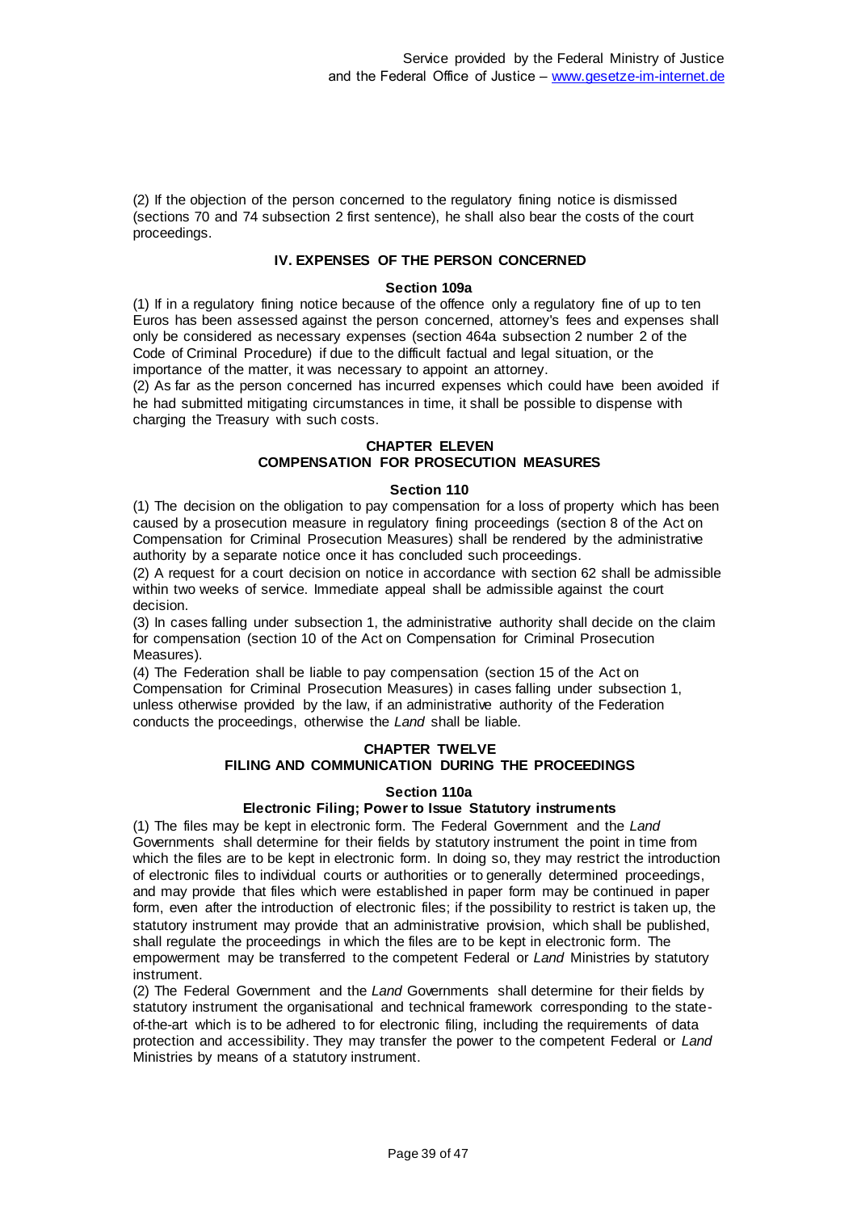(2) If the objection of the person concerned to the regulatory fining notice is dismissed (sections 70 and 74 subsection 2 first sentence), he shall also bear the costs of the court proceedings.

### IV. EXPENSES OF THE PERSON CONCERNED

#### Section 109a

(1) If in a regulatory fining notice because of the offence only a regulatory fine of up to ten Euros has been assessed against the person concerned, attorney's fees and expenses shall only be considered as necessary expenses (section 464a subsection 2 number 2 of the Code of Criminal Procedure) if due to the difficult factual and legal situation, or the importance of the matter, it was necessary to appoint an attorney.

(2) As far as the person concerned has incurred expenses which could have been avoided if he had submitted mitigating circumstances in time, it shall be possible to dispense with charging the Treasury with such costs.

## CHAPTER ELEVEN
## COMPENSATION FOR PROSECUTION MEASURES

#### Section 110

(1) The decision on the obligation to pay compensation for a loss of property which has been caused by a prosecution measure in regulatory fining proceedings (section 8 of the Act on Compensation for Criminal Prosecution Measures) shall be rendered by the administrative authority by a separate notice once it has concluded such proceedings.

(2) A request for a court decision on notice in accordance with section 62 shall be admissible within two weeks of service. Immediate appeal shall be admissible against the court decision.

(3) In cases falling under subsection 1, the administrative authority shall decide on the claim for compensation (section 10 of the Act on Compensation for Criminal Prosecution Measures).

(4) The Federation shall be liable to pay compensation (section 15 of the Act on Compensation for Criminal Prosecution Measures) in cases falling under subsection 1, unless otherwise provided by the law, if an administrative authority of the Federation conducts the proceedings, otherwise the *Land* shall be liable.

## CHAPTER TWELVE
## FILING AND COMMUNICATION DURING THE PROCEEDINGS

#### Section 110a
#### Electronic Filing; Power to Issue Statutory instruments

(1) The files may be kept in electronic form. The Federal Government and the *Land* Governments shall determine for their fields by statutory instrument the point in time from which the files are to be kept in electronic form. In doing so, they may restrict the introduction of electronic files to individual courts or authorities or to generally determined proceedings, and may provide that files which were established in paper form may be continued in paper form, even after the introduction of electronic files; if the possibility to restrict is taken up, the statutory instrument may provide that an administrative provision, which shall be published, shall regulate the proceedings in which the files are to be kept in electronic form. The empowerment may be transferred to the competent Federal or *Land* Ministries by statutory instrument.

(2) The Federal Government and the *Land* Governments shall determine for their fields by statutory instrument the organisational and technical framework corresponding to the state-of-the-art which is to be adhered to for electronic filing, including the requirements of data protection and accessibility. They may transfer the power to the competent Federal or *Land* Ministries by means of a statutory instrument.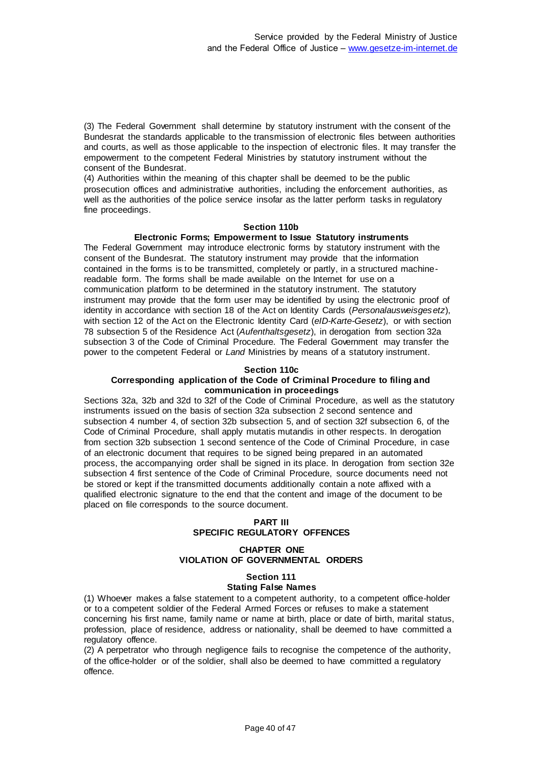(3) The Federal Government shall determine by statutory instrument with the consent of the Bundesrat the standards applicable to the transmission of electronic files between authorities and courts, as well as those applicable to the inspection of electronic files. It may transfer the empowerment to the competent Federal Ministries by statutory instrument without the consent of the Bundesrat.
(4) Authorities within the meaning of this chapter shall be deemed to be the public prosecution offices and administrative authorities, including the enforcement authorities, as well as the authorities of the police service insofar as the latter perform tasks in regulatory fine proceedings.

### Section 110b
### Electronic Forms; Empowerment to Issue Statutory instruments

The Federal Government may introduce electronic forms by statutory instrument with the consent of the Bundesrat. The statutory instrument may provide that the information contained in the forms is to be transmitted, completely or partly, in a structured machine-readable form. The forms shall be made available on the Internet for use on a communication platform to be determined in the statutory instrument. The statutory instrument may provide that the form user may be identified by using the electronic proof of identity in accordance with section 18 of the Act on Identity Cards (*Personalausweisgesetz*), with section 12 of the Act on the Electronic Identity Card (*eID-Karte-Gesetz*), or with section 78 subsection 5 of the Residence Act (*Aufenthaltsgesetz*), in derogation from section 32a subsection 3 of the Code of Criminal Procedure. The Federal Government may transfer the power to the competent Federal or *Land* Ministries by means of a statutory instrument.

### Section 110c
### Corresponding application of the Code of Criminal Procedure to filing and communication in proceedings

Sections 32a, 32b and 32d to 32f of the Code of Criminal Procedure, as well as the statutory instruments issued on the basis of section 32a subsection 2 second sentence and subsection 4 number 4, of section 32b subsection 5, and of section 32f subsection 6, of the Code of Criminal Procedure, shall apply mutatis mutandis in other respects. In derogation from section 32b subsection 1 second sentence of the Code of Criminal Procedure, in case of an electronic document that requires to be signed being prepared in an automated process, the accompanying order shall be signed in its place. In derogation from section 32e subsection 4 first sentence of the Code of Criminal Procedure, source documents need not be stored or kept if the transmitted documents additionally contain a note affixed with a qualified electronic signature to the end that the content and image of the document to be placed on file corresponds to the source document.

# PART III
# SPECIFIC REGULATORY OFFENCES

## CHAPTER ONE
## VIOLATION OF GOVERNMENTAL ORDERS

### Section 111
### Stating False Names

(1) Whoever makes a false statement to a competent authority, to a competent office-holder or to a competent soldier of the Federal Armed Forces or refuses to make a statement concerning his first name, family name or name at birth, place or date of birth, marital status, profession, place of residence, address or nationality, shall be deemed to have committed a regulatory offence.
(2) A perpetrator who through negligence fails to recognise the competence of the authority, of the office-holder or of the soldier, shall also be deemed to have committed a regulatory offence.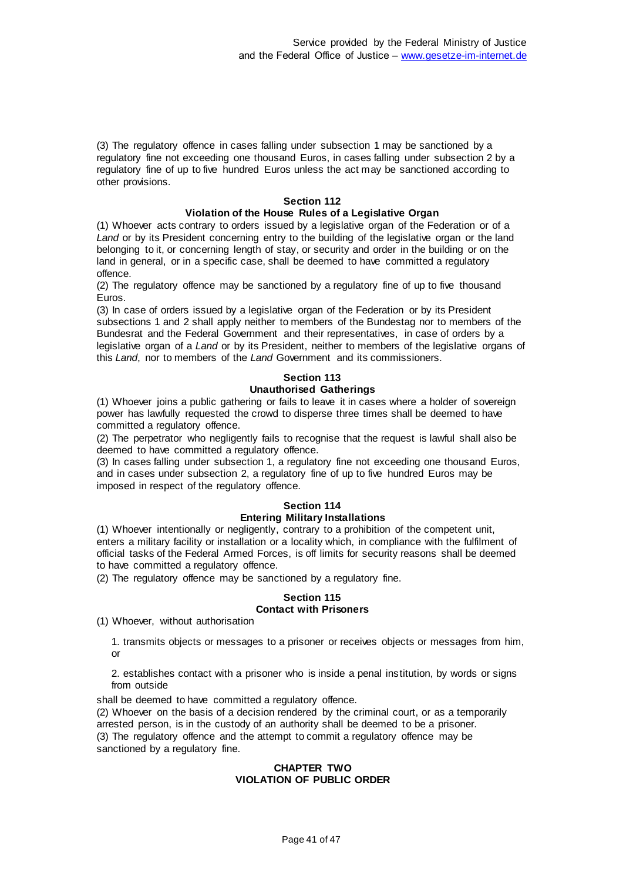(3) The regulatory offence in cases falling under subsection 1 may be sanctioned by a regulatory fine not exceeding one thousand Euros, in cases falling under subsection 2 by a regulatory fine of up to five hundred Euros unless the act may be sanctioned according to other provisions.

### Section 112
### Violation of the House Rules of a Legislative Organ

(1) Whoever acts contrary to orders issued by a legislative organ of the Federation or of a *Land* or by its President concerning entry to the building of the legislative organ or the land belonging to it, or concerning length of stay, or security and order in the building or on the land in general, or in a specific case, shall be deemed to have committed a regulatory offence.

(2) The regulatory offence may be sanctioned by a regulatory fine of up to five thousand Euros.

(3) In case of orders issued by a legislative organ of the Federation or by its President subsections 1 and 2 shall apply neither to members of the Bundestag nor to members of the Bundesrat and the Federal Government and their representatives, in case of orders by a legislative organ of a *Land* or by its President, neither to members of the legislative organs of this *Land*, nor to members of the *Land* Government and its commissioners.

### Section 113
### Unauthorised Gatherings

(1) Whoever joins a public gathering or fails to leave it in cases where a holder of sovereign power has lawfully requested the crowd to disperse three times shall be deemed to have committed a regulatory offence.

(2) The perpetrator who negligently fails to recognise that the request is lawful shall also be deemed to have committed a regulatory offence.

(3) In cases falling under subsection 1, a regulatory fine not exceeding one thousand Euros, and in cases under subsection 2, a regulatory fine of up to five hundred Euros may be imposed in respect of the regulatory offence.

### Section 114
### Entering Military Installations

(1) Whoever intentionally or negligently, contrary to a prohibition of the competent unit, enters a military facility or installation or a locality which, in compliance with the fulfilment of official tasks of the Federal Armed Forces, is off limits for security reasons shall be deemed to have committed a regulatory offence.

(2) The regulatory offence may be sanctioned by a regulatory fine.

### Section 115
### Contact with Prisoners

(1) Whoever, without authorisation

1. transmits objects or messages to a prisoner or receives objects or messages from him, or

2. establishes contact with a prisoner who is inside a penal institution, by words or signs from outside

shall be deemed to have committed a regulatory offence.

(2) Whoever on the basis of a decision rendered by the criminal court, or as a temporarily arrested person, is in the custody of an authority shall be deemed to be a prisoner.

(3) The regulatory offence and the attempt to commit a regulatory offence may be sanctioned by a regulatory fine.

## CHAPTER TWO
## VIOLATION OF PUBLIC ORDER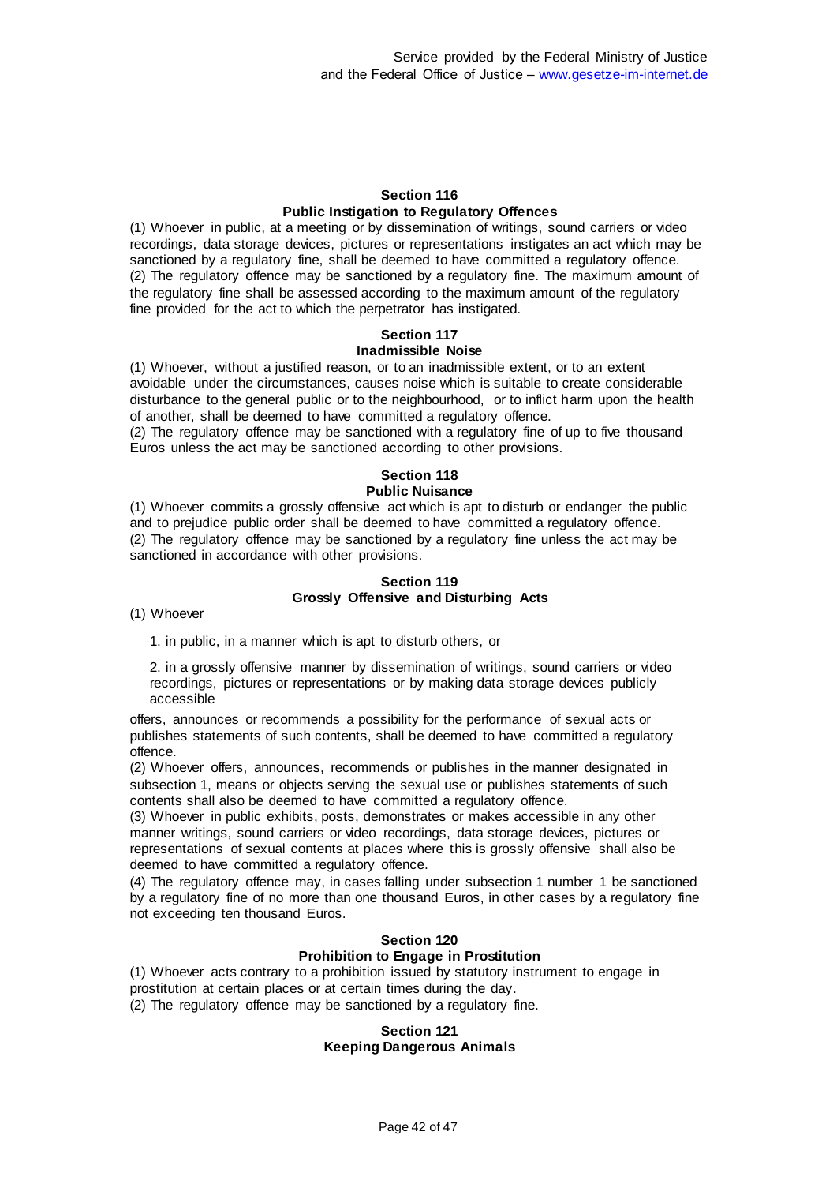### Section 116
### Public Instigation to Regulatory Offences

(1) Whoever in public, at a meeting or by dissemination of writings, sound carriers or video recordings, data storage devices, pictures or representations instigates an act which may be sanctioned by a regulatory fine, shall be deemed to have committed a regulatory offence.
(2) The regulatory offence may be sanctioned by a regulatory fine. The maximum amount of the regulatory fine shall be assessed according to the maximum amount of the regulatory fine provided for the act to which the perpetrator has instigated.

### Section 117
### Inadmissible Noise

(1) Whoever, without a justified reason, or to an inadmissible extent, or to an extent avoidable under the circumstances, causes noise which is suitable to create considerable disturbance to the general public or to the neighbourhood, or to inflict harm upon the health of another, shall be deemed to have committed a regulatory offence.
(2) The regulatory offence may be sanctioned with a regulatory fine of up to five thousand Euros unless the act may be sanctioned according to other provisions.

### Section 118
### Public Nuisance

(1) Whoever commits a grossly offensive act which is apt to disturb or endanger the public and to prejudice public order shall be deemed to have committed a regulatory offence.
(2) The regulatory offence may be sanctioned by a regulatory fine unless the act may be sanctioned in accordance with other provisions.

### Section 119
### Grossly Offensive and Disturbing Acts

(1) Whoever

1. in public, in a manner which is apt to disturb others, or

2. in a grossly offensive manner by dissemination of writings, sound carriers or video recordings, pictures or representations or by making data storage devices publicly accessible

offers, announces or recommends a possibility for the performance of sexual acts or publishes statements of such contents, shall be deemed to have committed a regulatory offence.
(2) Whoever offers, announces, recommends or publishes in the manner designated in subsection 1, means or objects serving the sexual use or publishes statements of such contents shall also be deemed to have committed a regulatory offence.
(3) Whoever in public exhibits, posts, demonstrates or makes accessible in any other manner writings, sound carriers or video recordings, data storage devices, pictures or representations of sexual contents at places where this is grossly offensive shall also be deemed to have committed a regulatory offence.
(4) The regulatory offence may, in cases falling under subsection 1 number 1 be sanctioned by a regulatory fine of no more than one thousand Euros, in other cases by a regulatory fine not exceeding ten thousand Euros.

### Section 120
### Prohibition to Engage in Prostitution

(1) Whoever acts contrary to a prohibition issued by statutory instrument to engage in prostitution at certain places or at certain times during the day.
(2) The regulatory offence may be sanctioned by a regulatory fine.

### Section 121
### Keeping Dangerous Animals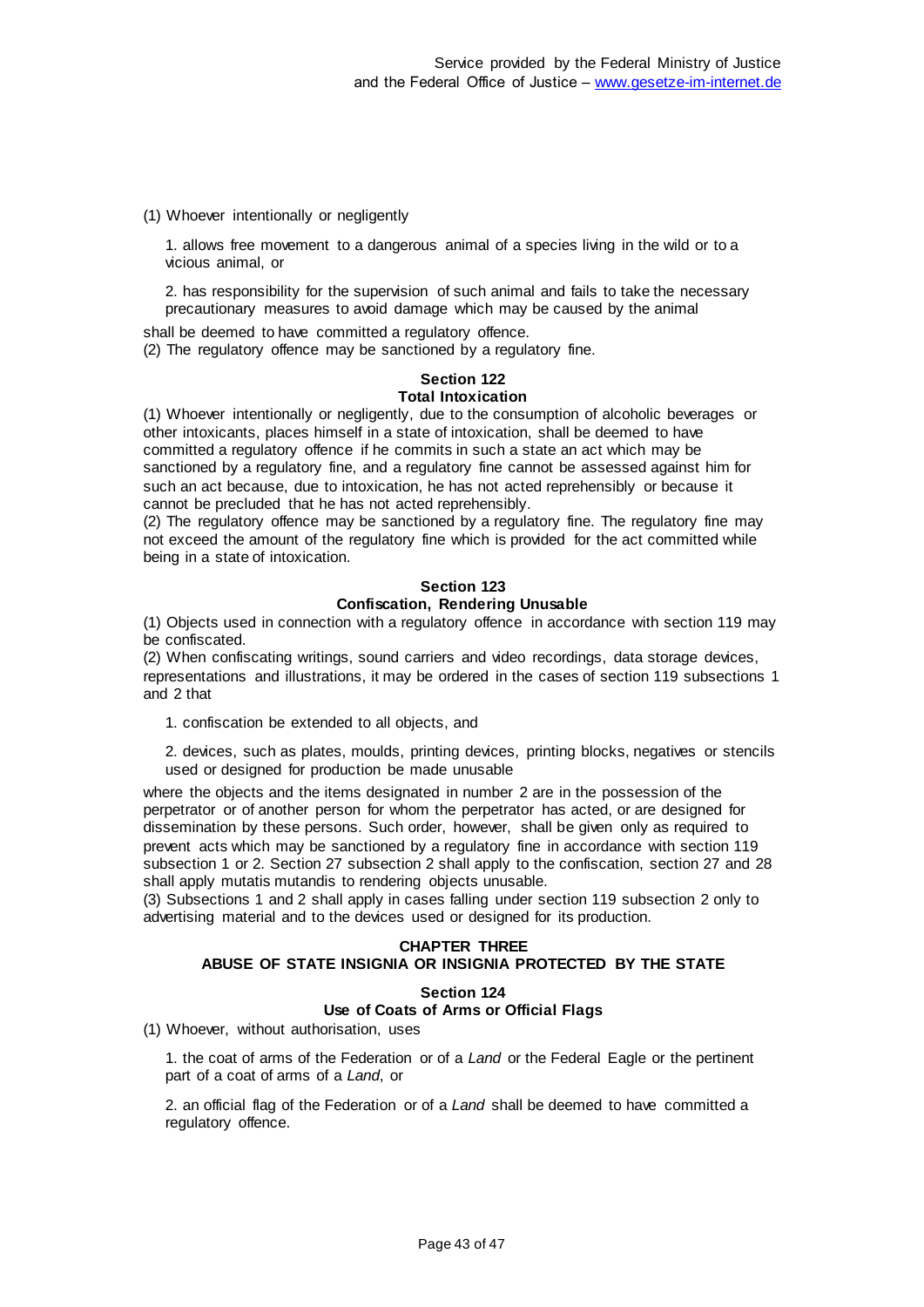(1) Whoever intentionally or negligently

1. allows free movement to a dangerous animal of a species living in the wild or to a vicious animal, or

2. has responsibility for the supervision of such animal and fails to take the necessary precautionary measures to avoid damage which may be caused by the animal

shall be deemed to have committed a regulatory offence.

(2) The regulatory offence may be sanctioned by a regulatory fine.

### Section 122
### Total Intoxication

(1) Whoever intentionally or negligently, due to the consumption of alcoholic beverages or other intoxicants, places himself in a state of intoxication, shall be deemed to have committed a regulatory offence if he commits in such a state an act which may be sanctioned by a regulatory fine, and a regulatory fine cannot be assessed against him for such an act because, due to intoxication, he has not acted reprehensibly or because it cannot be precluded that he has not acted reprehensibly.

(2) The regulatory offence may be sanctioned by a regulatory fine. The regulatory fine may not exceed the amount of the regulatory fine which is provided for the act committed while being in a state of intoxication.

### Section 123
### Confiscation, Rendering Unusable

(1) Objects used in connection with a regulatory offence in accordance with section 119 may be confiscated.

(2) When confiscating writings, sound carriers and video recordings, data storage devices, representations and illustrations, it may be ordered in the cases of section 119 subsections 1 and 2 that

1. confiscation be extended to all objects, and

2. devices, such as plates, moulds, printing devices, printing blocks, negatives or stencils used or designed for production be made unusable

where the objects and the items designated in number 2 are in the possession of the perpetrator or of another person for whom the perpetrator has acted, or are designed for dissemination by these persons. Such order, however, shall be given only as required to prevent acts which may be sanctioned by a regulatory fine in accordance with section 119 subsection 1 or 2. Section 27 subsection 2 shall apply to the confiscation, section 27 and 28 shall apply mutatis mutandis to rendering objects unusable.

(3) Subsections 1 and 2 shall apply in cases falling under section 119 subsection 2 only to advertising material and to the devices used or designed for its production.

## CHAPTER THREE
## ABUSE OF STATE INSIGNIA OR INSIGNIA PROTECTED BY THE STATE

### Section 124
### Use of Coats of Arms or Official Flags

(1) Whoever, without authorisation, uses

1. the coat of arms of the Federation or of a *Land* or the Federal Eagle or the pertinent part of a coat of arms of a *Land*, or

2. an official flag of the Federation or of a *Land* shall be deemed to have committed a regulatory offence.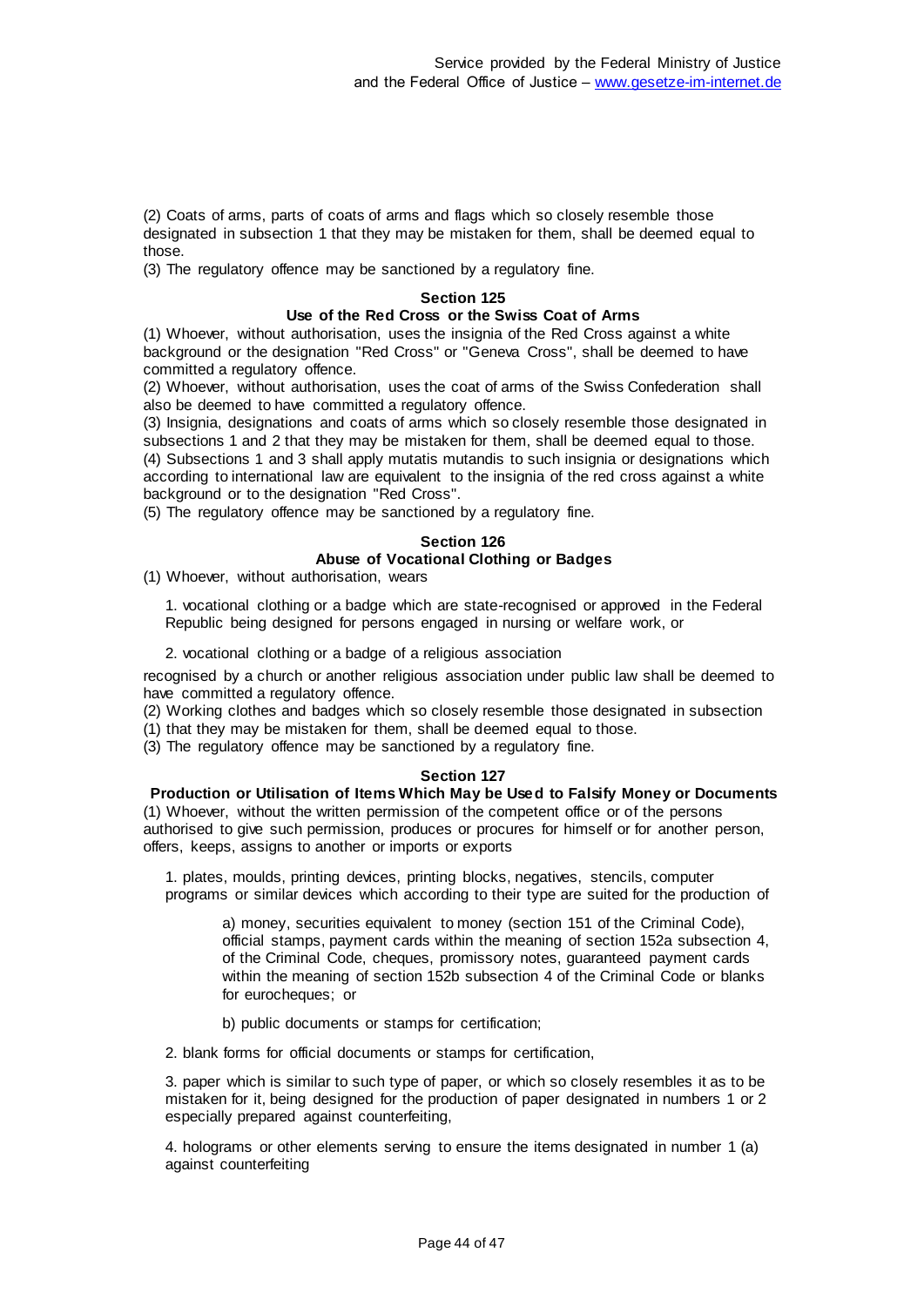(2) Coats of arms, parts of coats of arms and flags which so closely resemble those designated in subsection 1 that they may be mistaken for them, shall be deemed equal to those.
(3) The regulatory offence may be sanctioned by a regulatory fine.

### Section 125
### Use of the Red Cross or the Swiss Coat of Arms

(1) Whoever, without authorisation, uses the insignia of the Red Cross against a white background or the designation "Red Cross" or "Geneva Cross", shall be deemed to have committed a regulatory offence.
(2) Whoever, without authorisation, uses the coat of arms of the Swiss Confederation shall also be deemed to have committed a regulatory offence.
(3) Insignia, designations and coats of arms which so closely resemble those designated in subsections 1 and 2 that they may be mistaken for them, shall be deemed equal to those.
(4) Subsections 1 and 3 shall apply mutatis mutandis to such insignia or designations which according to international law are equivalent to the insignia of the red cross against a white background or to the designation "Red Cross".
(5) The regulatory offence may be sanctioned by a regulatory fine.

### Section 126
### Abuse of Vocational Clothing or Badges

(1) Whoever, without authorisation, wears

1. vocational clothing or a badge which are state-recognised or approved in the Federal Republic being designed for persons engaged in nursing or welfare work, or

2. vocational clothing or a badge of a religious association

recognised by a church or another religious association under public law shall be deemed to have committed a regulatory offence.
(2) Working clothes and badges which so closely resemble those designated in subsection (1) that they may be mistaken for them, shall be deemed equal to those.
(3) The regulatory offence may be sanctioned by a regulatory fine.

### Section 127
### Production or Utilisation of Items Which May be Used to Falsify Money or Documents

(1) Whoever, without the written permission of the competent office or of the persons authorised to give such permission, produces or procures for himself or for another person, offers, keeps, assigns to another or imports or exports

1. plates, moulds, printing devices, printing blocks, negatives, stencils, computer programs or similar devices which according to their type are suited for the production of

a) money, securities equivalent to money (section 151 of the Criminal Code), official stamps, payment cards within the meaning of section 152a subsection 4, of the Criminal Code, cheques, promissory notes, guaranteed payment cards within the meaning of section 152b subsection 4 of the Criminal Code or blanks for eurocheques; or

b) public documents or stamps for certification;

2. blank forms for official documents or stamps for certification,

3. paper which is similar to such type of paper, or which so closely resembles it as to be mistaken for it, being designed for the production of paper designated in numbers 1 or 2 especially prepared against counterfeiting,

4. holograms or other elements serving to ensure the items designated in number 1 (a) against counterfeiting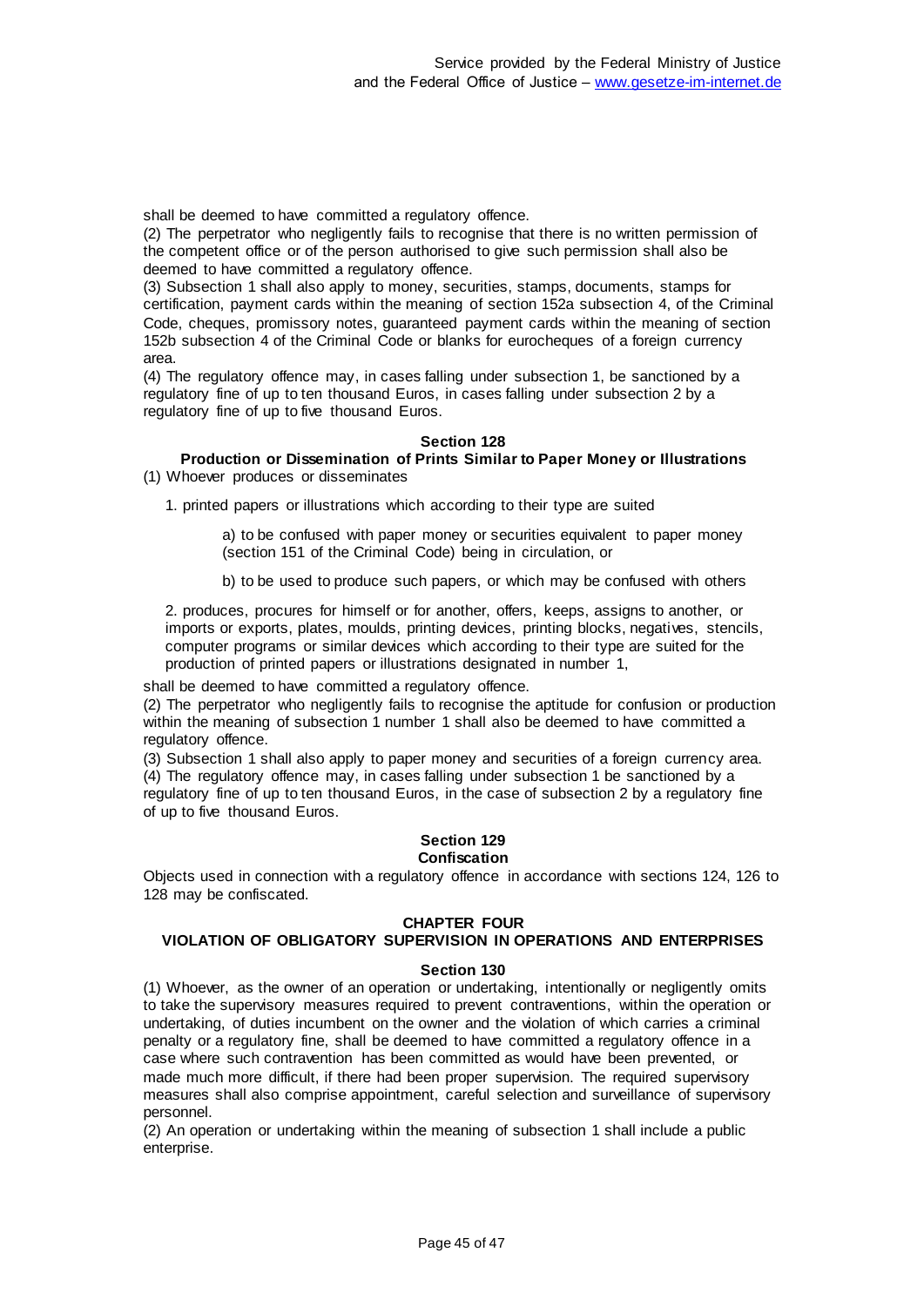shall be deemed to have committed a regulatory offence.

(2) The perpetrator who negligently fails to recognise that there is no written permission of the competent office or of the person authorised to give such permission shall also be deemed to have committed a regulatory offence.

(3) Subsection 1 shall also apply to money, securities, stamps, documents, stamps for certification, payment cards within the meaning of section 152a subsection 4, of the Criminal Code, cheques, promissory notes, guaranteed payment cards within the meaning of section 152b subsection 4 of the Criminal Code or blanks for eurocheques of a foreign currency area.

(4) The regulatory offence may, in cases falling under subsection 1, be sanctioned by a regulatory fine of up to ten thousand Euros, in cases falling under subsection 2 by a regulatory fine of up to five thousand Euros.

### Section 128
### Production or Dissemination of Prints Similar to Paper Money or Illustrations

(1) Whoever produces or disseminates

1. printed papers or illustrations which according to their type are suited

   a) to be confused with paper money or securities equivalent to paper money (section 151 of the Criminal Code) being in circulation, or

   b) to be used to produce such papers, or which may be confused with others

2. produces, procures for himself or for another, offers, keeps, assigns to another, or imports or exports, plates, moulds, printing devices, printing blocks, negatives, stencils, computer programs or similar devices which according to their type are suited for the production of printed papers or illustrations designated in number 1,

shall be deemed to have committed a regulatory offence.

(2) The perpetrator who negligently fails to recognise the aptitude for confusion or production within the meaning of subsection 1 number 1 shall also be deemed to have committed a regulatory offence.

(3) Subsection 1 shall also apply to paper money and securities of a foreign currency area.

(4) The regulatory offence may, in cases falling under subsection 1 be sanctioned by a regulatory fine of up to ten thousand Euros, in the case of subsection 2 by a regulatory fine of up to five thousand Euros.

### Section 129
### Confiscation

Objects used in connection with a regulatory offence in accordance with sections 124, 126 to 128 may be confiscated.

## CHAPTER FOUR
## VIOLATION OF OBLIGATORY SUPERVISION IN OPERATIONS AND ENTERPRISES

### Section 130

(1) Whoever, as the owner of an operation or undertaking, intentionally or negligently omits to take the supervisory measures required to prevent contraventions, within the operation or undertaking, of duties incumbent on the owner and the violation of which carries a criminal penalty or a regulatory fine, shall be deemed to have committed a regulatory offence in a case where such contravention has been committed as would have been prevented, or made much more difficult, if there had been proper supervision. The required supervisory measures shall also comprise appointment, careful selection and surveillance of supervisory personnel.

(2) An operation or undertaking within the meaning of subsection 1 shall include a public enterprise.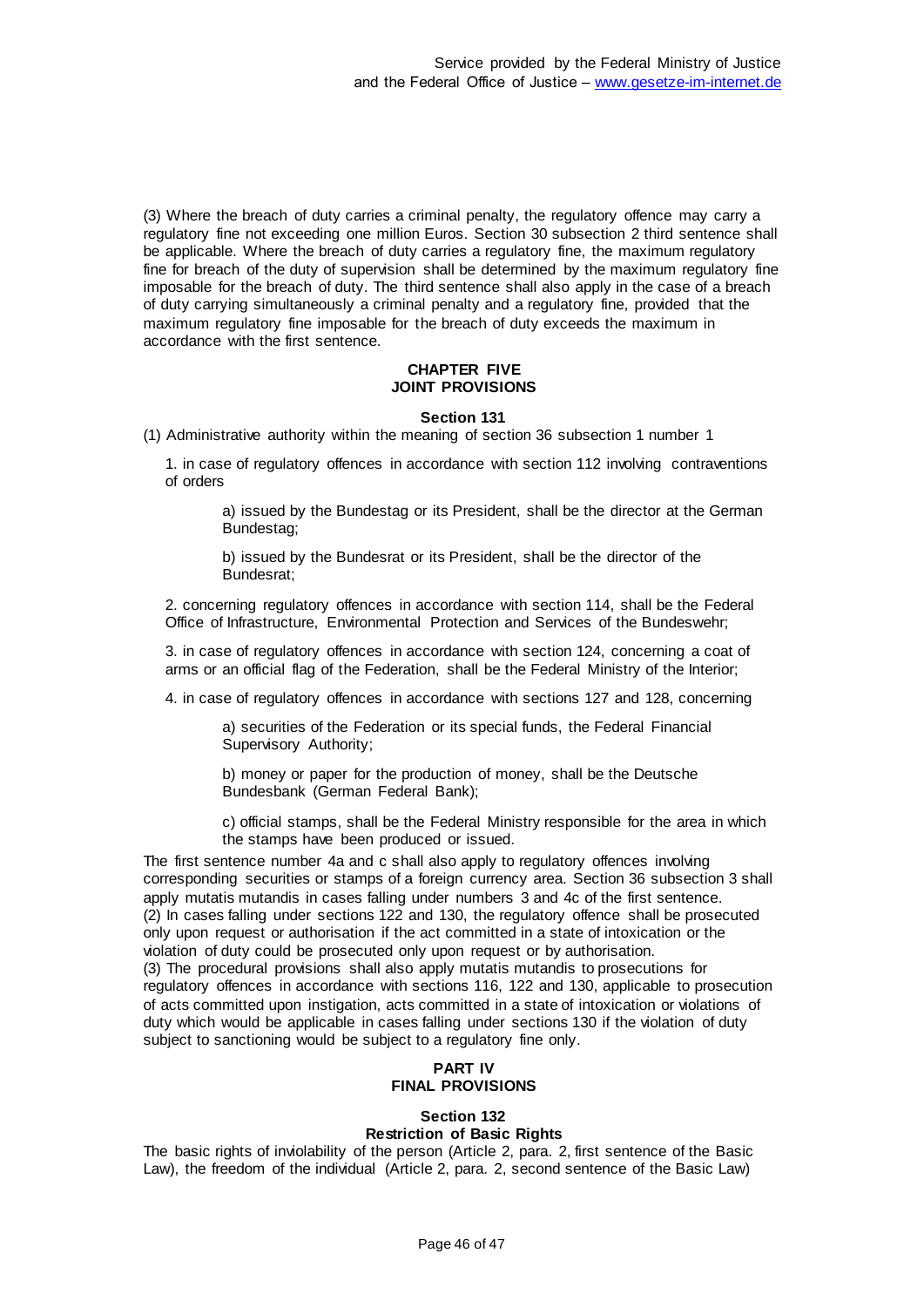(3) Where the breach of duty carries a criminal penalty, the regulatory offence may carry a regulatory fine not exceeding one million Euros. Section 30 subsection 2 third sentence shall be applicable. Where the breach of duty carries a regulatory fine, the maximum regulatory fine for breach of the duty of supervision shall be determined by the maximum regulatory fine imposable for the breach of duty. The third sentence shall also apply in the case of a breach of duty carrying simultaneously a criminal penalty and a regulatory fine, provided that the maximum regulatory fine imposable for the breach of duty exceeds the maximum in accordance with the first sentence.

## CHAPTER FIVE
## JOINT PROVISIONS

### Section 131

(1) Administrative authority within the meaning of section 36 subsection 1 number 1

1. in case of regulatory offences in accordance with section 112 involving contraventions of orders

   a) issued by the Bundestag or its President, shall be the director at the German Bundestag;

   b) issued by the Bundesrat or its President, shall be the director of the Bundesrat;

2. concerning regulatory offences in accordance with section 114, shall be the Federal Office of Infrastructure, Environmental Protection and Services of the Bundeswehr;

3. in case of regulatory offences in accordance with section 124, concerning a coat of arms or an official flag of the Federation, shall be the Federal Ministry of the Interior;

4. in case of regulatory offences in accordance with sections 127 and 128, concerning

   a) securities of the Federation or its special funds, the Federal Financial Supervisory Authority;

   b) money or paper for the production of money, shall be the Deutsche Bundesbank (German Federal Bank);

   c) official stamps, shall be the Federal Ministry responsible for the area in which the stamps have been produced or issued.

The first sentence number 4a and c shall also apply to regulatory offences involving corresponding securities or stamps of a foreign currency area. Section 36 subsection 3 shall apply mutatis mutandis in cases falling under numbers 3 and 4c of the first sentence.

(2) In cases falling under sections 122 and 130, the regulatory offence shall be prosecuted only upon request or authorisation if the act committed in a state of intoxication or the violation of duty could be prosecuted only upon request or by authorisation.

(3) The procedural provisions shall also apply mutatis mutandis to prosecutions for regulatory offences in accordance with sections 116, 122 and 130, applicable to prosecution of acts committed upon instigation, acts committed in a state of intoxication or violations of duty which would be applicable in cases falling under sections 130 if the violation of duty subject to sanctioning would be subject to a regulatory fine only.

# PART IV
# FINAL PROVISIONS

### Section 132
### Restriction of Basic Rights

The basic rights of inviolability of the person (Article 2, para. 2, first sentence of the Basic Law), the freedom of the individual (Article 2, para. 2, second sentence of the Basic Law)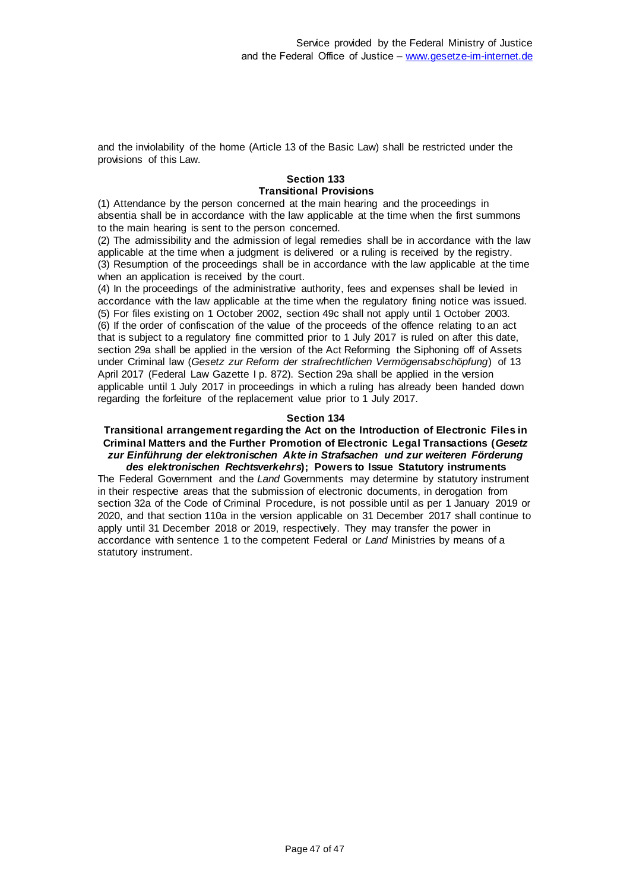and the inviolability of the home (Article 13 of the Basic Law) shall be restricted under the provisions of this Law.

### Section 133
### Transitional Provisions

(1) Attendance by the person concerned at the main hearing and the proceedings in absentia shall be in accordance with the law applicable at the time when the first summons to the main hearing is sent to the person concerned.

(2) The admissibility and the admission of legal remedies shall be in accordance with the law applicable at the time when a judgment is delivered or a ruling is received by the registry.

(3) Resumption of the proceedings shall be in accordance with the law applicable at the time when an application is received by the court.

(4) In the proceedings of the administrative authority, fees and expenses shall be levied in accordance with the law applicable at the time when the regulatory fining notice was issued.

(5) For files existing on 1 October 2002, section 49c shall not apply until 1 October 2003.

(6) If the order of confiscation of the value of the proceeds of the offence relating to an act that is subject to a regulatory fine committed prior to 1 July 2017 is ruled on after this date, section 29a shall be applied in the version of the Act Reforming the Siphoning off of Assets under Criminal law (*Gesetz zur Reform der strafrechtlichen Vermögensabschöpfung*) of 13 April 2017 (Federal Law Gazette I p. 872). Section 29a shall be applied in the version applicable until 1 July 2017 in proceedings in which a ruling has already been handed down regarding the forfeiture of the replacement value prior to 1 July 2017.

### Section 134
### Transitional arrangement regarding the Act on the Introduction of Electronic Files in Criminal Matters and the Further Promotion of Electronic Legal Transactions (*Gesetz zur Einführung der elektronischen Akte in Strafsachen und zur weiteren Förderung des elektronischen Rechtsverkehrs*); Powers to Issue Statutory instruments

The Federal Government and the *Land* Governments may determine by statutory instrument in their respective areas that the submission of electronic documents, in derogation from section 32a of the Code of Criminal Procedure, is not possible until as per 1 January 2019 or 2020, and that section 110a in the version applicable on 31 December 2017 shall continue to apply until 31 December 2018 or 2019, respectively. They may transfer the power in accordance with sentence 1 to the competent Federal or *Land* Ministries by means of a statutory instrument.